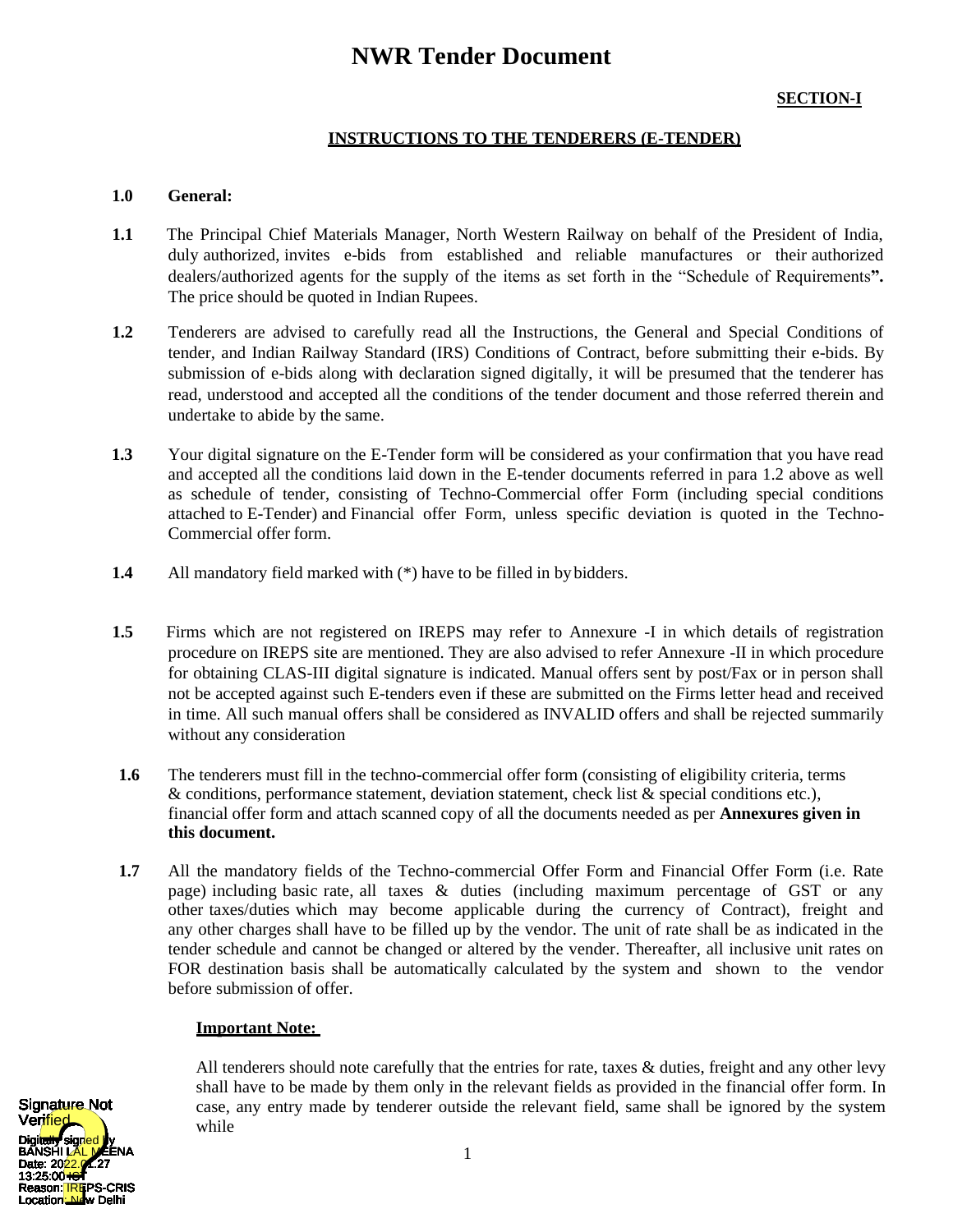# NWR Tender Document

**SECTION-I**

## INSTRUCTIONS TO THE TENDERERS (E-TENDER)

**1.0 General:**

**1.1** The Principal Chief Materials Manager, North Western Railway on behalf of the President of India, duly authorized, invites e-bids from established and reliable manufactures or their authorized dealers/authorized agents for the supply of the items as set forth in the "Schedule of Requirements**".** The price should be quoted in Indian Rupees.

**1.2** Tenderers are advised to carefully read all the Instructions, the General and Special Conditions of tender, and Indian Railway Standard (IRS) Conditions of Contract, before submitting their e-bids. By submission of e-bids along with declaration signed digitally, it will be presumed that the tenderer has read, understood and accepted all the conditions of the tender document and those referred therein and undertake to abide by the same.

**1.3** Your digital signature on the E-Tender form will be considered as your confirmation that you have read and accepted all the conditions laid down in the E-tender documents referred in para 1.2 above as well as schedule of tender, consisting of Techno-Commercial offer Form (including special conditions attached to E-Tender) and Financial offer Form, unless specific deviation is quoted in the Techno-Commercial offer form.

**1.4** All mandatory field marked with (*) have to be filled in by bidders.

**1.5** Firms which are not registered on IREPS may refer to Annexure -I in which details of registration procedure on IREPS site are mentioned. They are also advised to refer Annexure -II in which procedure for obtaining CLAS-III digital signature is indicated. Manual offers sent by post/Fax or in person shall not be accepted against such E-tenders even if these are submitted on the Firms letter head and received in time. All such manual offers shall be considered as INVALID offers and shall be rejected summarily without any consideration

**1.6** The tenderers must fill in the techno-commercial offer form (consisting of eligibility criteria, terms & conditions, performance statement, deviation statement, check list & special conditions etc.), financial offer form and attach scanned copy of all the documents needed as per **Annexures given in this document.**

**1.7** All the mandatory fields of the Techno-commercial Offer Form and Financial Offer Form (i.e. Rate page) including basic rate, all taxes & duties (including maximum percentage of GST or any other taxes/duties which may become applicable during the currency of Contract), freight and any other charges shall have to be filled up by the vendor. The unit of rate shall be as indicated in the tender schedule and cannot be changed or altered by the vender. Thereafter, all inclusive unit rates on FOR destination basis shall be automatically calculated by the system and shown to the vendor before submission of offer.

**Important Note:**

All tenderers should note carefully that the entries for rate, taxes & duties, freight and any other levy shall have to be made by them only in the relevant fields as provided in the financial offer form. In case, any entry made by tenderer outside the relevant field, same shall be ignored by the system while

Signature Not Verified
Digitally signed by BANSHI LAL MEENA
Date: 2022.01.27 13:25:00 IST
Reason: IREPS-CRIS
Location: New Delhi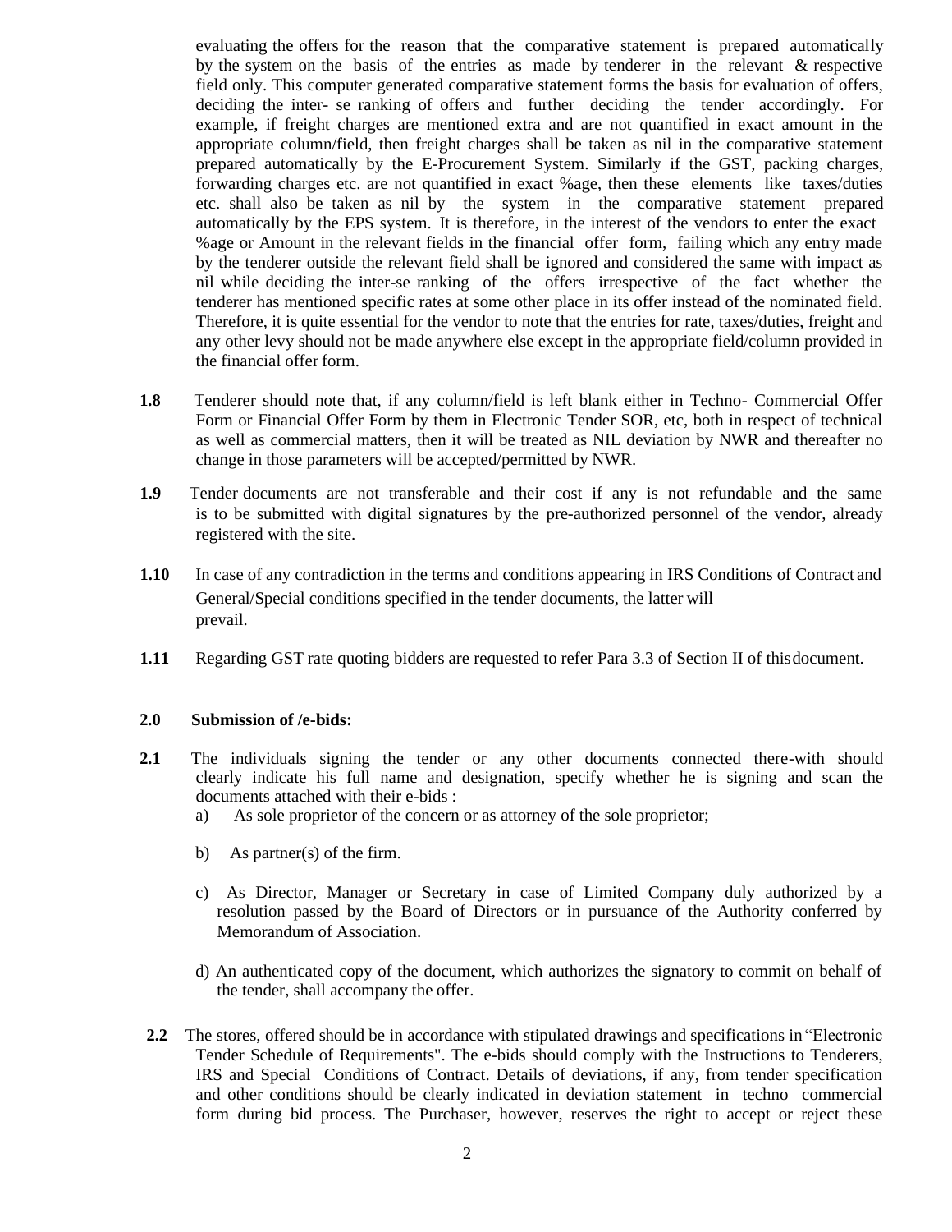evaluating the offers for the reason that the comparative statement is prepared automatically by the system on the basis of the entries as made by tenderer in the relevant & respective field only. This computer generated comparative statement forms the basis for evaluation of offers, deciding the inter- se ranking of offers and further deciding the tender accordingly. For example, if freight charges are mentioned extra and are not quantified in exact amount in the appropriate column/field, then freight charges shall be taken as nil in the comparative statement prepared automatically by the E-Procurement System. Similarly if the GST, packing charges, forwarding charges etc. are not quantified in exact %age, then these elements like taxes/duties etc. shall also be taken as nil by the system in the comparative statement prepared automatically by the EPS system. It is therefore, in the interest of the vendors to enter the exact %age or Amount in the relevant fields in the financial offer form, failing which any entry made by the tenderer outside the relevant field shall be ignored and considered the same with impact as nil while deciding the inter-se ranking of the offers irrespective of the fact whether the tenderer has mentioned specific rates at some other place in its offer instead of the nominated field. Therefore, it is quite essential for the vendor to note that the entries for rate, taxes/duties, freight and any other levy should not be made anywhere else except in the appropriate field/column provided in the financial offer form.

**1.8** Tenderer should note that, if any column/field is left blank either in Techno- Commercial Offer Form or Financial Offer Form by them in Electronic Tender SOR, etc, both in respect of technical as well as commercial matters, then it will be treated as NIL deviation by NWR and thereafter no change in those parameters will be accepted/permitted by NWR.

**1.9** Tender documents are not transferable and their cost if any is not refundable and the same is to be submitted with digital signatures by the pre-authorized personnel of the vendor, already registered with the site.

**1.10** In case of any contradiction in the terms and conditions appearing in IRS Conditions of Contract and General/Special conditions specified in the tender documents, the latter will prevail.

**1.11** Regarding GST rate quoting bidders are requested to refer Para 3.3 of Section II of this document.

**2.0 Submission of /e-bids:**

**2.1** The individuals signing the tender or any other documents connected there-with should clearly indicate his full name and designation, specify whether he is signing and scan the documents attached with their e-bids :

a) As sole proprietor of the concern or as attorney of the sole proprietor;

b) As partner(s) of the firm.

c) As Director, Manager or Secretary in case of Limited Company duly authorized by a resolution passed by the Board of Directors or in pursuance of the Authority conferred by Memorandum of Association.

d) An authenticated copy of the document, which authorizes the signatory to commit on behalf of the tender, shall accompany the offer.

**2.2** The stores, offered should be in accordance with stipulated drawings and specifications in "Electronic Tender Schedule of Requirements". The e-bids should comply with the Instructions to Tenderers, IRS and Special Conditions of Contract. Details of deviations, if any, from tender specification and other conditions should be clearly indicated in deviation statement in techno commercial form during bid process. The Purchaser, however, reserves the right to accept or reject these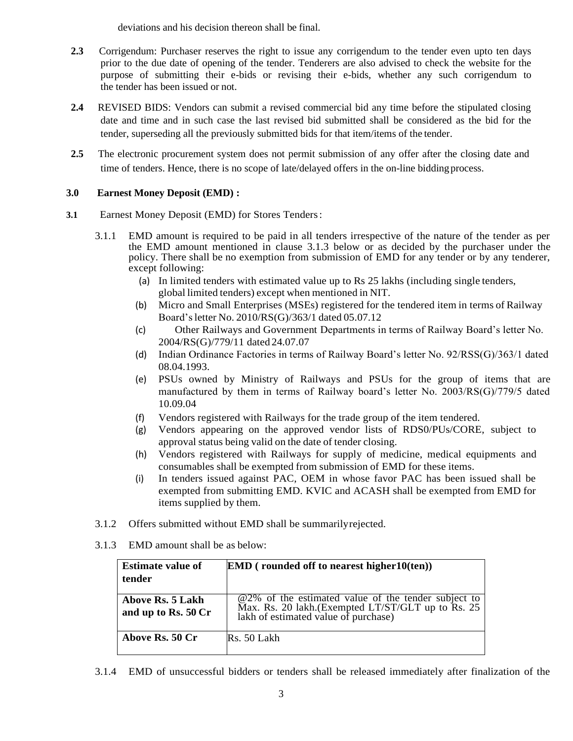deviations and his decision thereon shall be final.

**2.3** Corrigendum: Purchaser reserves the right to issue any corrigendum to the tender even upto ten days prior to the due date of opening of the tender. Tenderers are also advised to check the website for the purpose of submitting their e-bids or revising their e-bids, whether any such corrigendum to the tender has been issued or not.

**2.4** REVISED BIDS: Vendors can submit a revised commercial bid any time before the stipulated closing date and time and in such case the last revised bid submitted shall be considered as the bid for the tender, superseding all the previously submitted bids for that item/items of the tender.

**2.5** The electronic procurement system does not permit submission of any offer after the closing date and time of tenders. Hence, there is no scope of late/delayed offers in the on-line bidding process.

## 3.0 Earnest Money Deposit (EMD) :

**3.1** Earnest Money Deposit (EMD) for Stores Tenders:

3.1.1 EMD amount is required to be paid in all tenders irrespective of the nature of the tender as per the EMD amount mentioned in clause 3.1.3 below or as decided by the purchaser under the policy. There shall be no exemption from submission of EMD for any tender or by any tenderer, except following:

(a) In limited tenders with estimated value up to Rs 25 lakhs (including single tenders, global limited tenders) except when mentioned in NIT.

(b) Micro and Small Enterprises (MSEs) registered for the tendered item in terms of Railway Board's letter No. 2010/RS(G)/363/1 dated 05.07.12

(c) Other Railways and Government Departments in terms of Railway Board's letter No. 2004/RS(G)/779/11 dated 24.07.07

(d) Indian Ordinance Factories in terms of Railway Board's letter No. 92/RSS(G)/363/1 dated 08.04.1993.

(e) PSUs owned by Ministry of Railways and PSUs for the group of items that are manufactured by them in terms of Railway board's letter No. 2003/RS(G)/779/5 dated 10.09.04

(f) Vendors registered with Railways for the trade group of the item tendered.

(g) Vendors appearing on the approved vendor lists of RDS0/PUs/CORE, subject to approval status being valid on the date of tender closing.

(h) Vendors registered with Railways for supply of medicine, medical equipments and consumables shall be exempted from submission of EMD for these items.

(i) In tenders issued against PAC, OEM in whose favor PAC has been issued shall be exempted from submitting EMD. KVIC and ACASH shall be exempted from EMD for items supplied by them.

3.1.2 Offers submitted without EMD shall be summarily rejected.

3.1.3 EMD amount shall be as below:

| Estimate value of tender | EMD ( rounded off to nearest higher10(ten)) |
|---|---|
| Above Rs. 5 Lakh and up to Rs. 50 Cr | @2% of the estimated value of the tender subject to Max. Rs. 20 lakh.(Exempted LT/ST/GLT up to Rs. 25 lakh of estimated value of purchase) |
| Above Rs. 50 Cr | Rs. 50 Lakh |

3.1.4 EMD of unsuccessful bidders or tenders shall be released immediately after finalization of the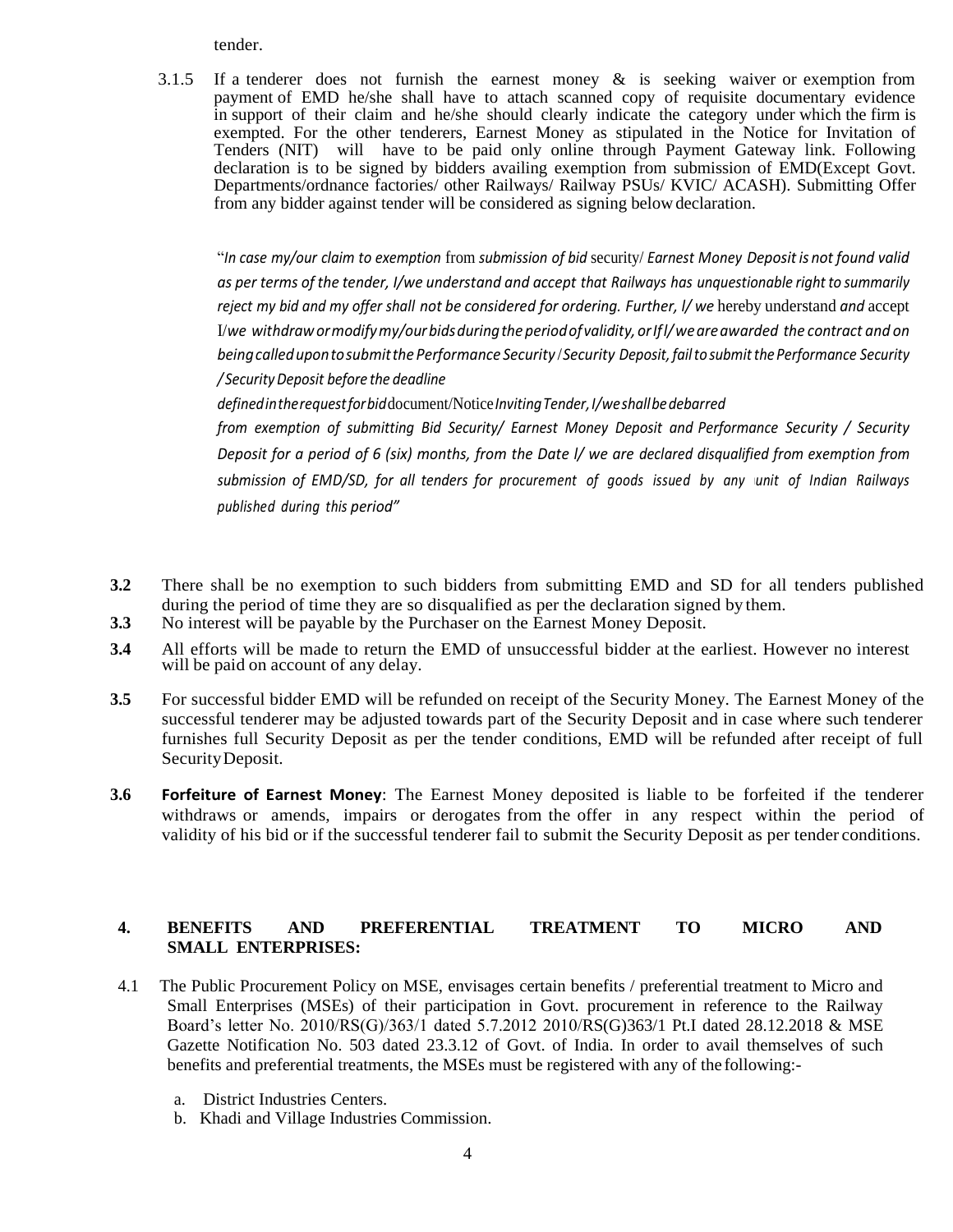tender.

3.1.5 If a tenderer does not furnish the earnest money & is seeking waiver or exemption from payment of EMD he/she shall have to attach scanned copy of requisite documentary evidence in support of their claim and he/she should clearly indicate the category under which the firm is exempted. For the other tenderers, Earnest Money as stipulated in the Notice for Invitation of Tenders (NIT) will have to be paid only online through Payment Gateway link. Following declaration is to be signed by bidders availing exemption from submission of EMD(Except Govt. Departments/ordnance factories/ other Railways/ Railway PSUs/ KVIC/ ACASH). Submitting Offer from any bidder against tender will be considered as signing below declaration.

> "*In case my/our claim to exemption* from *submission of bid* security/ *Earnest Money Deposit is not found valid as per terms of the tender, I/we understand and accept that Railways has unquestionable right to summarily reject my bid and my offer shall not be considered for ordering. Further, l/ we* hereby understand *and* accept I/*we withdraw or modify my/our bids during the period of validity, or If l/ we are awarded the contract and on being called upon to submit the Performance Security / Security Deposit, fail to submit the Performance Security / Security Deposit before the deadline defined in the request for bid* document/Notice *Inviting Tender, I/we shall be debarred from exemption of submitting Bid Security/ Earnest Money Deposit and Performance Security / Security Deposit for a period of 6 (six) months, from the Date l/ we are declared disqualified from exemption from submission of EMD/SD, for all tenders for procurement of goods issued by any unit of Indian Railways published during this period"*

**3.2** There shall be no exemption to such bidders from submitting EMD and SD for all tenders published during the period of time they are so disqualified as per the declaration signed by them.

**3.3** No interest will be payable by the Purchaser on the Earnest Money Deposit.

**3.4** All efforts will be made to return the EMD of unsuccessful bidder at the earliest. However no interest will be paid on account of any delay.

**3.5** For successful bidder EMD will be refunded on receipt of the Security Money. The Earnest Money of the successful tenderer may be adjusted towards part of the Security Deposit and in case where such tenderer furnishes full Security Deposit as per the tender conditions, EMD will be refunded after receipt of full Security Deposit.

**3.6** **Forfeiture of Earnest Money**: The Earnest Money deposited is liable to be forfeited if the tenderer withdraws or amends, impairs or derogates from the offer in any respect within the period of validity of his bid or if the successful tenderer fail to submit the Security Deposit as per tender conditions.

## 4. BENEFITS AND PREFERENTIAL TREATMENT TO MICRO AND SMALL ENTERPRISES:

4.1 The Public Procurement Policy on MSE, envisages certain benefits / preferential treatment to Micro and Small Enterprises (MSEs) of their participation in Govt. procurement in reference to the Railway Board's letter No. 2010/RS(G)/363/1 dated 5.7.2012 2010/RS(G)363/1 Pt.I dated 28.12.2018 & MSE Gazette Notification No. 503 dated 23.3.12 of Govt. of India. In order to avail themselves of such benefits and preferential treatments, the MSEs must be registered with any of the following:-

a. District Industries Centers.
b. Khadi and Village Industries Commission.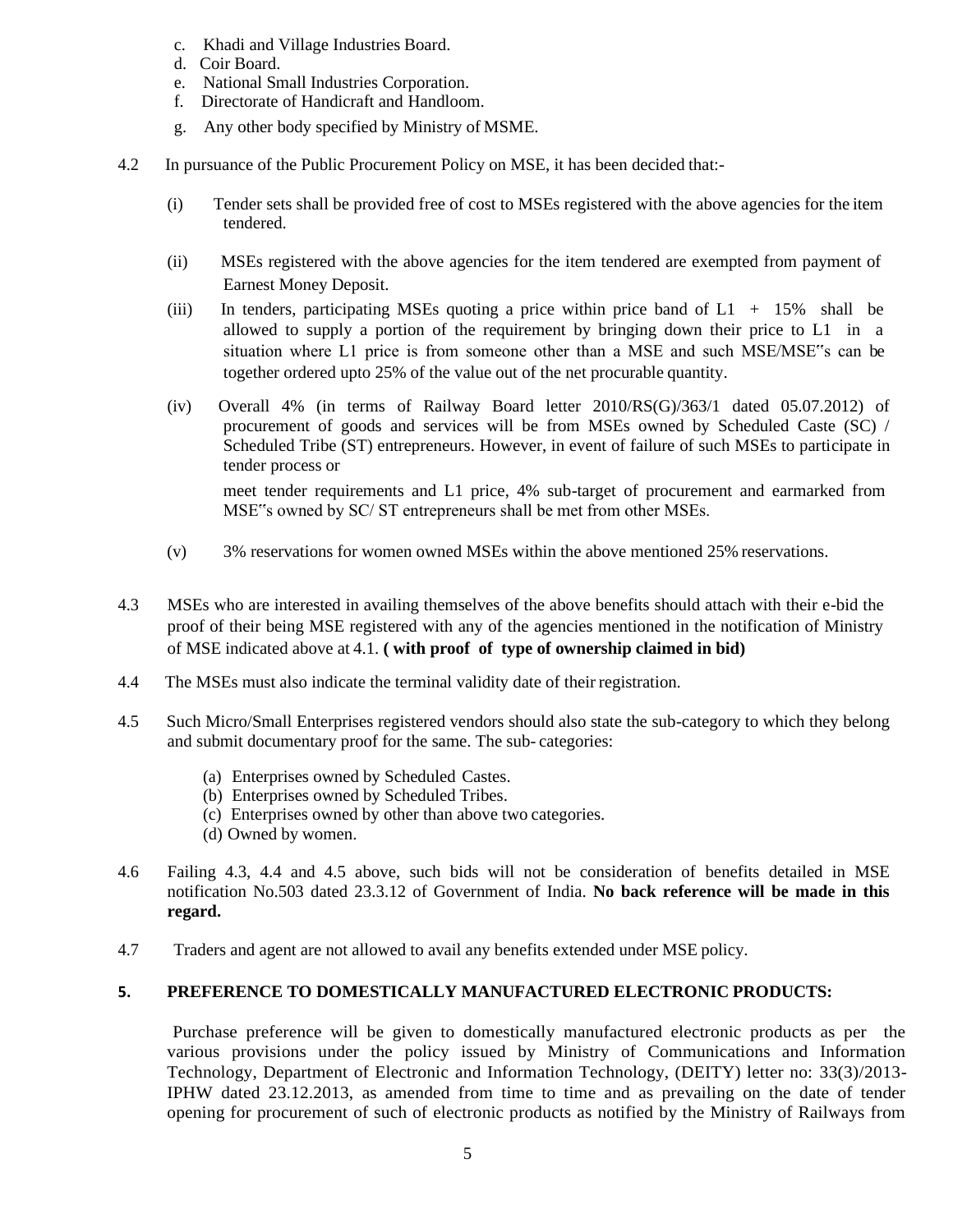c. Khadi and Village Industries Board.
d. Coir Board.
e. National Small Industries Corporation.
f. Directorate of Handicraft and Handloom.
g. Any other body specified by Ministry of MSME.

4.2 In pursuance of the Public Procurement Policy on MSE, it has been decided that:-

(i) Tender sets shall be provided free of cost to MSEs registered with the above agencies for the item tendered.

(ii) MSEs registered with the above agencies for the item tendered are exempted from payment of Earnest Money Deposit.

(iii) In tenders, participating MSEs quoting a price within price band of L1 + 15% shall be allowed to supply a portion of the requirement by bringing down their price to L1 in a situation where L1 price is from someone other than a MSE and such MSE/MSE"s can be together ordered upto 25% of the value out of the net procurable quantity.

(iv) Overall 4% (in terms of Railway Board letter 2010/RS(G)/363/1 dated 05.07.2012) of procurement of goods and services will be from MSEs owned by Scheduled Caste (SC) / Scheduled Tribe (ST) entrepreneurs. However, in event of failure of such MSEs to participate in tender process or

meet tender requirements and L1 price, 4% sub-target of procurement and earmarked from MSE"s owned by SC/ ST entrepreneurs shall be met from other MSEs.

(v) 3% reservations for women owned MSEs within the above mentioned 25% reservations.

4.3 MSEs who are interested in availing themselves of the above benefits should attach with their e-bid the proof of their being MSE registered with any of the agencies mentioned in the notification of Ministry of MSE indicated above at 4.1. **( with proof of type of ownership claimed in bid)**

4.4 The MSEs must also indicate the terminal validity date of their registration.

4.5 Such Micro/Small Enterprises registered vendors should also state the sub-category to which they belong and submit documentary proof for the same. The sub- categories:

(a) Enterprises owned by Scheduled Castes.
(b) Enterprises owned by Scheduled Tribes.
(c) Enterprises owned by other than above two categories.
(d) Owned by women.

4.6 Failing 4.3, 4.4 and 4.5 above, such bids will not be consideration of benefits detailed in MSE notification No.503 dated 23.3.12 of Government of India. **No back reference will be made in this regard.**

4.7 Traders and agent are not allowed to avail any benefits extended under MSE policy.

## 5. PREFERENCE TO DOMESTICALLY MANUFACTURED ELECTRONIC PRODUCTS:

Purchase preference will be given to domestically manufactured electronic products as per the various provisions under the policy issued by Ministry of Communications and Information Technology, Department of Electronic and Information Technology, (DEITY) letter no: 33(3)/2013-IPHW dated 23.12.2013, as amended from time to time and as prevailing on the date of tender opening for procurement of such of electronic products as notified by the Ministry of Railways from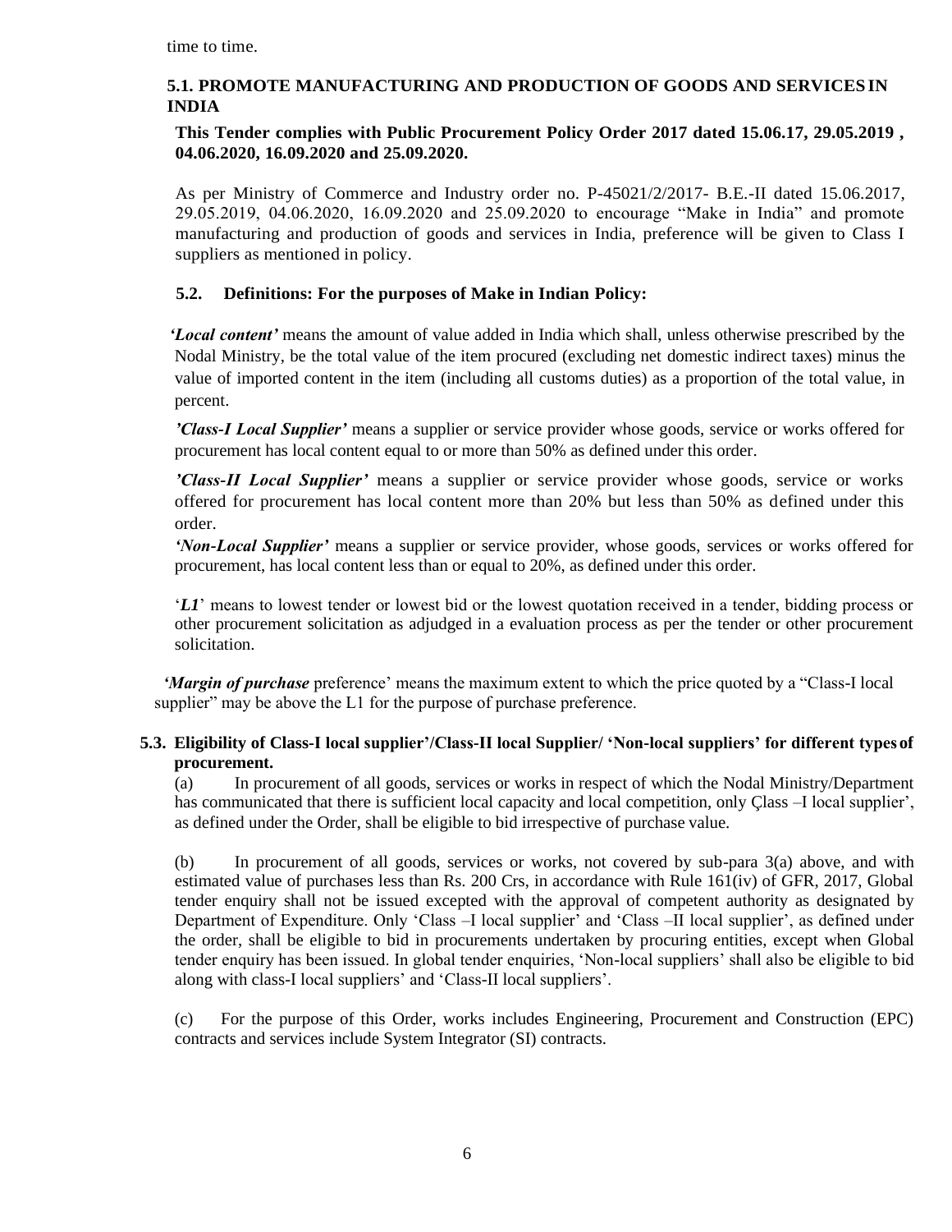time to time.

### 5.1. PROMOTE MANUFACTURING AND PRODUCTION OF GOODS AND SERVICES IN INDIA

**This Tender complies with Public Procurement Policy Order 2017 dated 15.06.17, 29.05.2019 , 04.06.2020, 16.09.2020 and 25.09.2020.**

As per Ministry of Commerce and Industry order no. P-45021/2/2017- B.E.-II dated 15.06.2017, 29.05.2019, 04.06.2020, 16.09.2020 and 25.09.2020 to encourage "Make in India" and promote manufacturing and production of goods and services in India, preference will be given to Class I suppliers as mentioned in policy.

### 5.2. Definitions: For the purposes of Make in Indian Policy:

***'Local content'*** means the amount of value added in India which shall, unless otherwise prescribed by the Nodal Ministry, be the total value of the item procured (excluding net domestic indirect taxes) minus the value of imported content in the item (including all customs duties) as a proportion of the total value, in percent.

***'Class-I Local Supplier'*** means a supplier or service provider whose goods, service or works offered for procurement has local content equal to or more than 50% as defined under this order.

***'Class-II Local Supplier'*** means a supplier or service provider whose goods, service or works offered for procurement has local content more than 20% but less than 50% as defined under this order.

***'Non-Local Supplier'*** means a supplier or service provider, whose goods, services or works offered for procurement, has local content less than or equal to 20%, as defined under this order.

'***L1***' means to lowest tender or lowest bid or the lowest quotation received in a tender, bidding process or other procurement solicitation as adjudged in a evaluation process as per the tender or other procurement solicitation.

'***Margin of purchase*** preference' means the maximum extent to which the price quoted by a "Class-I local supplier" may be above the L1 for the purpose of purchase preference.

### 5.3. Eligibility of Class-I local supplier'/Class-II local Supplier/ 'Non-local suppliers' for different types of procurement.

(a) In procurement of all goods, services or works in respect of which the Nodal Ministry/Department has communicated that there is sufficient local capacity and local competition, only Çlass –I local supplier', as defined under the Order, shall be eligible to bid irrespective of purchase value.

(b) In procurement of all goods, services or works, not covered by sub-para 3(a) above, and with estimated value of purchases less than Rs. 200 Crs, in accordance with Rule 161(iv) of GFR, 2017, Global tender enquiry shall not be issued excepted with the approval of competent authority as designated by Department of Expenditure. Only 'Class –I local supplier' and 'Class –II local supplier', as defined under the order, shall be eligible to bid in procurements undertaken by procuring entities, except when Global tender enquiry has been issued. In global tender enquiries, 'Non-local suppliers' shall also be eligible to bid along with class-I local suppliers' and 'Class-II local suppliers'.

(c) For the purpose of this Order, works includes Engineering, Procurement and Construction (EPC) contracts and services include System Integrator (SI) contracts.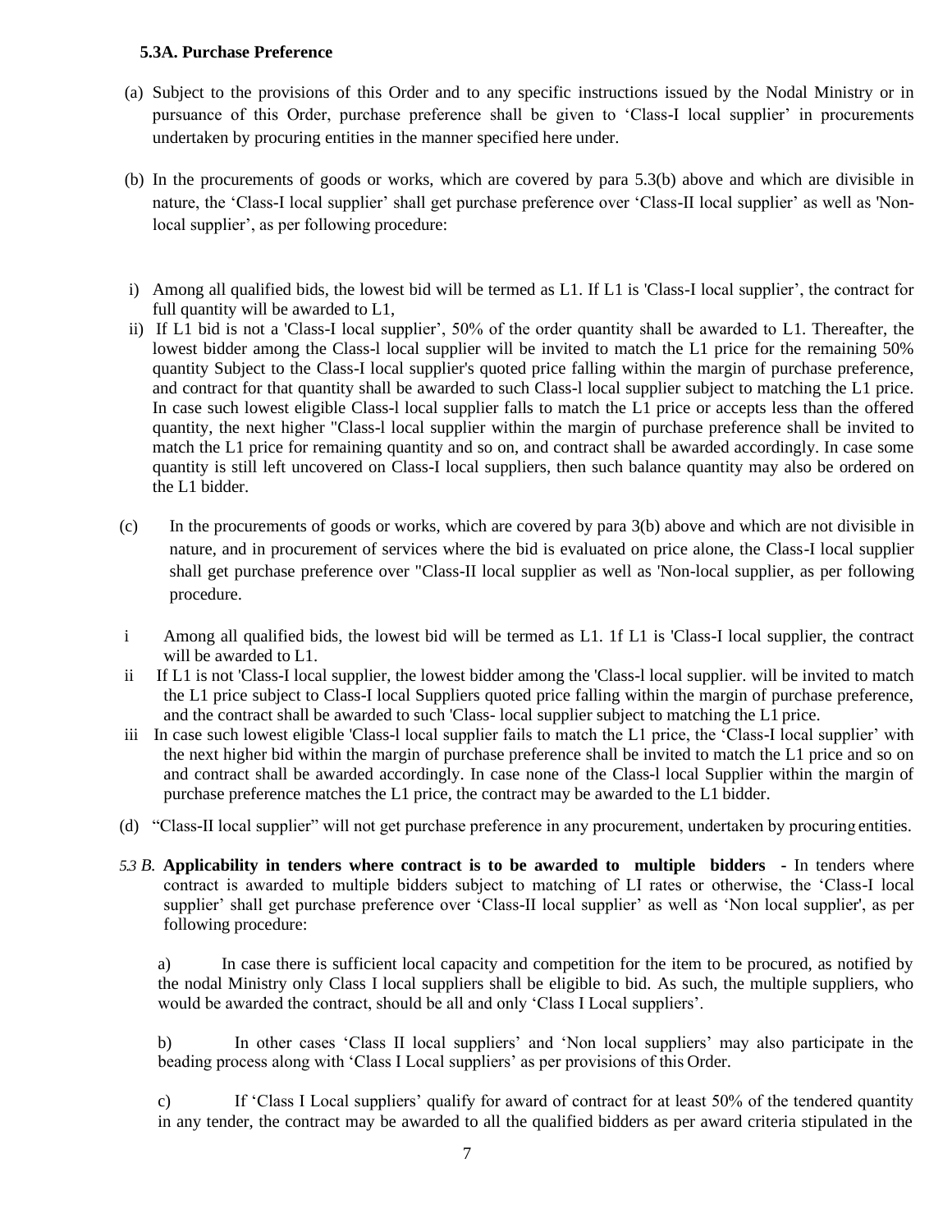### 5.3A. Purchase Preference

(a) Subject to the provisions of this Order and to any specific instructions issued by the Nodal Ministry or in pursuance of this Order, purchase preference shall be given to 'Class-I local supplier' in procurements undertaken by procuring entities in the manner specified here under.

(b) In the procurements of goods or works, which are covered by para 5.3(b) above and which are divisible in nature, the 'Class-I local supplier' shall get purchase preference over 'Class-II local supplier' as well as 'Non-local supplier', as per following procedure:

i) Among all qualified bids, the lowest bid will be termed as L1. If L1 is 'Class-I local supplier', the contract for full quantity will be awarded to L1,

ii) If L1 bid is not a 'Class-I local supplier', 50% of the order quantity shall be awarded to L1. Thereafter, the lowest bidder among the Class-l local supplier will be invited to match the L1 price for the remaining 50% quantity Subject to the Class-I local supplier's quoted price falling within the margin of purchase preference, and contract for that quantity shall be awarded to such Class-l local supplier subject to matching the L1 price. In case such lowest eligible Class-l local supplier falls to match the L1 price or accepts less than the offered quantity, the next higher "Class-l local supplier within the margin of purchase preference shall be invited to match the L1 price for remaining quantity and so on, and contract shall be awarded accordingly. In case some quantity is still left uncovered on Class-I local suppliers, then such balance quantity may also be ordered on the L1 bidder.

(c) In the procurements of goods or works, which are covered by para 3(b) above and which are not divisible in nature, and in procurement of services where the bid is evaluated on price alone, the Class-I local supplier shall get purchase preference over "Class-II local supplier as well as 'Non-local supplier, as per following procedure.

i Among all qualified bids, the lowest bid will be termed as L1. 1f L1 is 'Class-I local supplier, the contract will be awarded to L1.

ii If L1 is not 'Class-I local supplier, the lowest bidder among the 'Class-l local supplier. will be invited to match the L1 price subject to Class-I local Suppliers quoted price falling within the margin of purchase preference, and the contract shall be awarded to such 'Class- local supplier subject to matching the L1 price.

iii In case such lowest eligible 'Class-l local supplier fails to match the L1 price, the 'Class-I local supplier' with the next higher bid within the margin of purchase preference shall be invited to match the L1 price and so on and contract shall be awarded accordingly. In case none of the Class-l local Supplier within the margin of purchase preference matches the L1 price, the contract may be awarded to the L1 bidder.

(d) "Class-II local supplier" will not get purchase preference in any procurement, undertaken by procuring entities.

*5.3 B.* **Applicability in tenders where contract is to be awarded to multiple bidders** - In tenders where contract is awarded to multiple bidders subject to matching of LI rates or otherwise, the 'Class-I local supplier' shall get purchase preference over 'Class-II local supplier' as well as 'Non local supplier', as per following procedure:

a) In case there is sufficient local capacity and competition for the item to be procured, as notified by the nodal Ministry only Class I local suppliers shall be eligible to bid. As such, the multiple suppliers, who would be awarded the contract, should be all and only 'Class I Local suppliers'.

b) In other cases 'Class II local suppliers' and 'Non local suppliers' may also participate in the beading process along with 'Class I Local suppliers' as per provisions of this Order.

c) If 'Class I Local suppliers' qualify for award of contract for at least 50% of the tendered quantity in any tender, the contract may be awarded to all the qualified bidders as per award criteria stipulated in the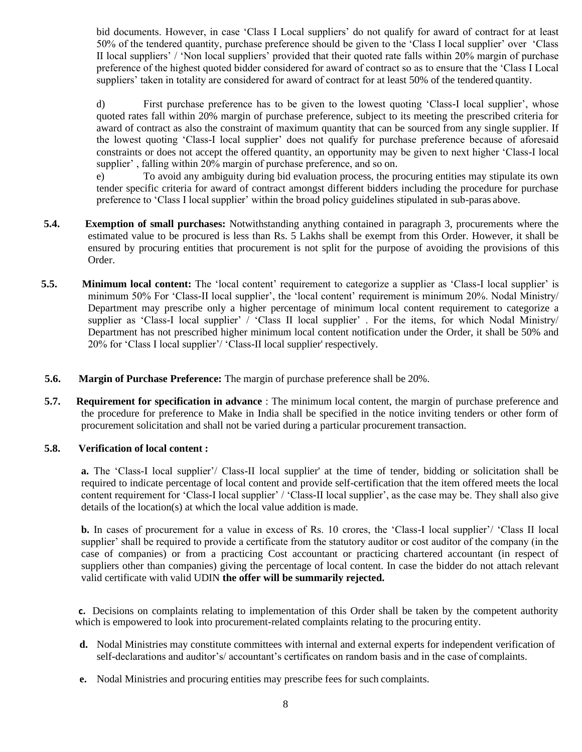bid documents. However, in case 'Class I Local suppliers' do not qualify for award of contract for at least 50% of the tendered quantity, purchase preference should be given to the 'Class I local supplier' over 'Class II local suppliers' / 'Non local suppliers' provided that their quoted rate falls within 20% margin of purchase preference of the highest quoted bidder considered for award of contract so as to ensure that the 'Class I Local suppliers' taken in totality are considered for award of contract for at least 50% of the tendered quantity.

d) First purchase preference has to be given to the lowest quoting 'Class-I local supplier', whose quoted rates fall within 20% margin of purchase preference, subject to its meeting the prescribed criteria for award of contract as also the constraint of maximum quantity that can be sourced from any single supplier. If the lowest quoting 'Class-I local supplier' does not qualify for purchase preference because of aforesaid constraints or does not accept the offered quantity, an opportunity may be given to next higher 'Class-I local supplier' , falling within 20% margin of purchase preference, and so on.

e) To avoid any ambiguity during bid evaluation process, the procuring entities may stipulate its own tender specific criteria for award of contract amongst different bidders including the procedure for purchase preference to 'Class I local supplier' within the broad policy guidelines stipulated in sub-paras above.

**5.4. Exemption of small purchases:** Notwithstanding anything contained in paragraph 3, procurements where the estimated value to be procured is less than Rs. 5 Lakhs shall be exempt from this Order. However, it shall be ensured by procuring entities that procurement is not split for the purpose of avoiding the provisions of this Order.

**5.5. Minimum local content:** The 'local content' requirement to categorize a supplier as 'Class-I local supplier' is minimum 50% For 'Class-II local supplier', the 'local content' requirement is minimum 20%. Nodal Ministry/ Department may prescribe only a higher percentage of minimum local content requirement to categorize a supplier as 'Class-I local supplier' / 'Class II local supplier' . For the items, for which Nodal Ministry/ Department has not prescribed higher minimum local content notification under the Order, it shall be 50% and 20% for 'Class I local supplier'/ 'Class-II local supplier' respectively.

**5.6. Margin of Purchase Preference:** The margin of purchase preference shall be 20%.

**5.7. Requirement for specification in advance** : The minimum local content, the margin of purchase preference and the procedure for preference to Make in India shall be specified in the notice inviting tenders or other form of procurement solicitation and shall not be varied during a particular procurement transaction.

**5.8. Verification of local content :**

**a.** The 'Class-I local supplier'/ Class-II local supplier' at the time of tender, bidding or solicitation shall be required to indicate percentage of local content and provide self-certification that the item offered meets the local content requirement for 'Class-I local supplier' / 'Class-II local supplier', as the case may be. They shall also give details of the location(s) at which the local value addition is made.

**b.** In cases of procurement for a value in excess of Rs. 10 crores, the 'Class-I local supplier'/ 'Class II local supplier' shall be required to provide a certificate from the statutory auditor or cost auditor of the company (in the case of companies) or from a practicing Cost accountant or practicing chartered accountant (in respect of suppliers other than companies) giving the percentage of local content. In case the bidder do not attach relevant valid certificate with valid UDIN **the offer will be summarily rejected.**

**c.** Decisions on complaints relating to implementation of this Order shall be taken by the competent authority which is empowered to look into procurement-related complaints relating to the procuring entity.

**d.** Nodal Ministries may constitute committees with internal and external experts for independent verification of self-declarations and auditor's/ accountant's certificates on random basis and in the case of complaints.

**e.** Nodal Ministries and procuring entities may prescribe fees for such complaints.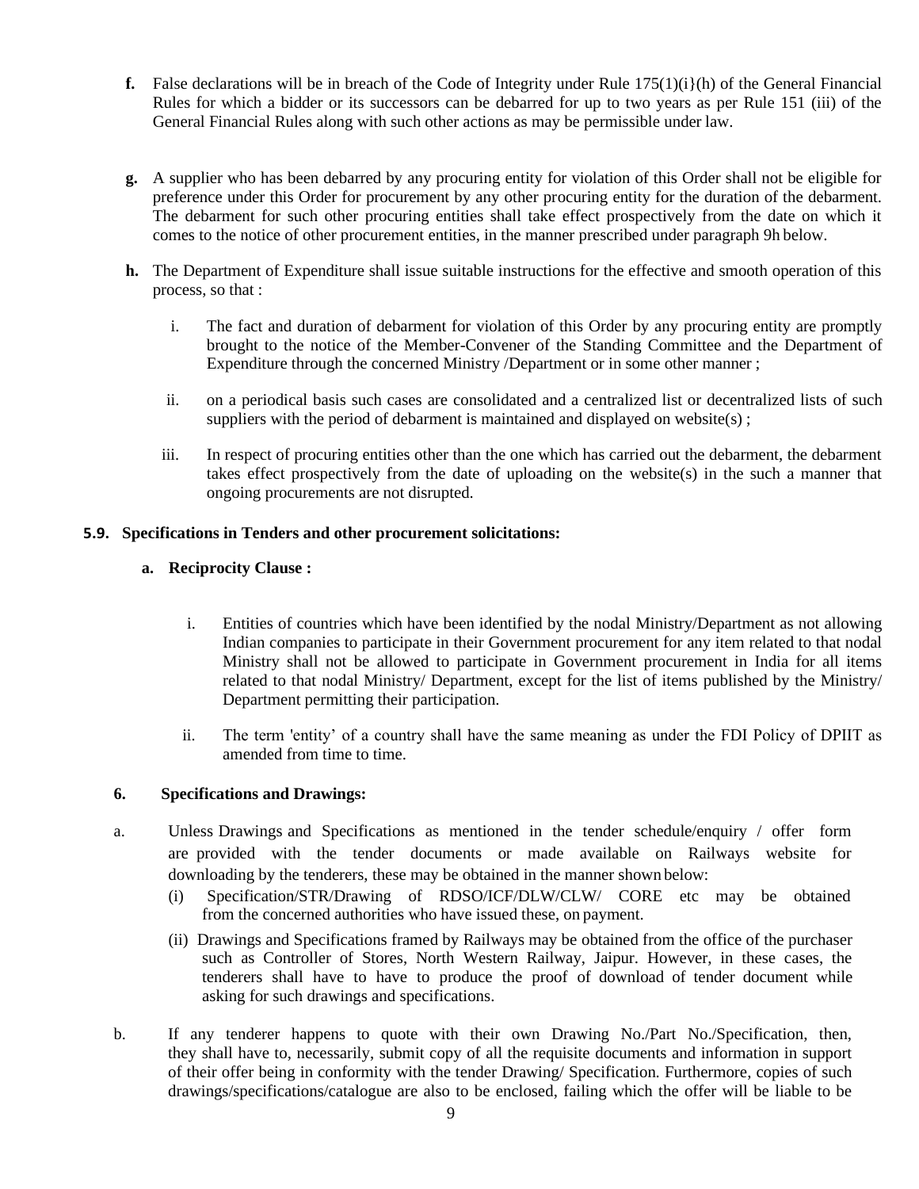**f.** False declarations will be in breach of the Code of Integrity under Rule 175(1)(i}(h) of the General Financial Rules for which a bidder or its successors can be debarred for up to two years as per Rule 151 (iii) of the General Financial Rules along with such other actions as may be permissible under law.

**g.** A supplier who has been debarred by any procuring entity for violation of this Order shall not be eligible for preference under this Order for procurement by any other procuring entity for the duration of the debarment. The debarment for such other procuring entities shall take effect prospectively from the date on which it comes to the notice of other procurement entities, in the manner prescribed under paragraph 9h below.

**h.** The Department of Expenditure shall issue suitable instructions for the effective and smooth operation of this process, so that :

i. The fact and duration of debarment for violation of this Order by any procuring entity are promptly brought to the notice of the Member-Convener of the Standing Committee and the Department of Expenditure through the concerned Ministry /Department or in some other manner ;

ii. on a periodical basis such cases are consolidated and a centralized list or decentralized lists of such suppliers with the period of debarment is maintained and displayed on website(s) ;

iii. In respect of procuring entities other than the one which has carried out the debarment, the debarment takes effect prospectively from the date of uploading on the website(s) in the such a manner that ongoing procurements are not disrupted.

**5.9. Specifications in Tenders and other procurement solicitations:**

**a. Reciprocity Clause :**

i. Entities of countries which have been identified by the nodal Ministry/Department as not allowing Indian companies to participate in their Government procurement for any item related to that nodal Ministry shall not be allowed to participate in Government procurement in India for all items related to that nodal Ministry/ Department, except for the list of items published by the Ministry/ Department permitting their participation.

ii. The term 'entity' of a country shall have the same meaning as under the FDI Policy of DPIIT as amended from time to time.

**6. Specifications and Drawings:**

a. Unless Drawings and Specifications as mentioned in the tender schedule/enquiry / offer form are provided with the tender documents or made available on Railways website for downloading by the tenderers, these may be obtained in the manner shown below:

(i) Specification/STR/Drawing of RDSO/ICF/DLW/CLW/ CORE etc may be obtained from the concerned authorities who have issued these, on payment.

(ii) Drawings and Specifications framed by Railways may be obtained from the office of the purchaser such as Controller of Stores, North Western Railway, Jaipur. However, in these cases, the tenderers shall have to have to produce the proof of download of tender document while asking for such drawings and specifications.

b. If any tenderer happens to quote with their own Drawing No./Part No./Specification, then, they shall have to, necessarily, submit copy of all the requisite documents and information in support of their offer being in conformity with the tender Drawing/ Specification. Furthermore, copies of such drawings/specifications/catalogue are also to be enclosed, failing which the offer will be liable to be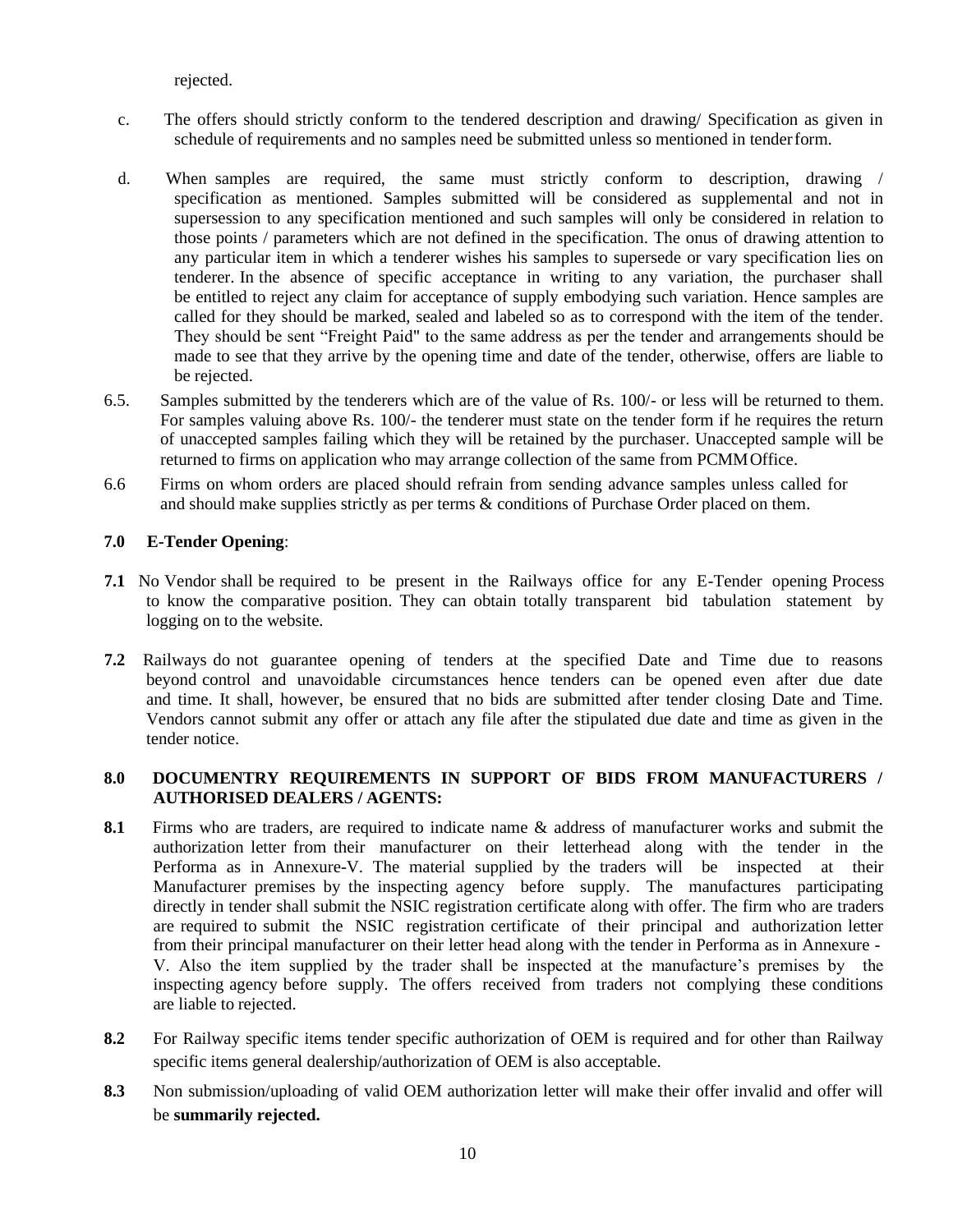rejected.

c. The offers should strictly conform to the tendered description and drawing/ Specification as given in schedule of requirements and no samples need be submitted unless so mentioned in tender form.

d. When samples are required, the same must strictly conform to description, drawing / specification as mentioned. Samples submitted will be considered as supplemental and not in supersession to any specification mentioned and such samples will only be considered in relation to those points / parameters which are not defined in the specification. The onus of drawing attention to any particular item in which a tenderer wishes his samples to supersede or vary specification lies on tenderer. In the absence of specific acceptance in writing to any variation, the purchaser shall be entitled to reject any claim for acceptance of supply embodying such variation. Hence samples are called for they should be marked, sealed and labeled so as to correspond with the item of the tender. They should be sent "Freight Paid" to the same address as per the tender and arrangements should be made to see that they arrive by the opening time and date of the tender, otherwise, offers are liable to be rejected.

6.5. Samples submitted by the tenderers which are of the value of Rs. 100/- or less will be returned to them. For samples valuing above Rs. 100/- the tenderer must state on the tender form if he requires the return of unaccepted samples failing which they will be retained by the purchaser. Unaccepted sample will be returned to firms on application who may arrange collection of the same from PCMM Office.

6.6 Firms on whom orders are placed should refrain from sending advance samples unless called for and should make supplies strictly as per terms & conditions of Purchase Order placed on them.

**7.0 E-Tender Opening**:

**7.1** No Vendor shall be required to be present in the Railways office for any E-Tender opening Process to know the comparative position. They can obtain totally transparent bid tabulation statement by logging on to the website.

**7.2** Railways do not guarantee opening of tenders at the specified Date and Time due to reasons beyond control and unavoidable circumstances hence tenders can be opened even after due date and time. It shall, however, be ensured that no bids are submitted after tender closing Date and Time. Vendors cannot submit any offer or attach any file after the stipulated due date and time as given in the tender notice.

**8.0 DOCUMENTRY REQUIREMENTS IN SUPPORT OF BIDS FROM MANUFACTURERS / AUTHORISED DEALERS / AGENTS:**

**8.1** Firms who are traders, are required to indicate name & address of manufacturer works and submit the authorization letter from their manufacturer on their letterhead along with the tender in the Performa as in Annexure-V. The material supplied by the traders will be inspected at their Manufacturer premises by the inspecting agency before supply. The manufactures participating directly in tender shall submit the NSIC registration certificate along with offer. The firm who are traders are required to submit the NSIC registration certificate of their principal and authorization letter from their principal manufacturer on their letter head along with the tender in Performa as in Annexure - V. Also the item supplied by the trader shall be inspected at the manufacture's premises by the inspecting agency before supply. The offers received from traders not complying these conditions are liable to rejected.

**8.2** For Railway specific items tender specific authorization of OEM is required and for other than Railway specific items general dealership/authorization of OEM is also acceptable.

**8.3** Non submission/uploading of valid OEM authorization letter will make their offer invalid and offer will be **summarily rejected.**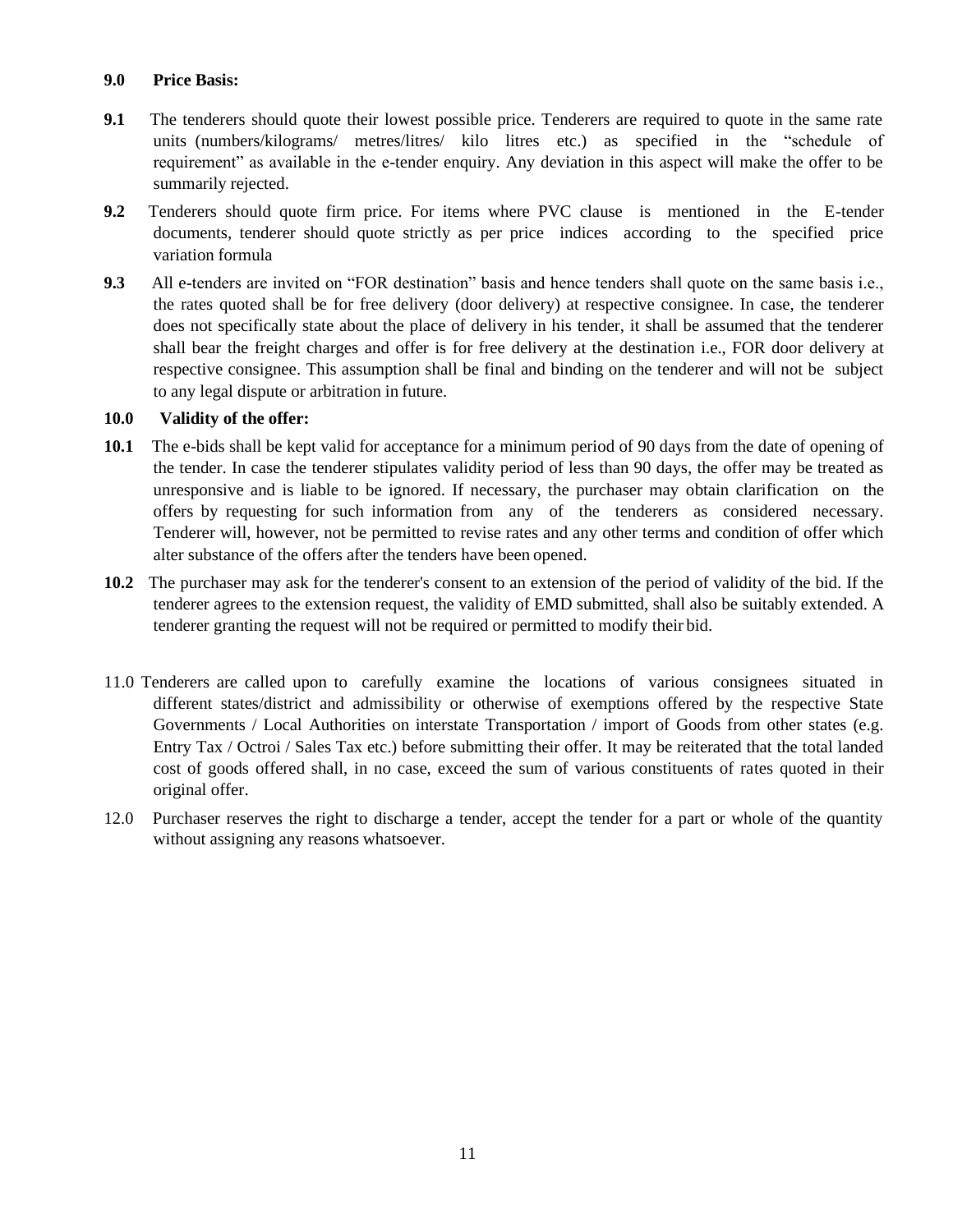**9.0 Price Basis:**

**9.1** The tenderers should quote their lowest possible price. Tenderers are required to quote in the same rate units (numbers/kilograms/ metres/litres/ kilo litres etc.) as specified in the "schedule of requirement" as available in the e-tender enquiry. Any deviation in this aspect will make the offer to be summarily rejected.

**9.2** Tenderers should quote firm price. For items where PVC clause is mentioned in the E-tender documents, tenderer should quote strictly as per price indices according to the specified price variation formula

**9.3** All e-tenders are invited on "FOR destination" basis and hence tenders shall quote on the same basis i.e., the rates quoted shall be for free delivery (door delivery) at respective consignee. In case, the tenderer does not specifically state about the place of delivery in his tender, it shall be assumed that the tenderer shall bear the freight charges and offer is for free delivery at the destination i.e., FOR door delivery at respective consignee. This assumption shall be final and binding on the tenderer and will not be subject to any legal dispute or arbitration in future.

**10.0 Validity of the offer:**

**10.1** The e-bids shall be kept valid for acceptance for a minimum period of 90 days from the date of opening of the tender. In case the tenderer stipulates validity period of less than 90 days, the offer may be treated as unresponsive and is liable to be ignored. If necessary, the purchaser may obtain clarification on the offers by requesting for such information from any of the tenderers as considered necessary. Tenderer will, however, not be permitted to revise rates and any other terms and condition of offer which alter substance of the offers after the tenders have been opened.

**10.2** The purchaser may ask for the tenderer's consent to an extension of the period of validity of the bid. If the tenderer agrees to the extension request, the validity of EMD submitted, shall also be suitably extended. A tenderer granting the request will not be required or permitted to modify their bid.

11.0 Tenderers are called upon to carefully examine the locations of various consignees situated in different states/district and admissibility or otherwise of exemptions offered by the respective State Governments / Local Authorities on interstate Transportation / import of Goods from other states (e.g. Entry Tax / Octroi / Sales Tax etc.) before submitting their offer. It may be reiterated that the total landed cost of goods offered shall, in no case, exceed the sum of various constituents of rates quoted in their original offer.

12.0 Purchaser reserves the right to discharge a tender, accept the tender for a part or whole of the quantity without assigning any reasons whatsoever.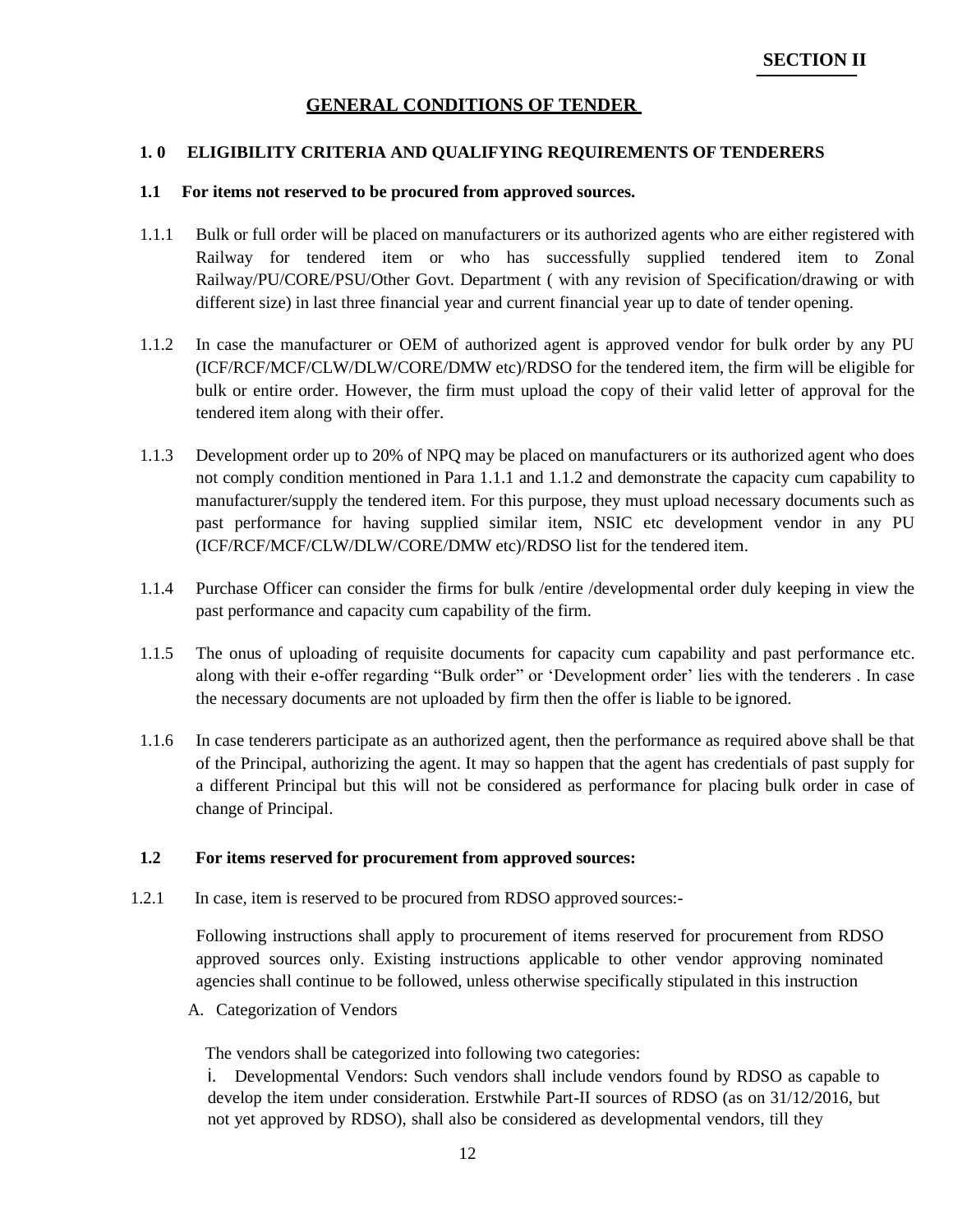**SECTION II**

# GENERAL CONDITIONS OF TENDER

## 1. 0 ELIGIBILITY CRITERIA AND QUALIFYING REQUIREMENTS OF TENDERERS

### 1.1 For items not reserved to be procured from approved sources.

1.1.1 Bulk or full order will be placed on manufacturers or its authorized agents who are either registered with Railway for tendered item or who has successfully supplied tendered item to Zonal Railway/PU/CORE/PSU/Other Govt. Department ( with any revision of Specification/drawing or with different size) in last three financial year and current financial year up to date of tender opening.

1.1.2 In case the manufacturer or OEM of authorized agent is approved vendor for bulk order by any PU (ICF/RCF/MCF/CLW/DLW/CORE/DMW etc)/RDSO for the tendered item, the firm will be eligible for bulk or entire order. However, the firm must upload the copy of their valid letter of approval for the tendered item along with their offer.

1.1.3 Development order up to 20% of NPQ may be placed on manufacturers or its authorized agent who does not comply condition mentioned in Para 1.1.1 and 1.1.2 and demonstrate the capacity cum capability to manufacturer/supply the tendered item. For this purpose, they must upload necessary documents such as past performance for having supplied similar item, NSIC etc development vendor in any PU (ICF/RCF/MCF/CLW/DLW/CORE/DMW etc)/RDSO list for the tendered item.

1.1.4 Purchase Officer can consider the firms for bulk /entire /developmental order duly keeping in view the past performance and capacity cum capability of the firm.

1.1.5 The onus of uploading of requisite documents for capacity cum capability and past performance etc. along with their e-offer regarding "Bulk order" or 'Development order' lies with the tenderers . In case the necessary documents are not uploaded by firm then the offer is liable to be ignored.

1.1.6 In case tenderers participate as an authorized agent, then the performance as required above shall be that of the Principal, authorizing the agent. It may so happen that the agent has credentials of past supply for a different Principal but this will not be considered as performance for placing bulk order in case of change of Principal.

### 1.2 For items reserved for procurement from approved sources:

1.2.1 In case, item is reserved to be procured from RDSO approved sources:-

Following instructions shall apply to procurement of items reserved for procurement from RDSO approved sources only. Existing instructions applicable to other vendor approving nominated agencies shall continue to be followed, unless otherwise specifically stipulated in this instruction

A. Categorization of Vendors

The vendors shall be categorized into following two categories:

i. Developmental Vendors: Such vendors shall include vendors found by RDSO as capable to develop the item under consideration. Erstwhile Part-II sources of RDSO (as on 31/12/2016, but not yet approved by RDSO), shall also be considered as developmental vendors, till they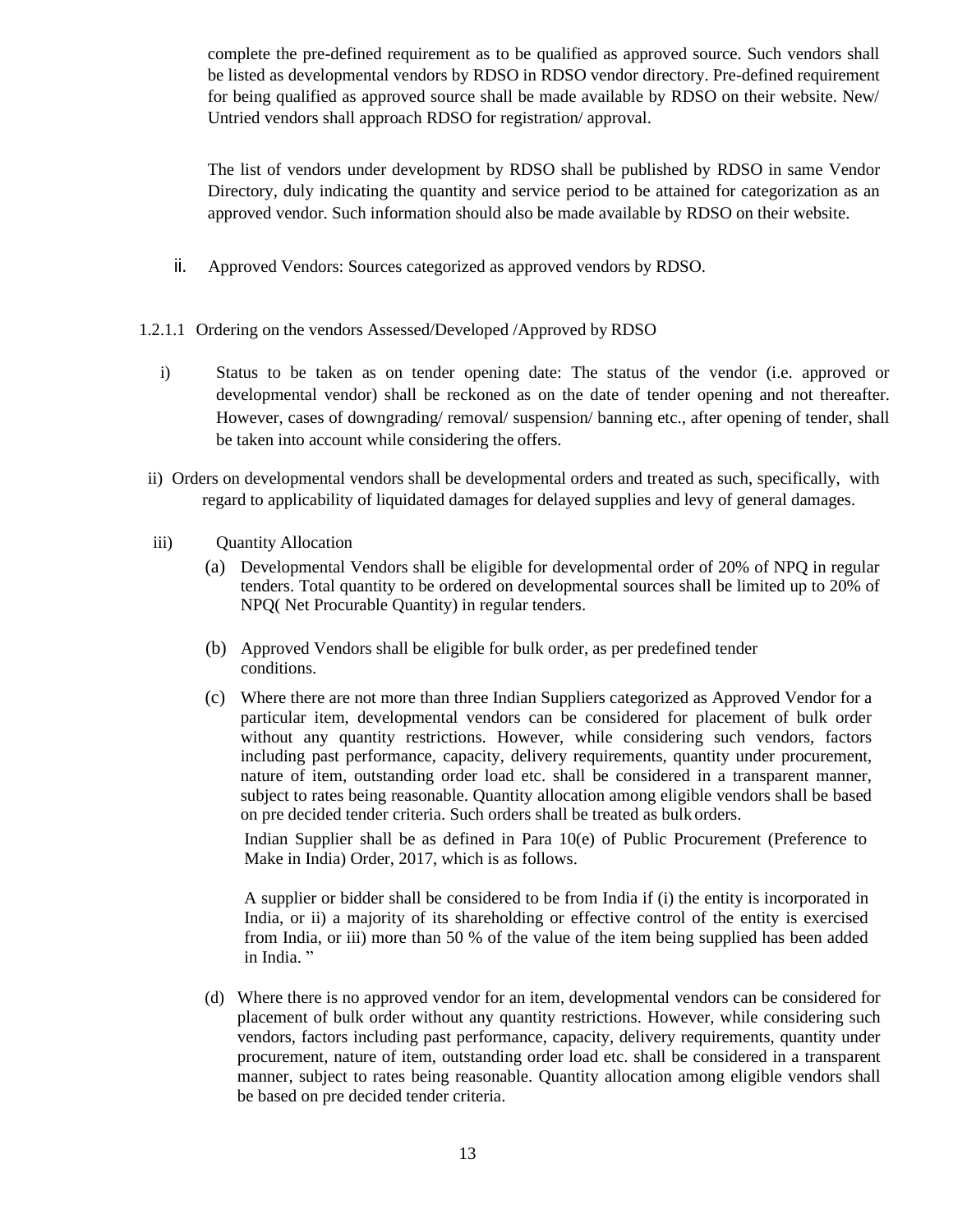complete the pre-defined requirement as to be qualified as approved source. Such vendors shall be listed as developmental vendors by RDSO in RDSO vendor directory. Pre-defined requirement for being qualified as approved source shall be made available by RDSO on their website. New/ Untried vendors shall approach RDSO for registration/ approval.

The list of vendors under development by RDSO shall be published by RDSO in same Vendor Directory, duly indicating the quantity and service period to be attained for categorization as an approved vendor. Such information should also be made available by RDSO on their website.

ii. Approved Vendors: Sources categorized as approved vendors by RDSO.

1.2.1.1 Ordering on the vendors Assessed/Developed /Approved by RDSO

i) Status to be taken as on tender opening date: The status of the vendor (i.e. approved or developmental vendor) shall be reckoned as on the date of tender opening and not thereafter. However, cases of downgrading/ removal/ suspension/ banning etc., after opening of tender, shall be taken into account while considering the offers.

ii) Orders on developmental vendors shall be developmental orders and treated as such, specifically, with regard to applicability of liquidated damages for delayed supplies and levy of general damages.

iii) Quantity Allocation

(a) Developmental Vendors shall be eligible for developmental order of 20% of NPQ in regular tenders. Total quantity to be ordered on developmental sources shall be limited up to 20% of NPQ( Net Procurable Quantity) in regular tenders.

(b) Approved Vendors shall be eligible for bulk order, as per predefined tender conditions.

(c) Where there are not more than three Indian Suppliers categorized as Approved Vendor for a particular item, developmental vendors can be considered for placement of bulk order without any quantity restrictions. However, while considering such vendors, factors including past performance, capacity, delivery requirements, quantity under procurement, nature of item, outstanding order load etc. shall be considered in a transparent manner, subject to rates being reasonable. Quantity allocation among eligible vendors shall be based on pre decided tender criteria. Such orders shall be treated as bulk orders.

Indian Supplier shall be as defined in Para 10(e) of Public Procurement (Preference to Make in India) Order, 2017, which is as follows.

A supplier or bidder shall be considered to be from India if (i) the entity is incorporated in India, or ii) a majority of its shareholding or effective control of the entity is exercised from India, or iii) more than 50 % of the value of the item being supplied has been added in India. "

(d) Where there is no approved vendor for an item, developmental vendors can be considered for placement of bulk order without any quantity restrictions. However, while considering such vendors, factors including past performance, capacity, delivery requirements, quantity under procurement, nature of item, outstanding order load etc. shall be considered in a transparent manner, subject to rates being reasonable. Quantity allocation among eligible vendors shall be based on pre decided tender criteria.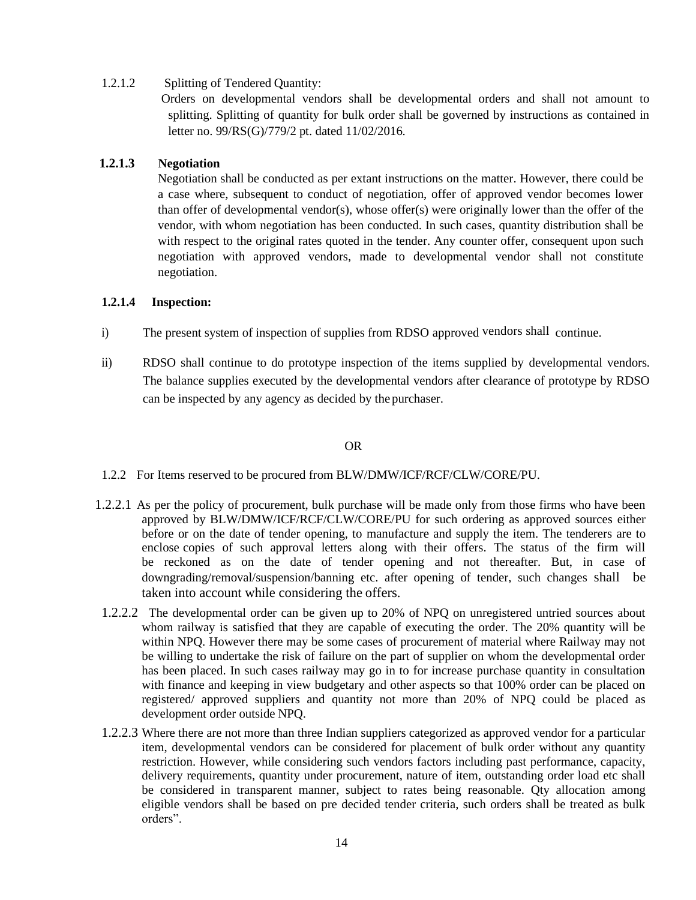1.2.1.2 Splitting of Tendered Quantity:

Orders on developmental vendors shall be developmental orders and shall not amount to splitting. Splitting of quantity for bulk order shall be governed by instructions as contained in letter no. 99/RS(G)/779/2 pt. dated 11/02/2016.

**1.2.1.3 Negotiation**

Negotiation shall be conducted as per extant instructions on the matter. However, there could be a case where, subsequent to conduct of negotiation, offer of approved vendor becomes lower than offer of developmental vendor(s), whose offer(s) were originally lower than the offer of the vendor, with whom negotiation has been conducted. In such cases, quantity distribution shall be with respect to the original rates quoted in the tender. Any counter offer, consequent upon such negotiation with approved vendors, made to developmental vendor shall not constitute negotiation.

**1.2.1.4 Inspection:**

i) The present system of inspection of supplies from RDSO approved vendors shall continue.

ii) RDSO shall continue to do prototype inspection of the items supplied by developmental vendors. The balance supplies executed by the developmental vendors after clearance of prototype by RDSO can be inspected by any agency as decided by the purchaser.

OR

1.2.2 For Items reserved to be procured from BLW/DMW/ICF/RCF/CLW/CORE/PU.

1.2.2.1 As per the policy of procurement, bulk purchase will be made only from those firms who have been approved by BLW/DMW/ICF/RCF/CLW/CORE/PU for such ordering as approved sources either before or on the date of tender opening, to manufacture and supply the item. The tenderers are to enclose copies of such approval letters along with their offers. The status of the firm will be reckoned as on the date of tender opening and not thereafter. But, in case of downgrading/removal/suspension/banning etc. after opening of tender, such changes shall be taken into account while considering the offers.

1.2.2.2 The developmental order can be given up to 20% of NPQ on unregistered untried sources about whom railway is satisfied that they are capable of executing the order. The 20% quantity will be within NPQ. However there may be some cases of procurement of material where Railway may not be willing to undertake the risk of failure on the part of supplier on whom the developmental order has been placed. In such cases railway may go in to for increase purchase quantity in consultation with finance and keeping in view budgetary and other aspects so that 100% order can be placed on registered/ approved suppliers and quantity not more than 20% of NPQ could be placed as development order outside NPQ.

1.2.2.3 Where there are not more than three Indian suppliers categorized as approved vendor for a particular item, developmental vendors can be considered for placement of bulk order without any quantity restriction. However, while considering such vendors factors including past performance, capacity, delivery requirements, quantity under procurement, nature of item, outstanding order load etc shall be considered in transparent manner, subject to rates being reasonable. Qty allocation among eligible vendors shall be based on pre decided tender criteria, such orders shall be treated as bulk orders".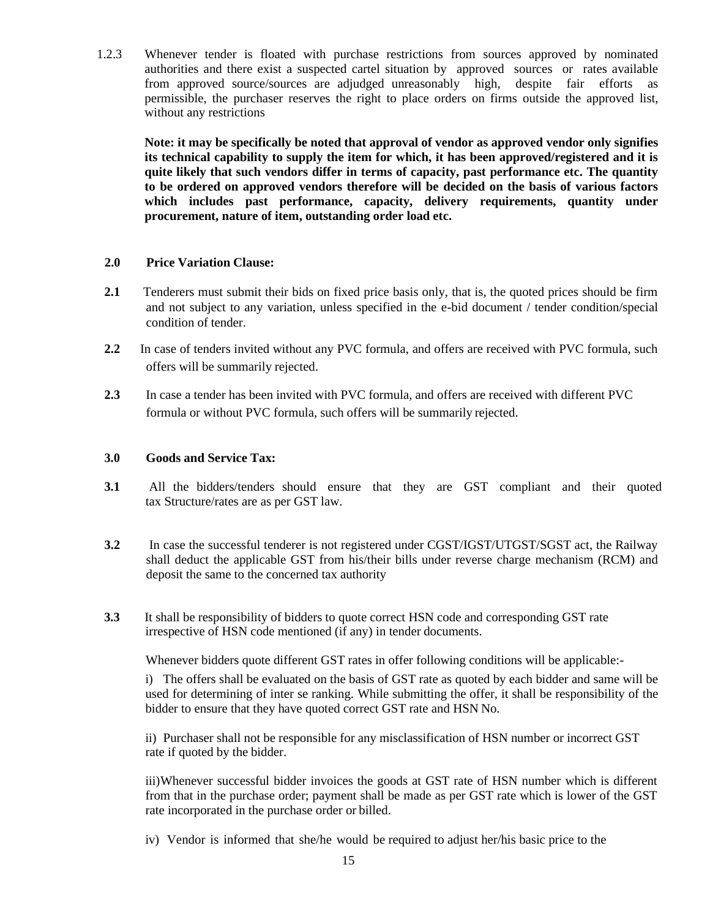1.2.3 Whenever tender is floated with purchase restrictions from sources approved by nominated authorities and there exist a suspected cartel situation by approved sources or rates available from approved source/sources are adjudged unreasonably high, despite fair efforts as permissible, the purchaser reserves the right to place orders on firms outside the approved list, without any restrictions

**Note: it may be specifically be noted that approval of vendor as approved vendor only signifies its technical capability to supply the item for which, it has been approved/registered and it is quite likely that such vendors differ in terms of capacity, past performance etc. The quantity to be ordered on approved vendors therefore will be decided on the basis of various factors which includes past performance, capacity, delivery requirements, quantity under procurement, nature of item, outstanding order load etc.**

**2.0 Price Variation Clause:**

**2.1** Tenderers must submit their bids on fixed price basis only, that is, the quoted prices should be firm and not subject to any variation, unless specified in the e-bid document / tender condition/special condition of tender.

**2.2** In case of tenders invited without any PVC formula, and offers are received with PVC formula, such offers will be summarily rejected.

**2.3** In case a tender has been invited with PVC formula, and offers are received with different PVC formula or without PVC formula, such offers will be summarily rejected.

**3.0 Goods and Service Tax:**

**3.1** All the bidders/tenders should ensure that they are GST compliant and their quoted tax Structure/rates are as per GST law.

**3.2** In case the successful tenderer is not registered under CGST/IGST/UTGST/SGST act, the Railway shall deduct the applicable GST from his/their bills under reverse charge mechanism (RCM) and deposit the same to the concerned tax authority

**3.3** It shall be responsibility of bidders to quote correct HSN code and corresponding GST rate irrespective of HSN code mentioned (if any) in tender documents.

Whenever bidders quote different GST rates in offer following conditions will be applicable:-

i) The offers shall be evaluated on the basis of GST rate as quoted by each bidder and same will be used for determining of inter se ranking. While submitting the offer, it shall be responsibility of the bidder to ensure that they have quoted correct GST rate and HSN No.

ii) Purchaser shall not be responsible for any misclassification of HSN number or incorrect GST rate if quoted by the bidder.

iii)Whenever successful bidder invoices the goods at GST rate of HSN number which is different from that in the purchase order; payment shall be made as per GST rate which is lower of the GST rate incorporated in the purchase order or billed.

iv) Vendor is informed that she/he would be required to adjust her/his basic price to the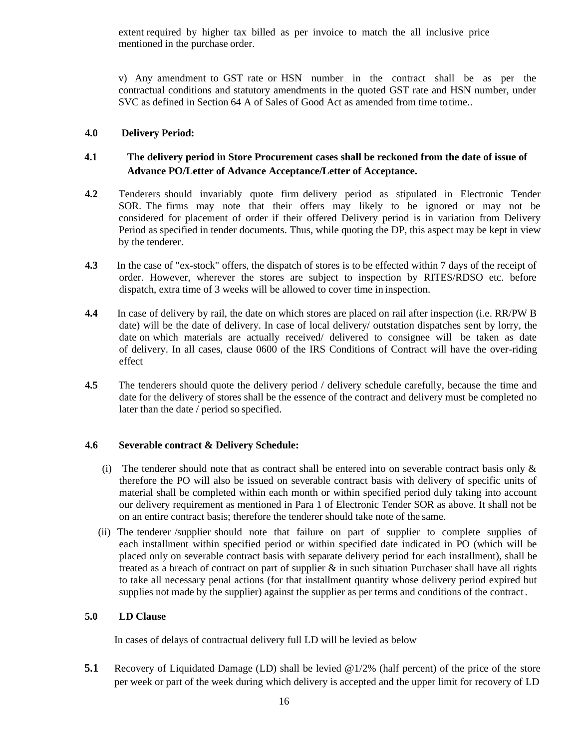extent required by higher tax billed as per invoice to match the all inclusive price mentioned in the purchase order.

v) Any amendment to GST rate or HSN number in the contract shall be as per the contractual conditions and statutory amendments in the quoted GST rate and HSN number, under SVC as defined in Section 64 A of Sales of Good Act as amended from time to time..

**4.0 Delivery Period:**

**4.1 The delivery period in Store Procurement cases shall be reckoned from the date of issue of Advance PO/Letter of Advance Acceptance/Letter of Acceptance.**

**4.2** Tenderers should invariably quote firm delivery period as stipulated in Electronic Tender SOR. The firms may note that their offers may likely to be ignored or may not be considered for placement of order if their offered Delivery period is in variation from Delivery Period as specified in tender documents. Thus, while quoting the DP, this aspect may be kept in view by the tenderer.

**4.3** In the case of "ex-stock" offers, the dispatch of stores is to be effected within 7 days of the receipt of order. However, wherever the stores are subject to inspection by RITES/RDSO etc. before dispatch, extra time of 3 weeks will be allowed to cover time in inspection.

**4.4** In case of delivery by rail, the date on which stores are placed on rail after inspection (i.e. RR/PW B date) will be the date of delivery. In case of local delivery/ outstation dispatches sent by lorry, the date on which materials are actually received/ delivered to consignee will be taken as date of delivery. In all cases, clause 0600 of the IRS Conditions of Contract will have the over-riding effect

**4.5** The tenderers should quote the delivery period / delivery schedule carefully, because the time and date for the delivery of stores shall be the essence of the contract and delivery must be completed no later than the date / period so specified.

**4.6 Severable contract & Delivery Schedule:**

(i) The tenderer should note that as contract shall be entered into on severable contract basis only & therefore the PO will also be issued on severable contract basis with delivery of specific units of material shall be completed within each month or within specified period duly taking into account our delivery requirement as mentioned in Para 1 of Electronic Tender SOR as above. It shall not be on an entire contract basis; therefore the tenderer should take note of the same.

(ii) The tenderer /supplier should note that failure on part of supplier to complete supplies of each installment within specified period or within specified date indicated in PO (which will be placed only on severable contract basis with separate delivery period for each installment), shall be treated as a breach of contract on part of supplier & in such situation Purchaser shall have all rights to take all necessary penal actions (for that installment quantity whose delivery period expired but supplies not made by the supplier) against the supplier as per terms and conditions of the contract.

**5.0 LD Clause**

In cases of delays of contractual delivery full LD will be levied as below

**5.1** Recovery of Liquidated Damage (LD) shall be levied @1/2% (half percent) of the price of the store per week or part of the week during which delivery is accepted and the upper limit for recovery of LD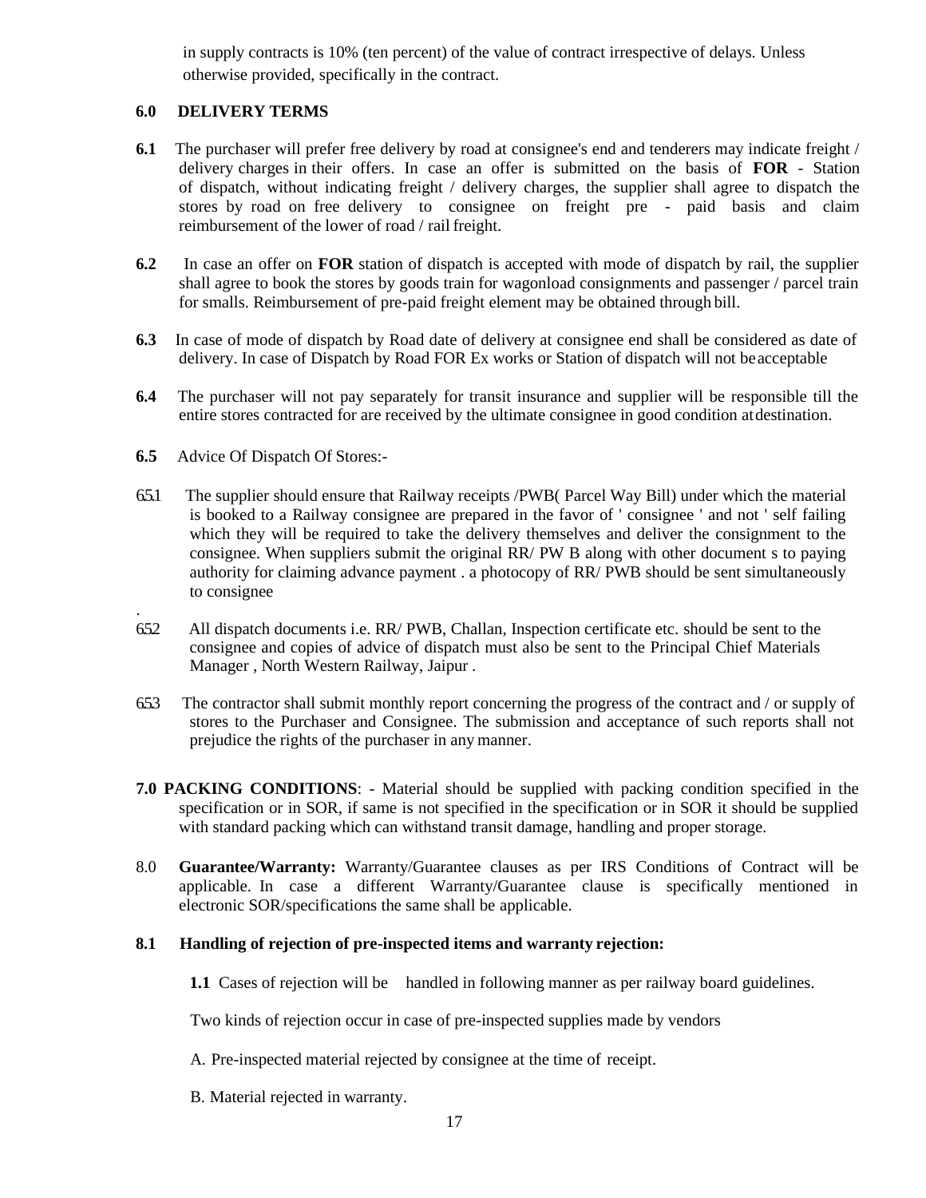in supply contracts is 10% (ten percent) of the value of contract irrespective of delays. Unless otherwise provided, specifically in the contract.

**6.0 DELIVERY TERMS**

**6.1** The purchaser will prefer free delivery by road at consignee's end and tenderers may indicate freight / delivery charges in their offers. In case an offer is submitted on the basis of **FOR** - Station of dispatch, without indicating freight / delivery charges, the supplier shall agree to dispatch the stores by road on free delivery to consignee on freight pre - paid basis and claim reimbursement of the lower of road / rail freight.

**6.2** In case an offer on **FOR** station of dispatch is accepted with mode of dispatch by rail, the supplier shall agree to book the stores by goods train for wagonload consignments and passenger / parcel train for smalls. Reimbursement of pre-paid freight element may be obtained through bill.

**6.3** In case of mode of dispatch by Road date of delivery at consignee end shall be considered as date of delivery. In case of Dispatch by Road FOR Ex works or Station of dispatch will not be acceptable

**6.4** The purchaser will not pay separately for transit insurance and supplier will be responsible till the entire stores contracted for are received by the ultimate consignee in good condition at destination.

**6.5** Advice Of Dispatch Of Stores:-

6.5.1 The supplier should ensure that Railway receipts /PWB( Parcel Way Bill) under which the material is booked to a Railway consignee are prepared in the favor of ' consignee ' and not ' self failing which they will be required to take the delivery themselves and deliver the consignment to the consignee. When suppliers submit the original RR/ PW B along with other document s to paying authority for claiming advance payment . a photocopy of RR/ PWB should be sent simultaneously to consignee

6.5.2 All dispatch documents i.e. RR/ PWB, Challan, Inspection certificate etc. should be sent to the consignee and copies of advice of dispatch must also be sent to the Principal Chief Materials Manager , North Western Railway, Jaipur .

6.5.3 The contractor shall submit monthly report concerning the progress of the contract and / or supply of stores to the Purchaser and Consignee. The submission and acceptance of such reports shall not prejudice the rights of the purchaser in any manner.

**7.0 PACKING CONDITIONS**: - Material should be supplied with packing condition specified in the specification or in SOR, if same is not specified in the specification or in SOR it should be supplied with standard packing which can withstand transit damage, handling and proper storage.

8.0 **Guarantee/Warranty:** Warranty/Guarantee clauses as per IRS Conditions of Contract will be applicable. In case a different Warranty/Guarantee clause is specifically mentioned in electronic SOR/specifications the same shall be applicable.

**8.1 Handling of rejection of pre-inspected items and warranty rejection:**

**1.1** Cases of rejection will be handled in following manner as per railway board guidelines.

Two kinds of rejection occur in case of pre-inspected supplies made by vendors

A. Pre-inspected material rejected by consignee at the time of receipt.

B. Material rejected in warranty.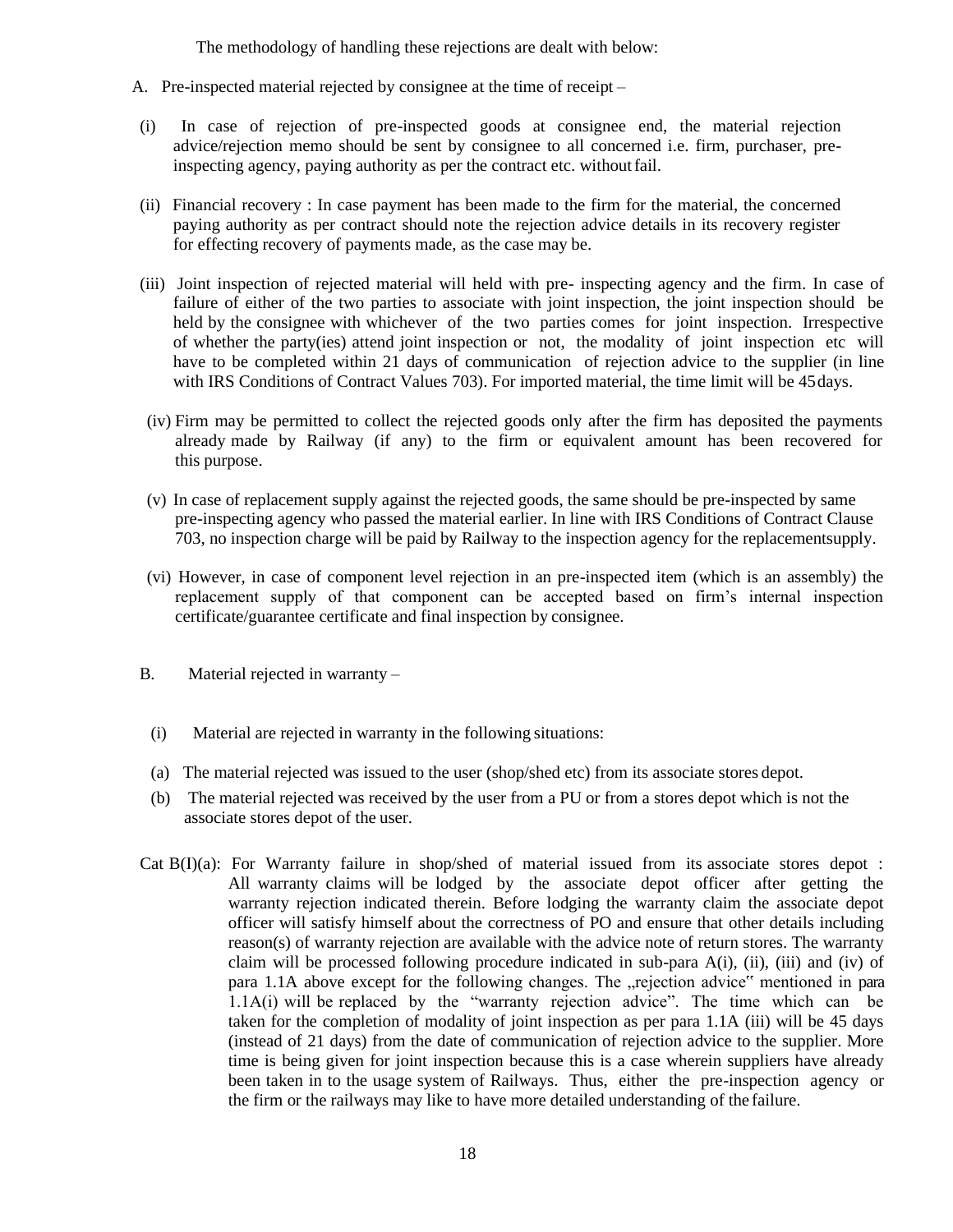The methodology of handling these rejections are dealt with below:

A. Pre-inspected material rejected by consignee at the time of receipt –

(i) In case of rejection of pre-inspected goods at consignee end, the material rejection advice/rejection memo should be sent by consignee to all concerned i.e. firm, purchaser, pre-inspecting agency, paying authority as per the contract etc. without fail.

(ii) Financial recovery : In case payment has been made to the firm for the material, the concerned paying authority as per contract should note the rejection advice details in its recovery register for effecting recovery of payments made, as the case may be.

(iii) Joint inspection of rejected material will held with pre- inspecting agency and the firm. In case of failure of either of the two parties to associate with joint inspection, the joint inspection should be held by the consignee with whichever of the two parties comes for joint inspection. Irrespective of whether the party(ies) attend joint inspection or not, the modality of joint inspection etc will have to be completed within 21 days of communication of rejection advice to the supplier (in line with IRS Conditions of Contract Values 703). For imported material, the time limit will be 45 days.

(iv) Firm may be permitted to collect the rejected goods only after the firm has deposited the payments already made by Railway (if any) to the firm or equivalent amount has been recovered for this purpose.

(v) In case of replacement supply against the rejected goods, the same should be pre-inspected by same pre-inspecting agency who passed the material earlier. In line with IRS Conditions of Contract Clause 703, no inspection charge will be paid by Railway to the inspection agency for the replacementsupply.

(vi) However, in case of component level rejection in an pre-inspected item (which is an assembly) the replacement supply of that component can be accepted based on firm's internal inspection certificate/guarantee certificate and final inspection by consignee.

B. Material rejected in warranty –

(i) Material are rejected in warranty in the following situations:

(a) The material rejected was issued to the user (shop/shed etc) from its associate stores depot.

(b) The material rejected was received by the user from a PU or from a stores depot which is not the associate stores depot of the user.

Cat B(I)(a): For Warranty failure in shop/shed of material issued from its associate stores depot : All warranty claims will be lodged by the associate depot officer after getting the warranty rejection indicated therein. Before lodging the warranty claim the associate depot officer will satisfy himself about the correctness of PO and ensure that other details including reason(s) of warranty rejection are available with the advice note of return stores. The warranty claim will be processed following procedure indicated in sub-para A(i), (ii), (iii) and (iv) of para 1.1A above except for the following changes. The „rejection advice" mentioned in para 1.1A(i) will be replaced by the "warranty rejection advice". The time which can be taken for the completion of modality of joint inspection as per para 1.1A (iii) will be 45 days (instead of 21 days) from the date of communication of rejection advice to the supplier. More time is being given for joint inspection because this is a case wherein suppliers have already been taken in to the usage system of Railways. Thus, either the pre-inspection agency or the firm or the railways may like to have more detailed understanding of the failure.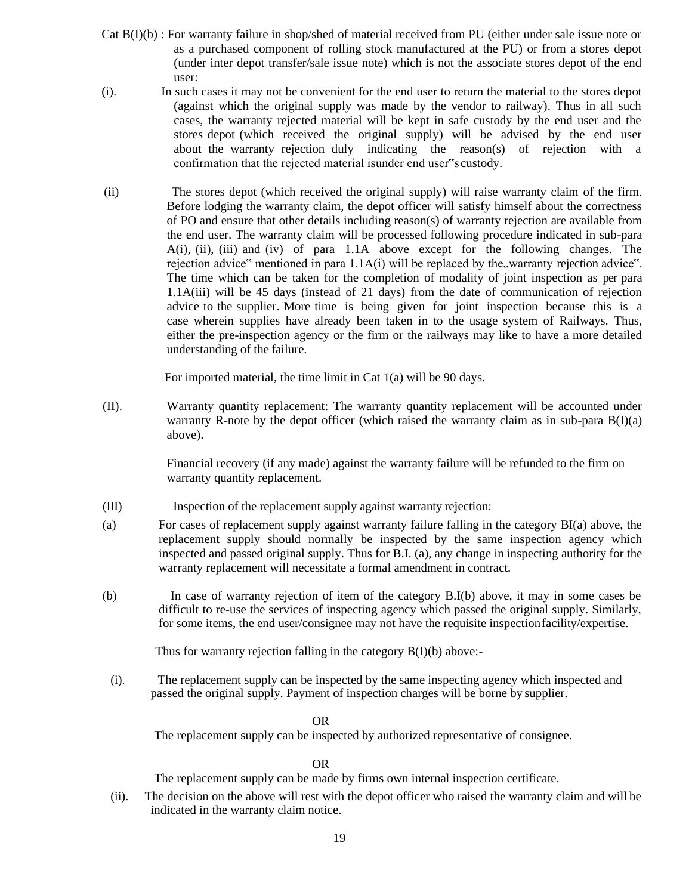Cat B(I)(b) : For warranty failure in shop/shed of material received from PU (either under sale issue note or as a purchased component of rolling stock manufactured at the PU) or from a stores depot (under inter depot transfer/sale issue note) which is not the associate stores depot of the end user:

(i). In such cases it may not be convenient for the end user to return the material to the stores depot (against which the original supply was made by the vendor to railway). Thus in all such cases, the warranty rejected material will be kept in safe custody by the end user and the stores depot (which received the original supply) will be advised by the end user about the warranty rejection duly indicating the reason(s) of rejection with a confirmation that the rejected material isunder end user"s custody.

(ii) The stores depot (which received the original supply) will raise warranty claim of the firm. Before lodging the warranty claim, the depot officer will satisfy himself about the correctness of PO and ensure that other details including reason(s) of warranty rejection are available from the end user. The warranty claim will be processed following procedure indicated in sub-para A(i), (ii), (iii) and (iv) of para 1.1A above except for the following changes. The rejection advice" mentioned in para 1.1A(i) will be replaced by the,,warranty rejection advice". The time which can be taken for the completion of modality of joint inspection as per para 1.1A(iii) will be 45 days (instead of 21 days) from the date of communication of rejection advice to the supplier. More time is being given for joint inspection because this is a case wherein supplies have already been taken in to the usage system of Railways. Thus, either the pre-inspection agency or the firm or the railways may like to have a more detailed understanding of the failure.

For imported material, the time limit in Cat 1(a) will be 90 days.

(II). Warranty quantity replacement: The warranty quantity replacement will be accounted under warranty R-note by the depot officer (which raised the warranty claim as in sub-para B(I)(a) above).

Financial recovery (if any made) against the warranty failure will be refunded to the firm on warranty quantity replacement.

(III) Inspection of the replacement supply against warranty rejection:

(a) For cases of replacement supply against warranty failure falling in the category BI(a) above, the replacement supply should normally be inspected by the same inspection agency which inspected and passed original supply. Thus for B.I. (a), any change in inspecting authority for the warranty replacement will necessitate a formal amendment in contract.

(b) In case of warranty rejection of item of the category B.I(b) above, it may in some cases be difficult to re-use the services of inspecting agency which passed the original supply. Similarly, for some items, the end user/consignee may not have the requisite inspection facility/expertise.

Thus for warranty rejection falling in the category B(I)(b) above:-

(i). The replacement supply can be inspected by the same inspecting agency which inspected and passed the original supply. Payment of inspection charges will be borne by supplier.

OR

The replacement supply can be inspected by authorized representative of consignee.

OR

The replacement supply can be made by firms own internal inspection certificate.

(ii). The decision on the above will rest with the depot officer who raised the warranty claim and will be indicated in the warranty claim notice.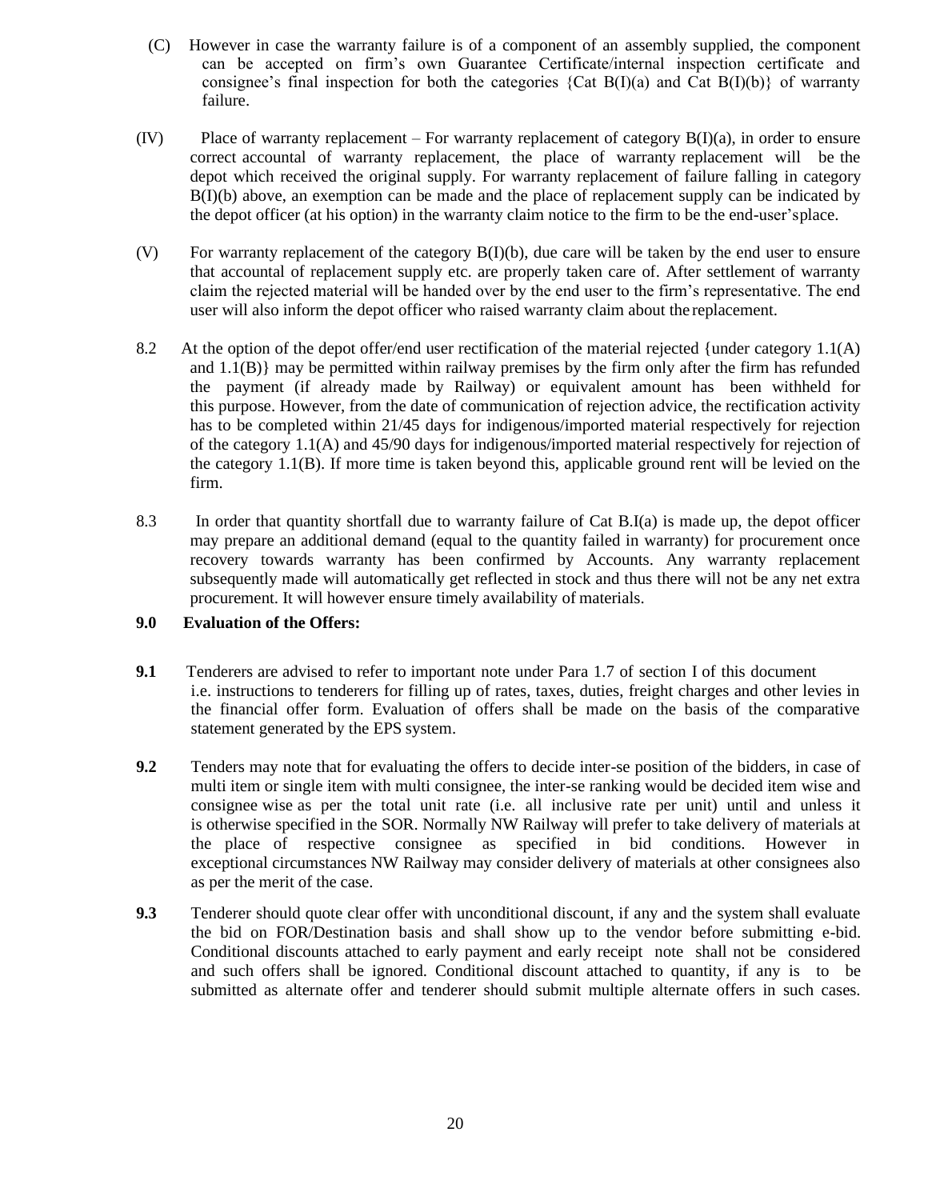(C) However in case the warranty failure is of a component of an assembly supplied, the component can be accepted on firm's own Guarantee Certificate/internal inspection certificate and consignee's final inspection for both the categories {Cat B(I)(a) and Cat B(I)(b)} of warranty failure.

(IV) Place of warranty replacement – For warranty replacement of category B(I)(a), in order to ensure correct accountal of warranty replacement, the place of warranty replacement will be the depot which received the original supply. For warranty replacement of failure falling in category B(I)(b) above, an exemption can be made and the place of replacement supply can be indicated by the depot officer (at his option) in the warranty claim notice to the firm to be the end-user'splace.

(V) For warranty replacement of the category B(I)(b), due care will be taken by the end user to ensure that accountal of replacement supply etc. are properly taken care of. After settlement of warranty claim the rejected material will be handed over by the end user to the firm's representative. The end user will also inform the depot officer who raised warranty claim about the replacement.

8.2 At the option of the depot offer/end user rectification of the material rejected {under category 1.1(A) and 1.1(B)} may be permitted within railway premises by the firm only after the firm has refunded the payment (if already made by Railway) or equivalent amount has been withheld for this purpose. However, from the date of communication of rejection advice, the rectification activity has to be completed within 21/45 days for indigenous/imported material respectively for rejection of the category 1.1(A) and 45/90 days for indigenous/imported material respectively for rejection of the category 1.1(B). If more time is taken beyond this, applicable ground rent will be levied on the firm.

8.3 In order that quantity shortfall due to warranty failure of Cat B.I(a) is made up, the depot officer may prepare an additional demand (equal to the quantity failed in warranty) for procurement once recovery towards warranty has been confirmed by Accounts. Any warranty replacement subsequently made will automatically get reflected in stock and thus there will not be any net extra procurement. It will however ensure timely availability of materials.

## 9.0 Evaluation of the Offers:

**9.1** Tenderers are advised to refer to important note under Para 1.7 of section I of this document i.e. instructions to tenderers for filling up of rates, taxes, duties, freight charges and other levies in the financial offer form. Evaluation of offers shall be made on the basis of the comparative statement generated by the EPS system.

**9.2** Tenders may note that for evaluating the offers to decide inter-se position of the bidders, in case of multi item or single item with multi consignee, the inter-se ranking would be decided item wise and consignee wise as per the total unit rate (i.e. all inclusive rate per unit) until and unless it is otherwise specified in the SOR. Normally NW Railway will prefer to take delivery of materials at the place of respective consignee as specified in bid conditions. However in exceptional circumstances NW Railway may consider delivery of materials at other consignees also as per the merit of the case.

**9.3** Tenderer should quote clear offer with unconditional discount, if any and the system shall evaluate the bid on FOR/Destination basis and shall show up to the vendor before submitting e-bid. Conditional discounts attached to early payment and early receipt note shall not be considered and such offers shall be ignored. Conditional discount attached to quantity, if any is to be submitted as alternate offer and tenderer should submit multiple alternate offers in such cases.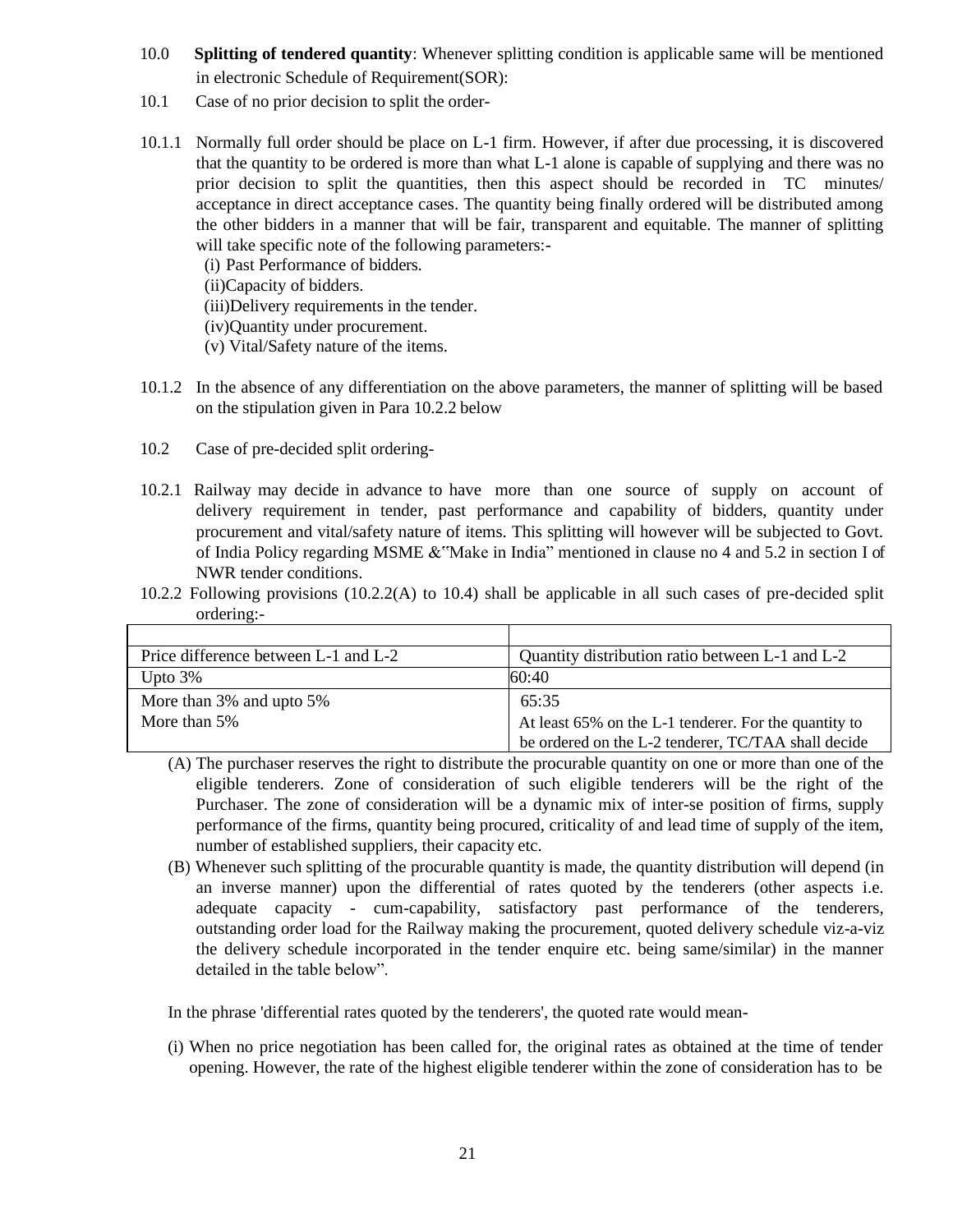10.0 **Splitting of tendered quantity**: Whenever splitting condition is applicable same will be mentioned in electronic Schedule of Requirement(SOR):

10.1 Case of no prior decision to split the order-

10.1.1 Normally full order should be place on L-1 firm. However, if after due processing, it is discovered that the quantity to be ordered is more than what L-1 alone is capable of supplying and there was no prior decision to split the quantities, then this aspect should be recorded in TC minutes/ acceptance in direct acceptance cases. The quantity being finally ordered will be distributed among the other bidders in a manner that will be fair, transparent and equitable. The manner of splitting will take specific note of the following parameters:-

(i) Past Performance of bidders.
(ii)Capacity of bidders.
(iii)Delivery requirements in the tender.
(iv)Quantity under procurement.
(v) Vital/Safety nature of the items.

10.1.2 In the absence of any differentiation on the above parameters, the manner of splitting will be based on the stipulation given in Para 10.2.2 below

10.2 Case of pre-decided split ordering-

10.2.1 Railway may decide in advance to have more than one source of supply on account of delivery requirement in tender, past performance and capability of bidders, quantity under procurement and vital/safety nature of items. This splitting will however will be subjected to Govt. of India Policy regarding MSME &"Make in India" mentioned in clause no 4 and 5.2 in section I of NWR tender conditions.

10.2.2 Following provisions (10.2.2(A) to 10.4) shall be applicable in all such cases of pre-decided split ordering:-

| | |
|---|---|
| Price difference between L-1 and L-2 | Quantity distribution ratio between L-1 and L-2 |
| Upto 3% | 60:40 |
| More than 3% and upto 5% | 65:35 |
| More than 5% | At least 65% on the L-1 tenderer. For the quantity to be ordered on the L-2 tenderer, TC/TAA shall decide |

(A) The purchaser reserves the right to distribute the procurable quantity on one or more than one of the eligible tenderers. Zone of consideration of such eligible tenderers will be the right of the Purchaser. The zone of consideration will be a dynamic mix of inter-se position of firms, supply performance of the firms, quantity being procured, criticality of and lead time of supply of the item, number of established suppliers, their capacity etc.

(B) Whenever such splitting of the procurable quantity is made, the quantity distribution will depend (in an inverse manner) upon the differential of rates quoted by the tenderers (other aspects i.e. adequate capacity - cum-capability, satisfactory past performance of the tenderers, outstanding order load for the Railway making the procurement, quoted delivery schedule viz-a-viz the delivery schedule incorporated in the tender enquire etc. being same/similar) in the manner detailed in the table below".

In the phrase 'differential rates quoted by the tenderers', the quoted rate would mean-

(i) When no price negotiation has been called for, the original rates as obtained at the time of tender opening. However, the rate of the highest eligible tenderer within the zone of consideration has to be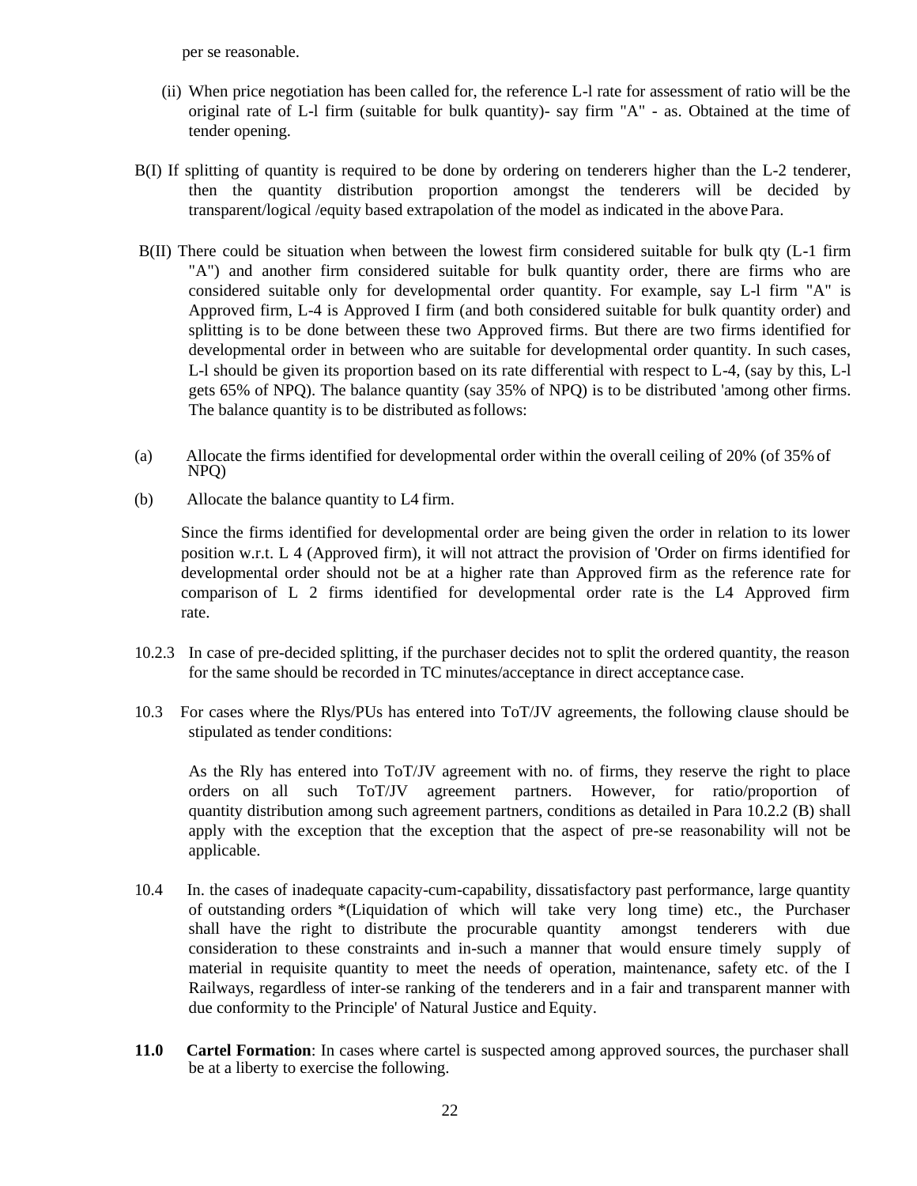per se reasonable.

(ii) When price negotiation has been called for, the reference L-l rate for assessment of ratio will be the original rate of L-l firm (suitable for bulk quantity)- say firm "A" - as. Obtained at the time of tender opening.

B(I) If splitting of quantity is required to be done by ordering on tenderers higher than the L-2 tenderer, then the quantity distribution proportion amongst the tenderers will be decided by transparent/logical /equity based extrapolation of the model as indicated in the above Para.

B(II) There could be situation when between the lowest firm considered suitable for bulk qty (L-1 firm "A") and another firm considered suitable for bulk quantity order, there are firms who are considered suitable only for developmental order quantity. For example, say L-l firm "A" is Approved firm, L-4 is Approved I firm (and both considered suitable for bulk quantity order) and splitting is to be done between these two Approved firms. But there are two firms identified for developmental order in between who are suitable for developmental order quantity. In such cases, L-l should be given its proportion based on its rate differential with respect to L-4, (say by this, L-l gets 65% of NPQ). The balance quantity (say 35% of NPQ) is to be distributed 'among other firms. The balance quantity is to be distributed as follows:

(a) Allocate the firms identified for developmental order within the overall ceiling of 20% (of 35% of NPQ)

(b) Allocate the balance quantity to L4 firm.

Since the firms identified for developmental order are being given the order in relation to its lower position w.r.t. L 4 (Approved firm), it will not attract the provision of 'Order on firms identified for developmental order should not be at a higher rate than Approved firm as the reference rate for comparison of L 2 firms identified for developmental order rate is the L4 Approved firm rate.

10.2.3 In case of pre-decided splitting, if the purchaser decides not to split the ordered quantity, the reason for the same should be recorded in TC minutes/acceptance in direct acceptance case.

10.3 For cases where the Rlys/PUs has entered into ToT/JV agreements, the following clause should be stipulated as tender conditions:

As the Rly has entered into ToT/JV agreement with no. of firms, they reserve the right to place orders on all such ToT/JV agreement partners. However, for ratio/proportion of quantity distribution among such agreement partners, conditions as detailed in Para 10.2.2 (B) shall apply with the exception that the exception that the aspect of pre-se reasonability will not be applicable.

10.4 In. the cases of inadequate capacity-cum-capability, dissatisfactory past performance, large quantity of outstanding orders *(Liquidation of which will take very long time) etc., the Purchaser shall have the right to distribute the procurable quantity amongst tenderers with due consideration to these constraints and in-such a manner that would ensure timely supply of material in requisite quantity to meet the needs of operation, maintenance, safety etc. of the I Railways, regardless of inter-se ranking of the tenderers and in a fair and transparent manner with due conformity to the Principle' of Natural Justice and Equity.

**11.0 Cartel Formation**: In cases where cartel is suspected among approved sources, the purchaser shall be at a liberty to exercise the following.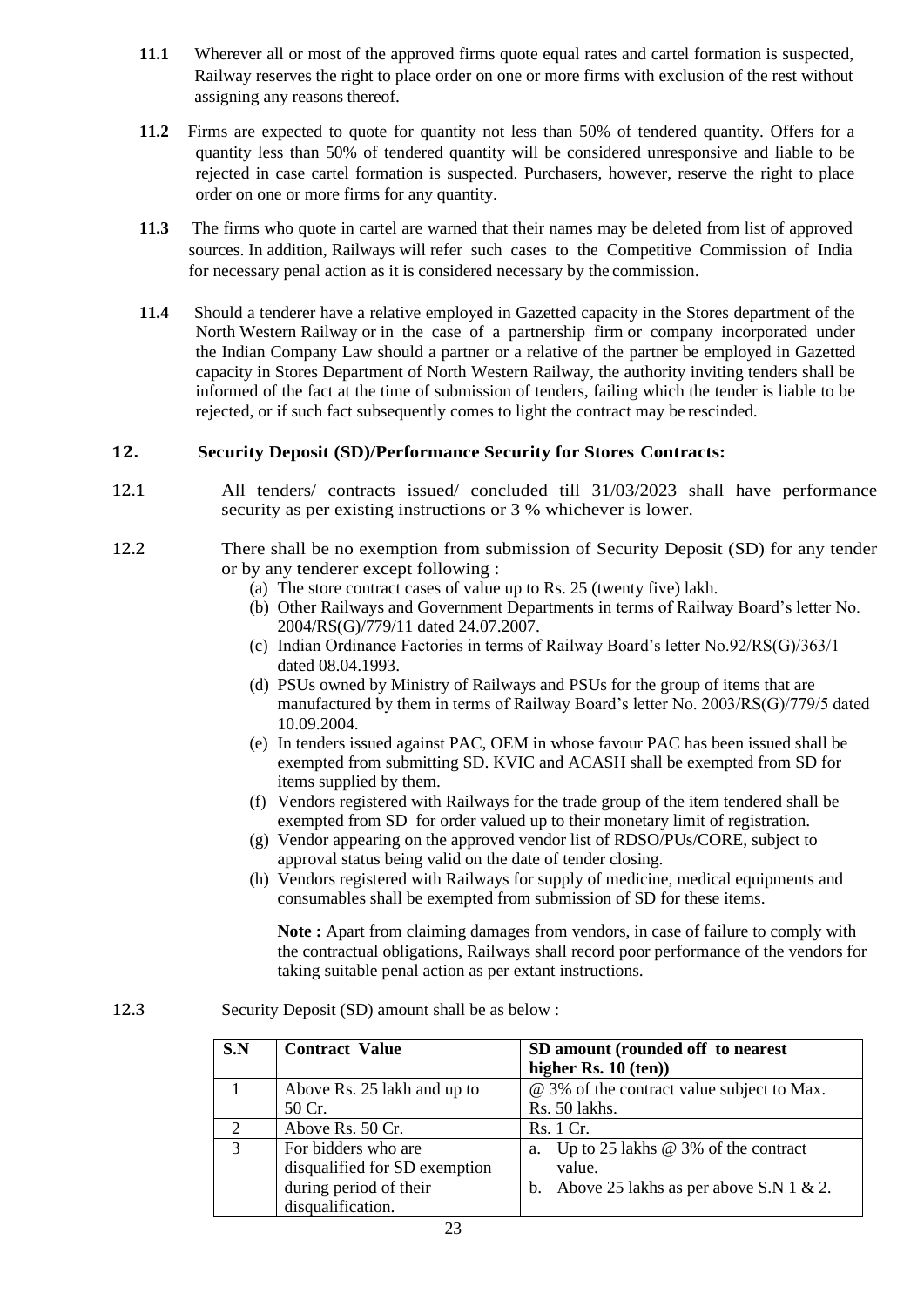**11.1** Wherever all or most of the approved firms quote equal rates and cartel formation is suspected, Railway reserves the right to place order on one or more firms with exclusion of the rest without assigning any reasons thereof.

**11.2** Firms are expected to quote for quantity not less than 50% of tendered quantity. Offers for a quantity less than 50% of tendered quantity will be considered unresponsive and liable to be rejected in case cartel formation is suspected. Purchasers, however, reserve the right to place order on one or more firms for any quantity.

**11.3** The firms who quote in cartel are warned that their names may be deleted from list of approved sources. In addition, Railways will refer such cases to the Competitive Commission of India for necessary penal action as it is considered necessary by the commission.

**11.4** Should a tenderer have a relative employed in Gazetted capacity in the Stores department of the North Western Railway or in the case of a partnership firm or company incorporated under the Indian Company Law should a partner or a relative of the partner be employed in Gazetted capacity in Stores Department of North Western Railway, the authority inviting tenders shall be informed of the fact at the time of submission of tenders, failing which the tender is liable to be rejected, or if such fact subsequently comes to light the contract may be rescinded.

## 12. Security Deposit (SD)/Performance Security for Stores Contracts:

12.1 All tenders/ contracts issued/ concluded till 31/03/2023 shall have performance security as per existing instructions or 3 % whichever is lower.

12.2 There shall be no exemption from submission of Security Deposit (SD) for any tender or by any tenderer except following :

(a) The store contract cases of value up to Rs. 25 (twenty five) lakh.
(b) Other Railways and Government Departments in terms of Railway Board's letter No. 2004/RS(G)/779/11 dated 24.07.2007.
(c) Indian Ordinance Factories in terms of Railway Board's letter No.92/RS(G)/363/1 dated 08.04.1993.
(d) PSUs owned by Ministry of Railways and PSUs for the group of items that are manufactured by them in terms of Railway Board's letter No. 2003/RS(G)/779/5 dated 10.09.2004.
(e) In tenders issued against PAC, OEM in whose favour PAC has been issued shall be exempted from submitting SD. KVIC and ACASH shall be exempted from SD for items supplied by them.
(f) Vendors registered with Railways for the trade group of the item tendered shall be exempted from SD for order valued up to their monetary limit of registration.
(g) Vendor appearing on the approved vendor list of RDSO/PUs/CORE, subject to approval status being valid on the date of tender closing.
(h) Vendors registered with Railways for supply of medicine, medical equipments and consumables shall be exempted from submission of SD for these items.

**Note :** Apart from claiming damages from vendors, in case of failure to comply with the contractual obligations, Railways shall record poor performance of the vendors for taking suitable penal action as per extant instructions.

12.3 Security Deposit (SD) amount shall be as below :

| S.N | Contract Value | SD amount (rounded off to nearest higher Rs. 10 (ten)) |
|---|---|---|
| 1 | Above Rs. 25 lakh and up to 50 Cr. | @ 3% of the contract value subject to Max. Rs. 50 lakhs. |
| 2 | Above Rs. 50 Cr. | Rs. 1 Cr. |
| 3 | For bidders who are disqualified for SD exemption during period of their disqualification. | a. Up to 25 lakhs @ 3% of the contract value.<br>b. Above 25 lakhs as per above S.N 1 & 2. |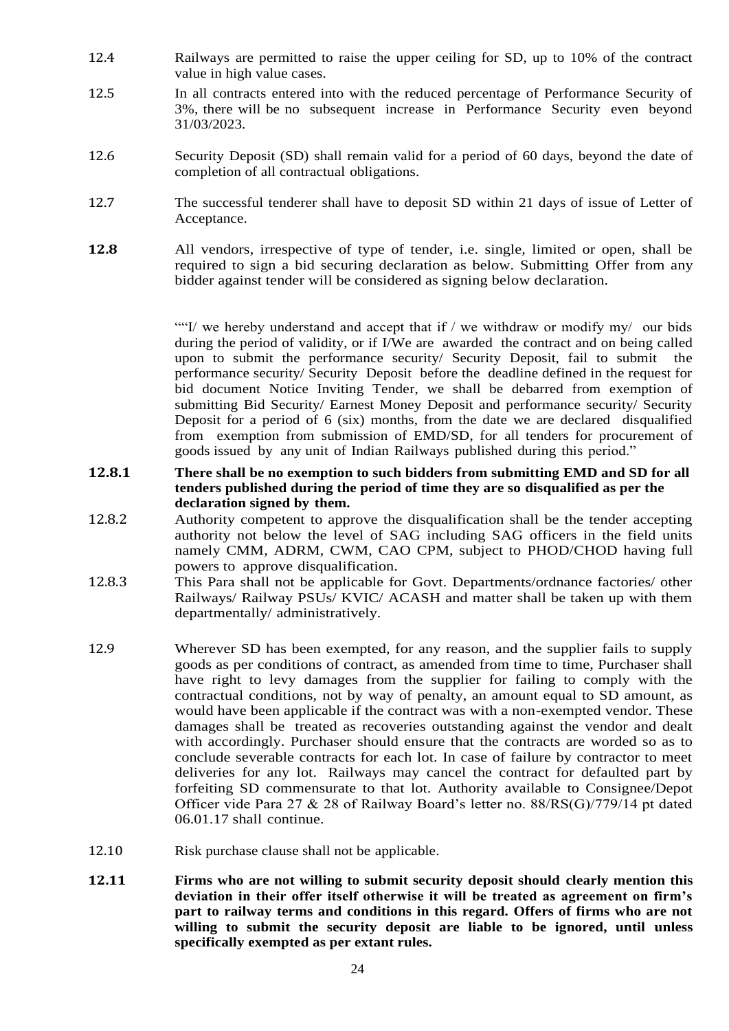12.4 Railways are permitted to raise the upper ceiling for SD, up to 10% of the contract value in high value cases.

12.5 In all contracts entered into with the reduced percentage of Performance Security of 3%, there will be no subsequent increase in Performance Security even beyond 31/03/2023.

12.6 Security Deposit (SD) shall remain valid for a period of 60 days, beyond the date of completion of all contractual obligations.

12.7 The successful tenderer shall have to deposit SD within 21 days of issue of Letter of Acceptance.

**12.8** All vendors, irrespective of type of tender, i.e. single, limited or open, shall be required to sign a bid securing declaration as below. Submitting Offer from any bidder against tender will be considered as signing below declaration.

> ""I/ we hereby understand and accept that if / we withdraw or modify my/ our bids during the period of validity, or if I/We are awarded the contract and on being called upon to submit the performance security/ Security Deposit, fail to submit the performance security/ Security Deposit before the deadline defined in the request for bid document Notice Inviting Tender, we shall be debarred from exemption of submitting Bid Security/ Earnest Money Deposit and performance security/ Security Deposit for a period of 6 (six) months, from the date we are declared disqualified from exemption from submission of EMD/SD, for all tenders for procurement of goods issued by any unit of Indian Railways published during this period."

**12.8.1 There shall be no exemption to such bidders from submitting EMD and SD for all tenders published during the period of time they are so disqualified as per the declaration signed by them.**

12.8.2 Authority competent to approve the disqualification shall be the tender accepting authority not below the level of SAG including SAG officers in the field units namely CMM, ADRM, CWM, CAO CPM, subject to PHOD/CHOD having full powers to approve disqualification.

12.8.3 This Para shall not be applicable for Govt. Departments/ordnance factories/ other Railways/ Railway PSUs/ KVIC/ ACASH and matter shall be taken up with them departmentally/ administratively.

12.9 Wherever SD has been exempted, for any reason, and the supplier fails to supply goods as per conditions of contract, as amended from time to time, Purchaser shall have right to levy damages from the supplier for failing to comply with the contractual conditions, not by way of penalty, an amount equal to SD amount, as would have been applicable if the contract was with a non-exempted vendor. These damages shall be treated as recoveries outstanding against the vendor and dealt with accordingly. Purchaser should ensure that the contracts are worded so as to conclude severable contracts for each lot. In case of failure by contractor to meet deliveries for any lot. Railways may cancel the contract for defaulted part by forfeiting SD commensurate to that lot. Authority available to Consignee/Depot Officer vide Para 27 & 28 of Railway Board's letter no. 88/RS(G)/779/14 pt dated 06.01.17 shall continue.

12.10 Risk purchase clause shall not be applicable.

**12.11 Firms who are not willing to submit security deposit should clearly mention this deviation in their offer itself otherwise it will be treated as agreement on firm's part to railway terms and conditions in this regard. Offers of firms who are not willing to submit the security deposit are liable to be ignored, until unless specifically exempted as per extant rules.**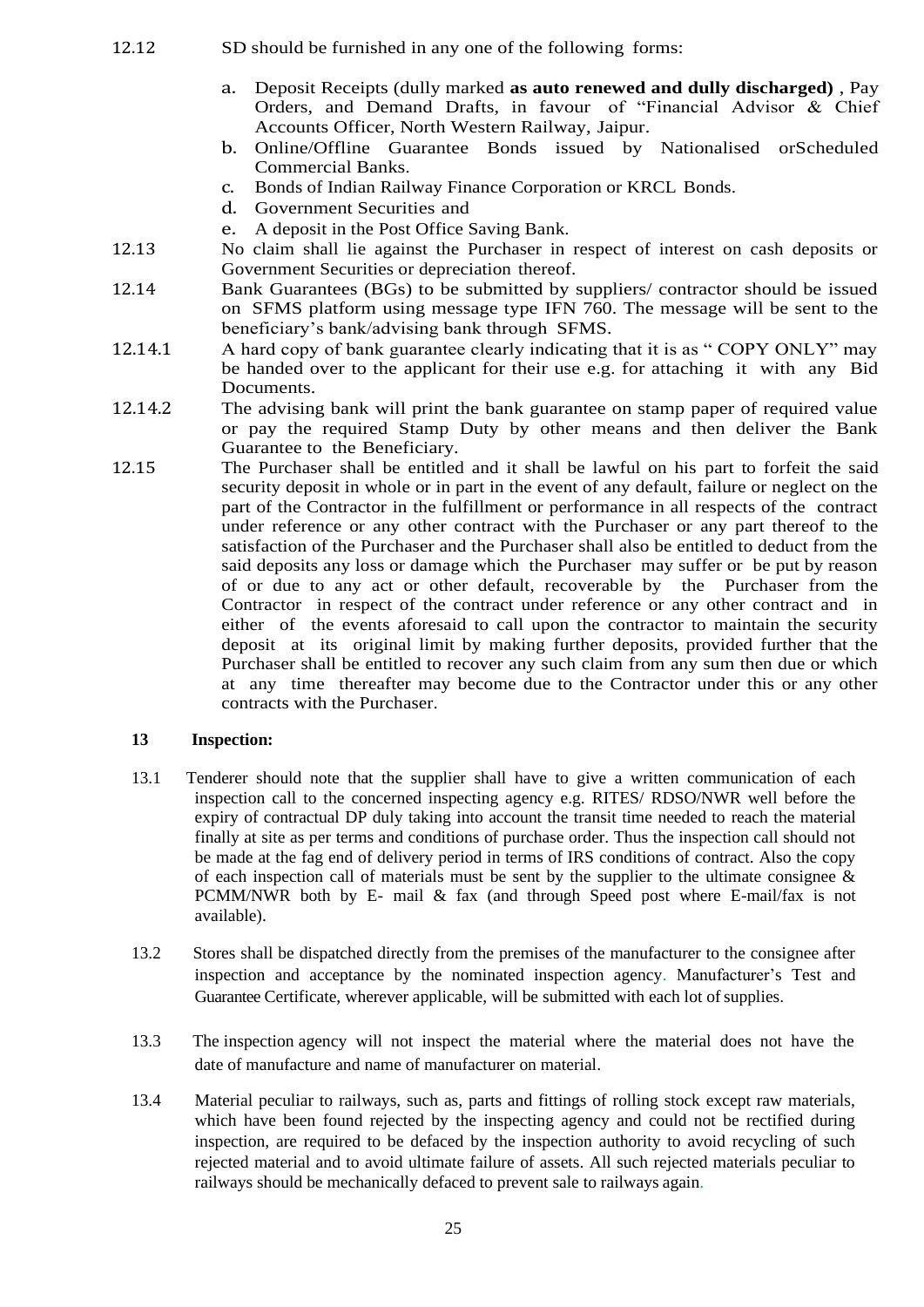12.12 SD should be furnished in any one of the following forms:

a. Deposit Receipts (dully marked **as auto renewed and dully discharged)** , Pay Orders, and Demand Drafts, in favour of "Financial Advisor & Chief Accounts Officer, North Western Railway, Jaipur.
b. Online/Offline Guarantee Bonds issued by Nationalised orScheduled Commercial Banks.
c. Bonds of Indian Railway Finance Corporation or KRCL Bonds.
d. Government Securities and
e. A deposit in the Post Office Saving Bank.

12.13 No claim shall lie against the Purchaser in respect of interest on cash deposits or Government Securities or depreciation thereof.

12.14 Bank Guarantees (BGs) to be submitted by suppliers/ contractor should be issued on SFMS platform using message type IFN 760. The message will be sent to the beneficiary's bank/advising bank through SFMS.

12.14.1 A hard copy of bank guarantee clearly indicating that it is as " COPY ONLY" may be handed over to the applicant for their use e.g. for attaching it with any Bid Documents.

12.14.2 The advising bank will print the bank guarantee on stamp paper of required value or pay the required Stamp Duty by other means and then deliver the Bank Guarantee to the Beneficiary.

12.15 The Purchaser shall be entitled and it shall be lawful on his part to forfeit the said security deposit in whole or in part in the event of any default, failure or neglect on the part of the Contractor in the fulfillment or performance in all respects of the contract under reference or any other contract with the Purchaser or any part thereof to the satisfaction of the Purchaser and the Purchaser shall also be entitled to deduct from the said deposits any loss or damage which the Purchaser may suffer or be put by reason of or due to any act or other default, recoverable by the Purchaser from the Contractor in respect of the contract under reference or any other contract and in either of the events aforesaid to call upon the contractor to maintain the security deposit at its original limit by making further deposits, provided further that the Purchaser shall be entitled to recover any such claim from any sum then due or which at any time thereafter may become due to the Contractor under this or any other contracts with the Purchaser.

**13 Inspection:**

13.1 Tenderer should note that the supplier shall have to give a written communication of each inspection call to the concerned inspecting agency e.g. RITES/ RDSO/NWR well before the expiry of contractual DP duly taking into account the transit time needed to reach the material finally at site as per terms and conditions of purchase order. Thus the inspection call should not be made at the fag end of delivery period in terms of IRS conditions of contract. Also the copy of each inspection call of materials must be sent by the supplier to the ultimate consignee & PCMM/NWR both by E- mail & fax (and through Speed post where E-mail/fax is not available).

13.2 Stores shall be dispatched directly from the premises of the manufacturer to the consignee after inspection and acceptance by the nominated inspection agency. Manufacturer's Test and Guarantee Certificate, wherever applicable, will be submitted with each lot of supplies.

13.3 The inspection agency will not inspect the material where the material does not have the date of manufacture and name of manufacturer on material.

13.4 Material peculiar to railways, such as, parts and fittings of rolling stock except raw materials, which have been found rejected by the inspecting agency and could not be rectified during inspection, are required to be defaced by the inspection authority to avoid recycling of such rejected material and to avoid ultimate failure of assets. All such rejected materials peculiar to railways should be mechanically defaced to prevent sale to railways again.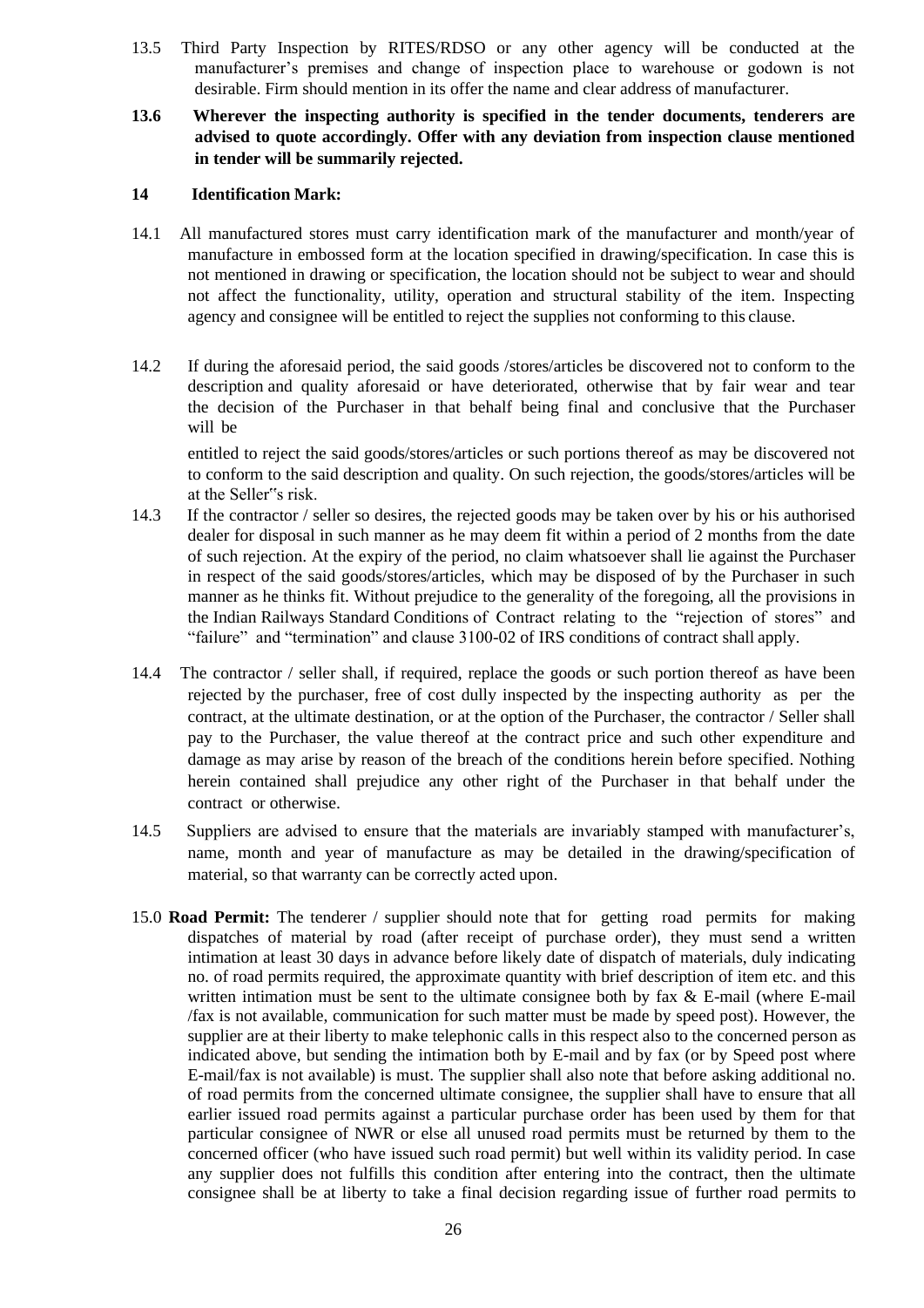13.5 Third Party Inspection by RITES/RDSO or any other agency will be conducted at the manufacturer's premises and change of inspection place to warehouse or godown is not desirable. Firm should mention in its offer the name and clear address of manufacturer.

**13.6 Wherever the inspecting authority is specified in the tender documents, tenderers are advised to quote accordingly. Offer with any deviation from inspection clause mentioned in tender will be summarily rejected.**

**14 Identification Mark:**

14.1 All manufactured stores must carry identification mark of the manufacturer and month/year of manufacture in embossed form at the location specified in drawing/specification. In case this is not mentioned in drawing or specification, the location should not be subject to wear and should not affect the functionality, utility, operation and structural stability of the item. Inspecting agency and consignee will be entitled to reject the supplies not conforming to this clause.

14.2 If during the aforesaid period, the said goods /stores/articles be discovered not to conform to the description and quality aforesaid or have deteriorated, otherwise that by fair wear and tear the decision of the Purchaser in that behalf being final and conclusive that the Purchaser will be

entitled to reject the said goods/stores/articles or such portions thereof as may be discovered not to conform to the said description and quality. On such rejection, the goods/stores/articles will be at the Seller"s risk.

14.3 If the contractor / seller so desires, the rejected goods may be taken over by his or his authorised dealer for disposal in such manner as he may deem fit within a period of 2 months from the date of such rejection. At the expiry of the period, no claim whatsoever shall lie against the Purchaser in respect of the said goods/stores/articles, which may be disposed of by the Purchaser in such manner as he thinks fit. Without prejudice to the generality of the foregoing, all the provisions in the Indian Railways Standard Conditions of Contract relating to the "rejection of stores" and "failure" and "termination" and clause 3100-02 of IRS conditions of contract shall apply.

14.4 The contractor / seller shall, if required, replace the goods or such portion thereof as have been rejected by the purchaser, free of cost dully inspected by the inspecting authority as per the contract, at the ultimate destination, or at the option of the Purchaser, the contractor / Seller shall pay to the Purchaser, the value thereof at the contract price and such other expenditure and damage as may arise by reason of the breach of the conditions herein before specified. Nothing herein contained shall prejudice any other right of the Purchaser in that behalf under the contract or otherwise.

14.5 Suppliers are advised to ensure that the materials are invariably stamped with manufacturer's, name, month and year of manufacture as may be detailed in the drawing/specification of material, so that warranty can be correctly acted upon.

15.0 **Road Permit:** The tenderer / supplier should note that for getting road permits for making dispatches of material by road (after receipt of purchase order), they must send a written intimation at least 30 days in advance before likely date of dispatch of materials, duly indicating no. of road permits required, the approximate quantity with brief description of item etc. and this written intimation must be sent to the ultimate consignee both by fax & E-mail (where E-mail /fax is not available, communication for such matter must be made by speed post). However, the supplier are at their liberty to make telephonic calls in this respect also to the concerned person as indicated above, but sending the intimation both by E-mail and by fax (or by Speed post where E-mail/fax is not available) is must. The supplier shall also note that before asking additional no. of road permits from the concerned ultimate consignee, the supplier shall have to ensure that all earlier issued road permits against a particular purchase order has been used by them for that particular consignee of NWR or else all unused road permits must be returned by them to the concerned officer (who have issued such road permit) but well within its validity period. In case any supplier does not fulfills this condition after entering into the contract, then the ultimate consignee shall be at liberty to take a final decision regarding issue of further road permits to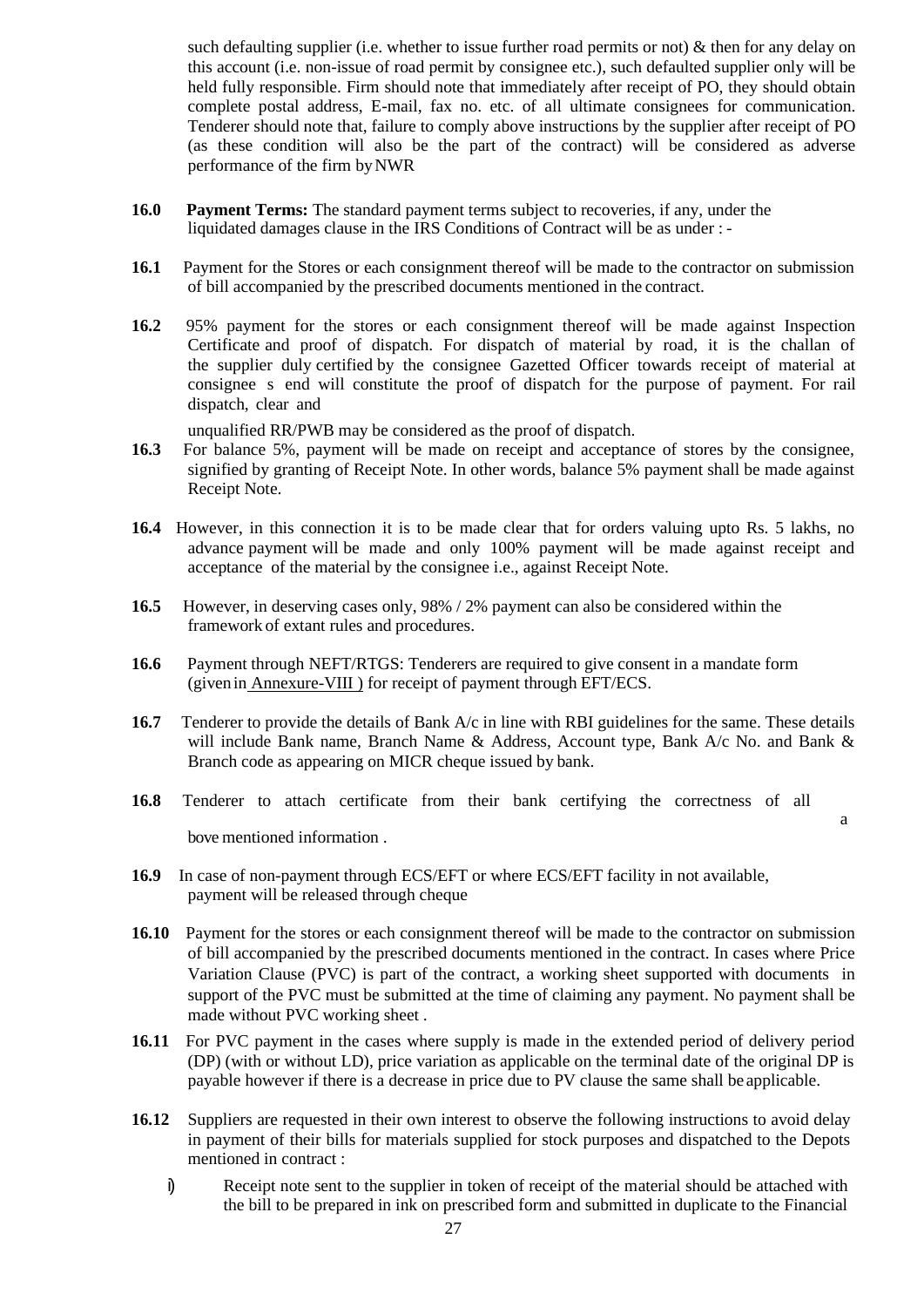such defaulting supplier (i.e. whether to issue further road permits or not) & then for any delay on this account (i.e. non-issue of road permit by consignee etc.), such defaulted supplier only will be held fully responsible. Firm should note that immediately after receipt of PO, they should obtain complete postal address, E-mail, fax no. etc. of all ultimate consignees for communication. Tenderer should note that, failure to comply above instructions by the supplier after receipt of PO (as these condition will also be the part of the contract) will be considered as adverse performance of the firm by NWR

**16.0** **Payment Terms:** The standard payment terms subject to recoveries, if any, under the liquidated damages clause in the IRS Conditions of Contract will be as under : -

**16.1** Payment for the Stores or each consignment thereof will be made to the contractor on submission of bill accompanied by the prescribed documents mentioned in the contract.

**16.2** 95% payment for the stores or each consignment thereof will be made against Inspection Certificate and proof of dispatch. For dispatch of material by road, it is the challan of the supplier duly certified by the consignee Gazetted Officer towards receipt of material at consignee s end will constitute the proof of dispatch for the purpose of payment. For rail dispatch, clear and unqualified RR/PWB may be considered as the proof of dispatch.

**16.3** For balance 5%, payment will be made on receipt and acceptance of stores by the consignee, signified by granting of Receipt Note. In other words, balance 5% payment shall be made against Receipt Note.

**16.4** However, in this connection it is to be made clear that for orders valuing upto Rs. 5 lakhs, no advance payment will be made and only 100% payment will be made against receipt and acceptance of the material by the consignee i.e., against Receipt Note.

**16.5** However, in deserving cases only, 98% / 2% payment can also be considered within the framework of extant rules and procedures.

**16.6** Payment through NEFT/RTGS: Tenderers are required to give consent in a mandate form (given in Annexure-VIII ) for receipt of payment through EFT/ECS.

**16.7** Tenderer to provide the details of Bank A/c in line with RBI guidelines for the same. These details will include Bank name, Branch Name & Address, Account type, Bank A/c No. and Bank & Branch code as appearing on MICR cheque issued by bank.

**16.8** Tenderer to attach certificate from their bank certifying the correctness of all above mentioned information .

**16.9** In case of non-payment through ECS/EFT or where ECS/EFT facility in not available, payment will be released through cheque

**16.10** Payment for the stores or each consignment thereof will be made to the contractor on submission of bill accompanied by the prescribed documents mentioned in the contract. In cases where Price Variation Clause (PVC) is part of the contract, a working sheet supported with documents in support of the PVC must be submitted at the time of claiming any payment. No payment shall be made without PVC working sheet .

**16.11** For PVC payment in the cases where supply is made in the extended period of delivery period (DP) (with or without LD), price variation as applicable on the terminal date of the original DP is payable however if there is a decrease in price due to PV clause the same shall be applicable.

**16.12** Suppliers are requested in their own interest to observe the following instructions to avoid delay in payment of their bills for materials supplied for stock purposes and dispatched to the Depots mentioned in contract :

i) Receipt note sent to the supplier in token of receipt of the material should be attached with the bill to be prepared in ink on prescribed form and submitted in duplicate to the Financial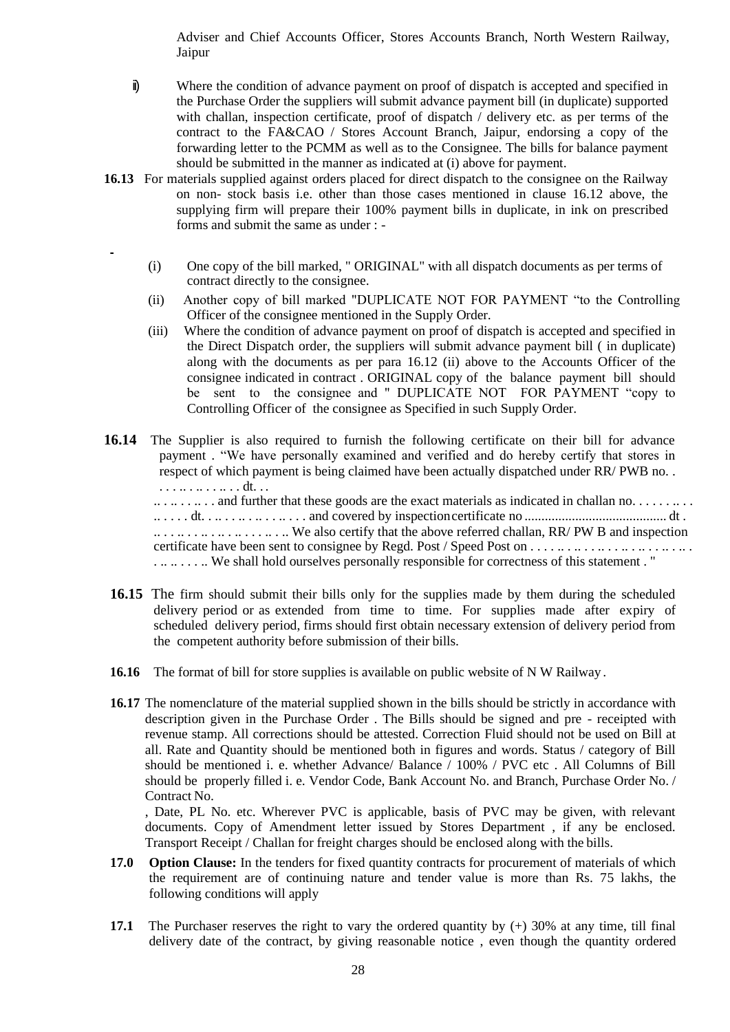Adviser and Chief Accounts Officer, Stores Accounts Branch, North Western Railway, Jaipur

ii) Where the condition of advance payment on proof of dispatch is accepted and specified in the Purchase Order the suppliers will submit advance payment bill (in duplicate) supported with challan, inspection certificate, proof of dispatch / delivery etc. as per terms of the contract to the FA&CAO / Stores Account Branch, Jaipur, endorsing a copy of the forwarding letter to the PCMM as well as to the Consignee. The bills for balance payment should be submitted in the manner as indicated at (i) above for payment.

**16.13** For materials supplied against orders placed for direct dispatch to the consignee on the Railway on non- stock basis i.e. other than those cases mentioned in clause 16.12 above, the supplying firm will prepare their 100% payment bills in duplicate, in ink on prescribed forms and submit the same as under : -

(i) One copy of the bill marked, " ORIGINAL" with all dispatch documents as per terms of contract directly to the consignee.

(ii) Another copy of bill marked "DUPLICATE NOT FOR PAYMENT "to the Controlling Officer of the consignee mentioned in the Supply Order.

(iii) Where the condition of advance payment on proof of dispatch is accepted and specified in the Direct Dispatch order, the suppliers will submit advance payment bill ( in duplicate) along with the documents as per para 16.12 (ii) above to the Accounts Officer of the consignee indicated in contract . ORIGINAL copy of the balance payment bill should be sent to the consignee and " DUPLICATE NOT FOR PAYMENT "copy to Controlling Officer of the consignee as Specified in such Supply Order.

**16.14** The Supplier is also required to furnish the following certificate on their bill for advance payment . "We have personally examined and verified and do hereby certify that stores in respect of which payment is being claimed have been actually dispatched under RR/ PWB no. . . . .. . .. . .. . . dt. . .
.. . .. . . .. . . and further that these goods are the exact materials as indicated in challan no. . . . . . .. . . .. . . . . dt. . .. . . .. . .. . . .. . . . and covered by inspection certificate no ........................................ dt . .. . . .. . . .. . .. . .. . . .. . .. We also certify that the above referred challan, RR/ PW B and inspection certificate have been sent to consignee by Regd. Post / Speed Post on . . . . .. . .. . .. . . .. . .. . . .. . .. . . .. .. . . . .. We shall hold ourselves personally responsible for correctness of this statement . "

**16.15** The firm should submit their bills only for the supplies made by them during the scheduled delivery period or as extended from time to time. For supplies made after expiry of scheduled delivery period, firms should first obtain necessary extension of delivery period from the competent authority before submission of their bills.

**16.16** The format of bill for store supplies is available on public website of N W Railway .

**16.17** The nomenclature of the material supplied shown in the bills should be strictly in accordance with description given in the Purchase Order . The Bills should be signed and pre - receipted with revenue stamp. All corrections should be attested. Correction Fluid should not be used on Bill at all. Rate and Quantity should be mentioned both in figures and words. Status / category of Bill should be mentioned i. e. whether Advance/ Balance / 100% / PVC etc . All Columns of Bill should be properly filled i. e. Vendor Code, Bank Account No. and Branch, Purchase Order No. / Contract No.
, Date, PL No. etc. Wherever PVC is applicable, basis of PVC may be given, with relevant documents. Copy of Amendment letter issued by Stores Department , if any be enclosed. Transport Receipt / Challan for freight charges should be enclosed along with the bills.

**17.0 Option Clause:** In the tenders for fixed quantity contracts for procurement of materials of which the requirement are of continuing nature and tender value is more than Rs. 75 lakhs, the following conditions will apply

**17.1** The Purchaser reserves the right to vary the ordered quantity by (+) 30% at any time, till final delivery date of the contract, by giving reasonable notice , even though the quantity ordered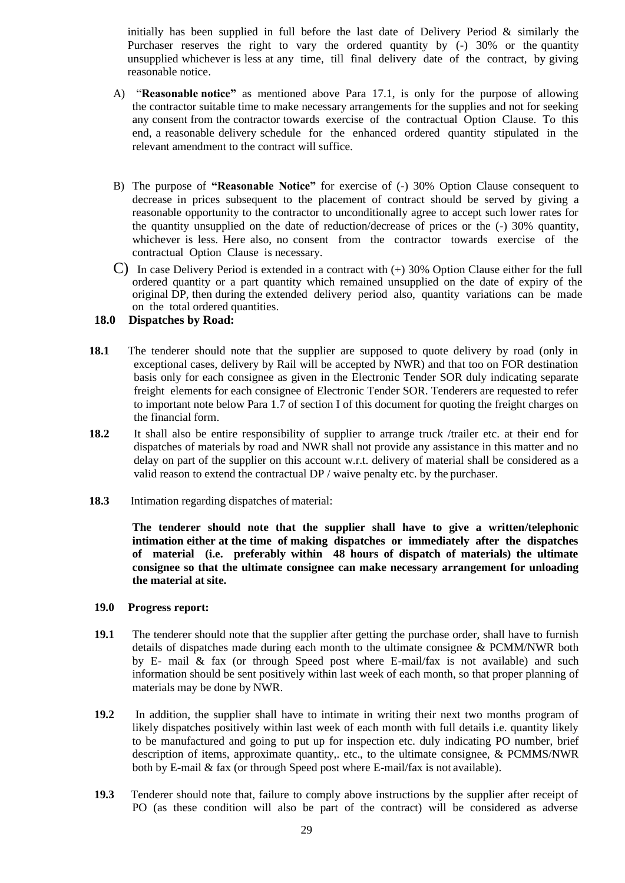initially has been supplied in full before the last date of Delivery Period & similarly the Purchaser reserves the right to vary the ordered quantity by (-) 30% or the quantity unsupplied whichever is less at any time, till final delivery date of the contract, by giving reasonable notice.

A) "**Reasonable notice"** as mentioned above Para 17.1, is only for the purpose of allowing the contractor suitable time to make necessary arrangements for the supplies and not for seeking any consent from the contractor towards exercise of the contractual Option Clause. To this end, a reasonable delivery schedule for the enhanced ordered quantity stipulated in the relevant amendment to the contract will suffice.

B) The purpose of **"Reasonable Notice"** for exercise of (-) 30% Option Clause consequent to decrease in prices subsequent to the placement of contract should be served by giving a reasonable opportunity to the contractor to unconditionally agree to accept such lower rates for the quantity unsupplied on the date of reduction/decrease of prices or the (-) 30% quantity, whichever is less. Here also, no consent from the contractor towards exercise of the contractual Option Clause is necessary.

C) In case Delivery Period is extended in a contract with (+) 30% Option Clause either for the full ordered quantity or a part quantity which remained unsupplied on the date of expiry of the original DP, then during the extended delivery period also, quantity variations can be made on the total ordered quantities.

**18.0 Dispatches by Road:**

**18.1** The tenderer should note that the supplier are supposed to quote delivery by road (only in exceptional cases, delivery by Rail will be accepted by NWR) and that too on FOR destination basis only for each consignee as given in the Electronic Tender SOR duly indicating separate freight elements for each consignee of Electronic Tender SOR. Tenderers are requested to refer to important note below Para 1.7 of section I of this document for quoting the freight charges on the financial form.

**18.2** It shall also be entire responsibility of supplier to arrange truck /trailer etc. at their end for dispatches of materials by road and NWR shall not provide any assistance in this matter and no delay on part of the supplier on this account w.r.t. delivery of material shall be considered as a valid reason to extend the contractual DP / waive penalty etc. by the purchaser.

**18.3** Intimation regarding dispatches of material:

**The tenderer should note that the supplier shall have to give a written/telephonic intimation either at the time of making dispatches or immediately after the dispatches of material (i.e. preferably within 48 hours of dispatch of materials) the ultimate consignee so that the ultimate consignee can make necessary arrangement for unloading the material at site.**

**19.0 Progress report:**

**19.1** The tenderer should note that the supplier after getting the purchase order, shall have to furnish details of dispatches made during each month to the ultimate consignee & PCMM/NWR both by E- mail & fax (or through Speed post where E-mail/fax is not available) and such information should be sent positively within last week of each month, so that proper planning of materials may be done by NWR.

**19.2** In addition, the supplier shall have to intimate in writing their next two months program of likely dispatches positively within last week of each month with full details i.e. quantity likely to be manufactured and going to put up for inspection etc. duly indicating PO number, brief description of items, approximate quantity,. etc., to the ultimate consignee, & PCMMS/NWR both by E-mail & fax (or through Speed post where E-mail/fax is not available).

**19.3** Tenderer should note that, failure to comply above instructions by the supplier after receipt of PO (as these condition will also be part of the contract) will be considered as adverse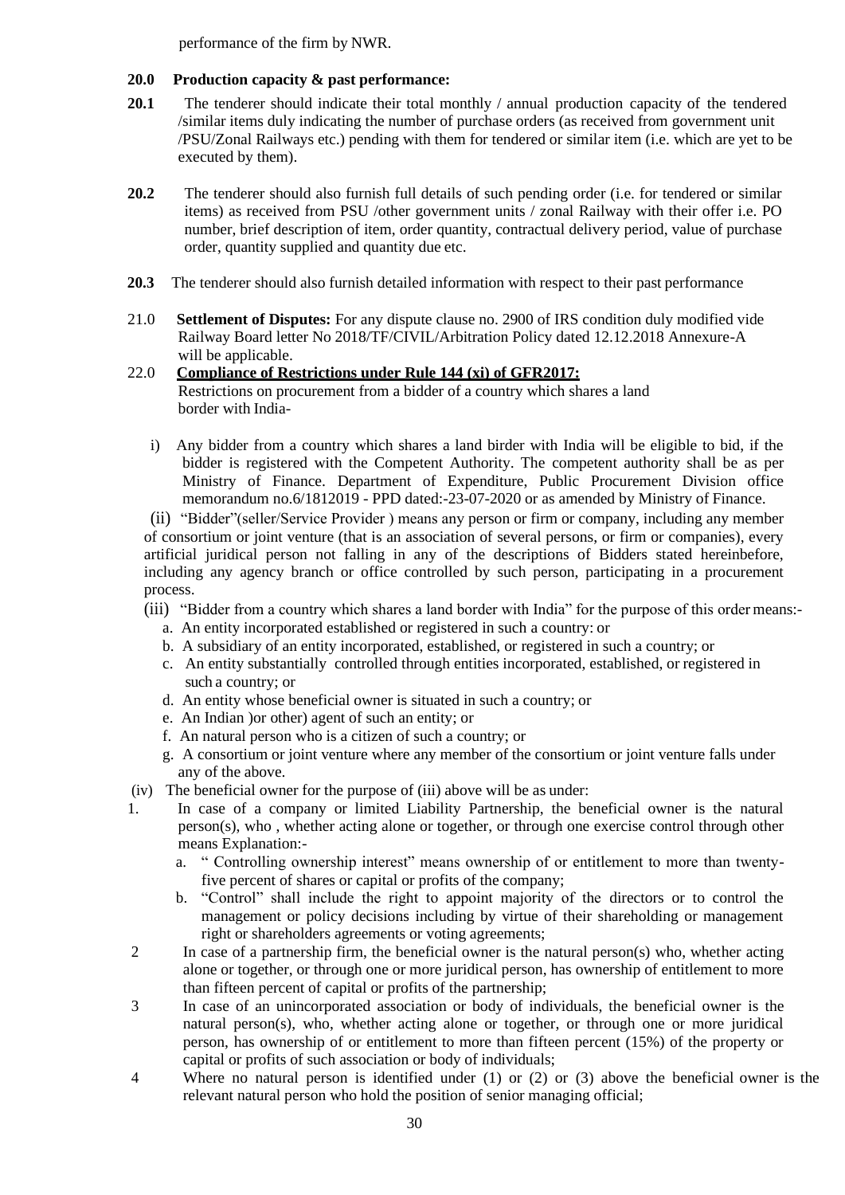performance of the firm by NWR.

**20.0 Production capacity & past performance:**

**20.1** The tenderer should indicate their total monthly / annual production capacity of the tendered /similar items duly indicating the number of purchase orders (as received from government unit /PSU/Zonal Railways etc.) pending with them for tendered or similar item (i.e. which are yet to be executed by them).

**20.2** The tenderer should also furnish full details of such pending order (i.e. for tendered or similar items) as received from PSU /other government units / zonal Railway with their offer i.e. PO number, brief description of item, order quantity, contractual delivery period, value of purchase order, quantity supplied and quantity due etc.

**20.3** The tenderer should also furnish detailed information with respect to their past performance

21.0 **Settlement of Disputes:** For any dispute clause no. 2900 of IRS condition duly modified vide Railway Board letter No 2018/TF/CIVIL/Arbitration Policy dated 12.12.2018 Annexure-A will be applicable.

22.0 **Compliance of Restrictions under Rule 144 (xi) of GFR2017:**
Restrictions on procurement from a bidder of a country which shares a land border with India-

i) Any bidder from a country which shares a land birder with India will be eligible to bid, if the bidder is registered with the Competent Authority. The competent authority shall be as per Ministry of Finance. Department of Expenditure, Public Procurement Division office memorandum no.6/1812019 - PPD dated:-23-07-2020 or as amended by Ministry of Finance.

(ii) "Bidder"(seller/Service Provider ) means any person or firm or company, including any member of consortium or joint venture (that is an association of several persons, or firm or companies), every artificial juridical person not falling in any of the descriptions of Bidders stated hereinbefore, including any agency branch or office controlled by such person, participating in a procurement process.

(iii) "Bidder from a country which shares a land border with India" for the purpose of this order means:-

a. An entity incorporated established or registered in such a country: or
b. A subsidiary of an entity incorporated, established, or registered in such a country; or
c. An entity substantially controlled through entities incorporated, established, or registered in such a country; or
d. An entity whose beneficial owner is situated in such a country; or
e. An Indian )or other) agent of such an entity; or
f. An natural person who is a citizen of such a country; or
g. A consortium or joint venture where any member of the consortium or joint venture falls under any of the above.

(iv) The beneficial owner for the purpose of (iii) above will be as under:

1. In case of a company or limited Liability Partnership, the beneficial owner is the natural person(s), who , whether acting alone or together, or through one exercise control through other means Explanation:-
   a. " Controlling ownership interest" means ownership of or entitlement to more than twenty-five percent of shares or capital or profits of the company;
   b. "Control" shall include the right to appoint majority of the directors or to control the management or policy decisions including by virtue of their shareholding or management right or shareholders agreements or voting agreements;
2. In case of a partnership firm, the beneficial owner is the natural person(s) who, whether acting alone or together, or through one or more juridical person, has ownership of entitlement to more than fifteen percent of capital or profits of the partnership;
3. In case of an unincorporated association or body of individuals, the beneficial owner is the natural person(s), who, whether acting alone or together, or through one or more juridical person, has ownership of or entitlement to more than fifteen percent (15%) of the property or capital or profits of such association or body of individuals;
4. Where no natural person is identified under (1) or (2) or (3) above the beneficial owner is the relevant natural person who hold the position of senior managing official;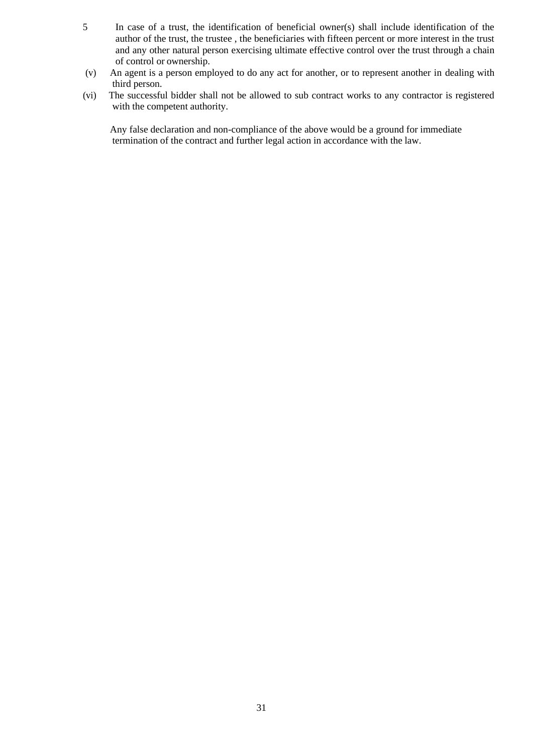5 In case of a trust, the identification of beneficial owner(s) shall include identification of the author of the trust, the trustee , the beneficiaries with fifteen percent or more interest in the trust and any other natural person exercising ultimate effective control over the trust through a chain of control or ownership.

(v) An agent is a person employed to do any act for another, or to represent another in dealing with third person.

(vi) The successful bidder shall not be allowed to sub contract works to any contractor is registered with the competent authority.

Any false declaration and non-compliance of the above would be a ground for immediate termination of the contract and further legal action in accordance with the law.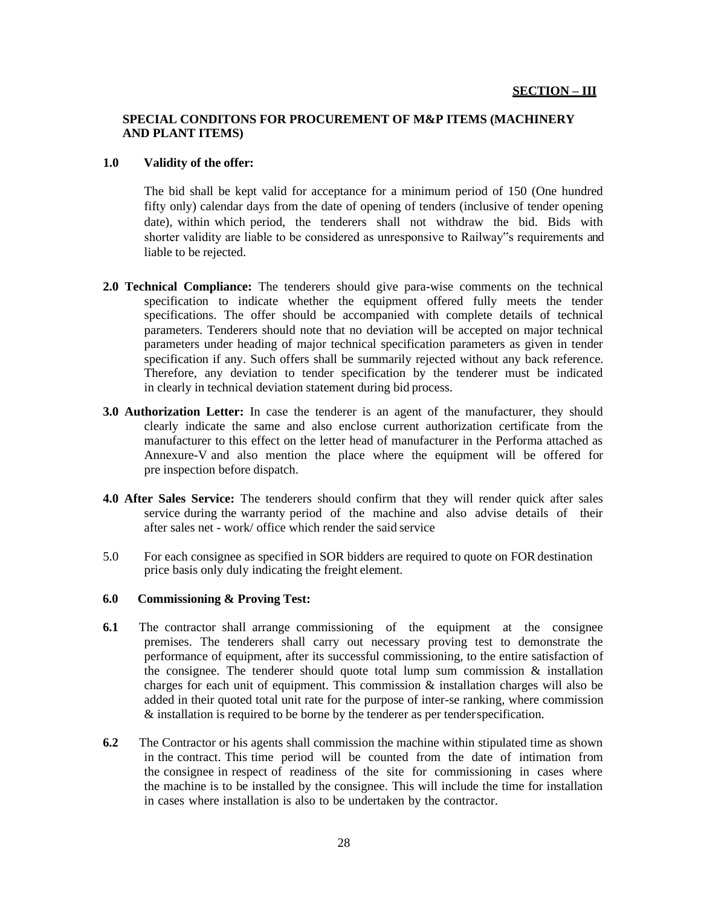**SECTION – III**

**SPECIAL CONDITONS FOR PROCUREMENT OF M&P ITEMS (MACHINERY AND PLANT ITEMS)**

**1.0 Validity of the offer:**

The bid shall be kept valid for acceptance for a minimum period of 150 (One hundred fifty only) calendar days from the date of opening of tenders (inclusive of tender opening date), within which period, the tenderers shall not withdraw the bid. Bids with shorter validity are liable to be considered as unresponsive to Railway"s requirements and liable to be rejected.

**2.0 Technical Compliance:** The tenderers should give para-wise comments on the technical specification to indicate whether the equipment offered fully meets the tender specifications. The offer should be accompanied with complete details of technical parameters. Tenderers should note that no deviation will be accepted on major technical parameters under heading of major technical specification parameters as given in tender specification if any. Such offers shall be summarily rejected without any back reference. Therefore, any deviation to tender specification by the tenderer must be indicated in clearly in technical deviation statement during bid process.

**3.0 Authorization Letter:** In case the tenderer is an agent of the manufacturer, they should clearly indicate the same and also enclose current authorization certificate from the manufacturer to this effect on the letter head of manufacturer in the Performa attached as Annexure-V and also mention the place where the equipment will be offered for pre inspection before dispatch.

**4.0 After Sales Service:** The tenderers should confirm that they will render quick after sales service during the warranty period of the machine and also advise details of their after sales net - work/ office which render the said service

5.0 For each consignee as specified in SOR bidders are required to quote on FOR destination price basis only duly indicating the freight element.

**6.0 Commissioning & Proving Test:**

**6.1** The contractor shall arrange commissioning of the equipment at the consignee premises. The tenderers shall carry out necessary proving test to demonstrate the performance of equipment, after its successful commissioning, to the entire satisfaction of the consignee. The tenderer should quote total lump sum commission & installation charges for each unit of equipment. This commission & installation charges will also be added in their quoted total unit rate for the purpose of inter-se ranking, where commission & installation is required to be borne by the tenderer as per tender specification.

**6.2** The Contractor or his agents shall commission the machine within stipulated time as shown in the contract. This time period will be counted from the date of intimation from the consignee in respect of readiness of the site for commissioning in cases where the machine is to be installed by the consignee. This will include the time for installation in cases where installation is also to be undertaken by the contractor.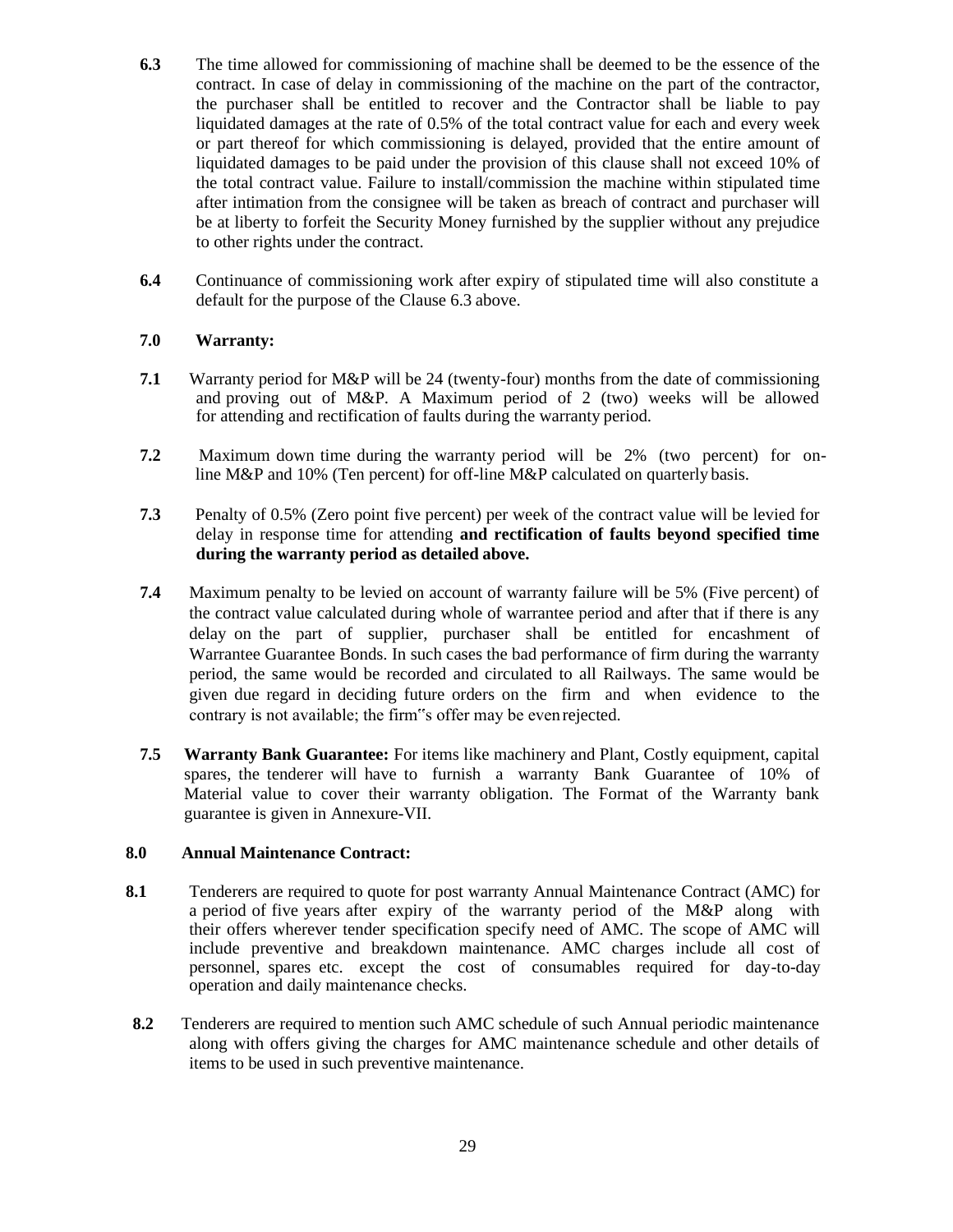**6.3** The time allowed for commissioning of machine shall be deemed to be the essence of the contract. In case of delay in commissioning of the machine on the part of the contractor, the purchaser shall be entitled to recover and the Contractor shall be liable to pay liquidated damages at the rate of 0.5% of the total contract value for each and every week or part thereof for which commissioning is delayed, provided that the entire amount of liquidated damages to be paid under the provision of this clause shall not exceed 10% of the total contract value. Failure to install/commission the machine within stipulated time after intimation from the consignee will be taken as breach of contract and purchaser will be at liberty to forfeit the Security Money furnished by the supplier without any prejudice to other rights under the contract.

**6.4** Continuance of commissioning work after expiry of stipulated time will also constitute a default for the purpose of the Clause 6.3 above.

## 7.0 Warranty:

**7.1** Warranty period for M&P will be 24 (twenty-four) months from the date of commissioning and proving out of M&P. A Maximum period of 2 (two) weeks will be allowed for attending and rectification of faults during the warranty period.

**7.2** Maximum down time during the warranty period will be 2% (two percent) for on-line M&P and 10% (Ten percent) for off-line M&P calculated on quarterly basis.

**7.3** Penalty of 0.5% (Zero point five percent) per week of the contract value will be levied for delay in response time for attending **and rectification of faults beyond specified time during the warranty period as detailed above.**

**7.4** Maximum penalty to be levied on account of warranty failure will be 5% (Five percent) of the contract value calculated during whole of warrantee period and after that if there is any delay on the part of supplier, purchaser shall be entitled for encashment of Warrantee Guarantee Bonds. In such cases the bad performance of firm during the warranty period, the same would be recorded and circulated to all Railways. The same would be given due regard in deciding future orders on the firm and when evidence to the contrary is not available; the firm"s offer may be even rejected.

**7.5** **Warranty Bank Guarantee:** For items like machinery and Plant, Costly equipment, capital spares, the tenderer will have to furnish a warranty Bank Guarantee of 10% of Material value to cover their warranty obligation. The Format of the Warranty bank guarantee is given in Annexure-VII.

## 8.0 Annual Maintenance Contract:

**8.1** Tenderers are required to quote for post warranty Annual Maintenance Contract (AMC) for a period of five years after expiry of the warranty period of the M&P along with their offers wherever tender specification specify need of AMC. The scope of AMC will include preventive and breakdown maintenance. AMC charges include all cost of personnel, spares etc. except the cost of consumables required for day-to-day operation and daily maintenance checks.

**8.2** Tenderers are required to mention such AMC schedule of such Annual periodic maintenance along with offers giving the charges for AMC maintenance schedule and other details of items to be used in such preventive maintenance.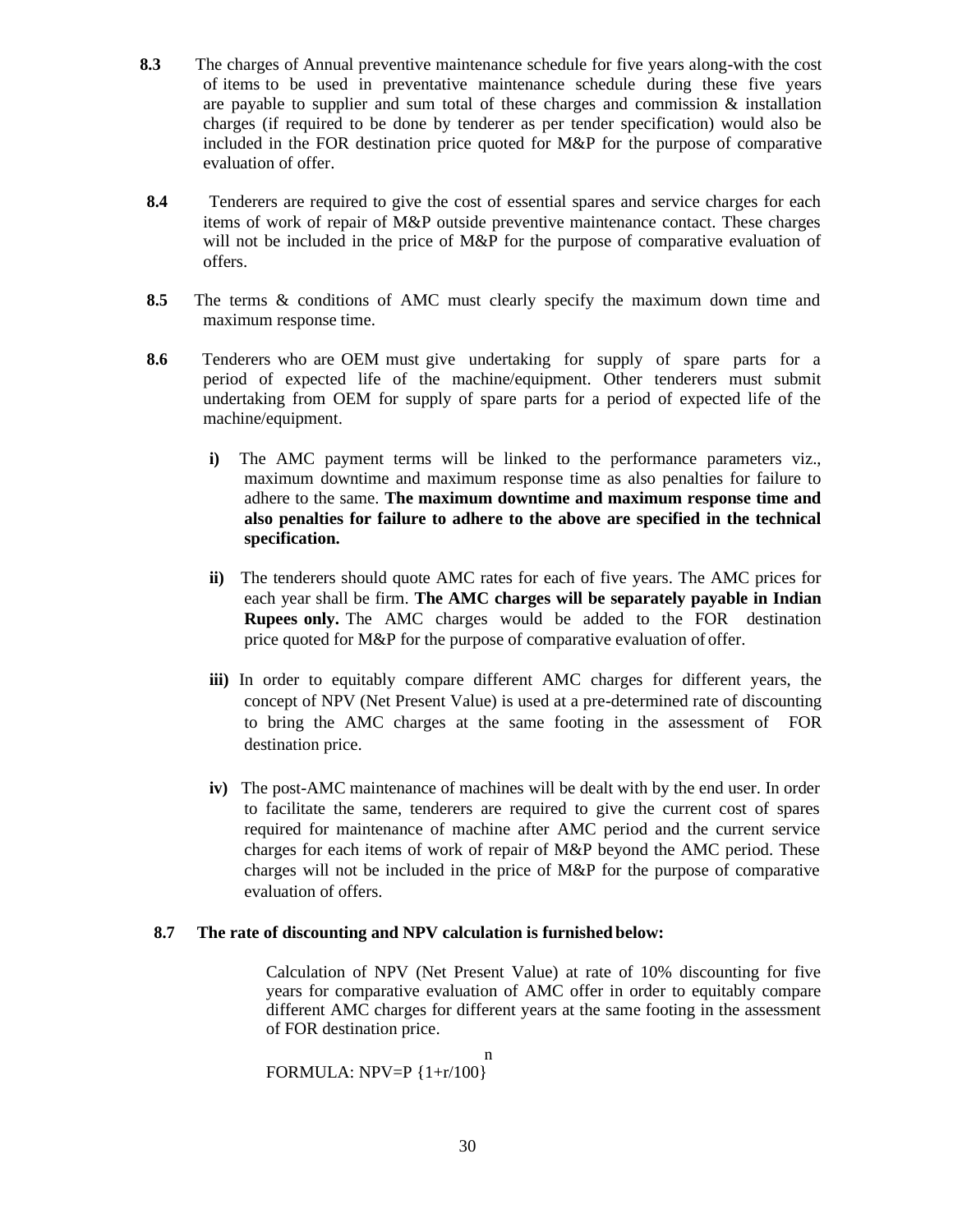**8.3** The charges of Annual preventive maintenance schedule for five years along-with the cost of items to be used in preventative maintenance schedule during these five years are payable to supplier and sum total of these charges and commission & installation charges (if required to be done by tenderer as per tender specification) would also be included in the FOR destination price quoted for M&P for the purpose of comparative evaluation of offer.

**8.4** Tenderers are required to give the cost of essential spares and service charges for each items of work of repair of M&P outside preventive maintenance contact. These charges will not be included in the price of M&P for the purpose of comparative evaluation of offers.

**8.5** The terms & conditions of AMC must clearly specify the maximum down time and maximum response time.

**8.6** Tenderers who are OEM must give undertaking for supply of spare parts for a period of expected life of the machine/equipment. Other tenderers must submit undertaking from OEM for supply of spare parts for a period of expected life of the machine/equipment.

**i)** The AMC payment terms will be linked to the performance parameters viz., maximum downtime and maximum response time as also penalties for failure to adhere to the same. **The maximum downtime and maximum response time and also penalties for failure to adhere to the above are specified in the technical specification.**

**ii)** The tenderers should quote AMC rates for each of five years. The AMC prices for each year shall be firm. **The AMC charges will be separately payable in Indian Rupees only.** The AMC charges would be added to the FOR destination price quoted for M&P for the purpose of comparative evaluation of offer.

**iii)** In order to equitably compare different AMC charges for different years, the concept of NPV (Net Present Value) is used at a pre-determined rate of discounting to bring the AMC charges at the same footing in the assessment of FOR destination price.

**iv)** The post-AMC maintenance of machines will be dealt with by the end user. In order to facilitate the same, tenderers are required to give the current cost of spares required for maintenance of machine after AMC period and the current service charges for each items of work of repair of M&P beyond the AMC period. These charges will not be included in the price of M&P for the purpose of comparative evaluation of offers.

**8.7 The rate of discounting and NPV calculation is furnished below:**

Calculation of NPV (Net Present Value) at rate of 10% discounting for five years for comparative evaluation of AMC offer in order to equitably compare different AMC charges for different years at the same footing in the assessment of FOR destination price.

FORMULA: $NPV=P\ \{1+r/100\}^{n}$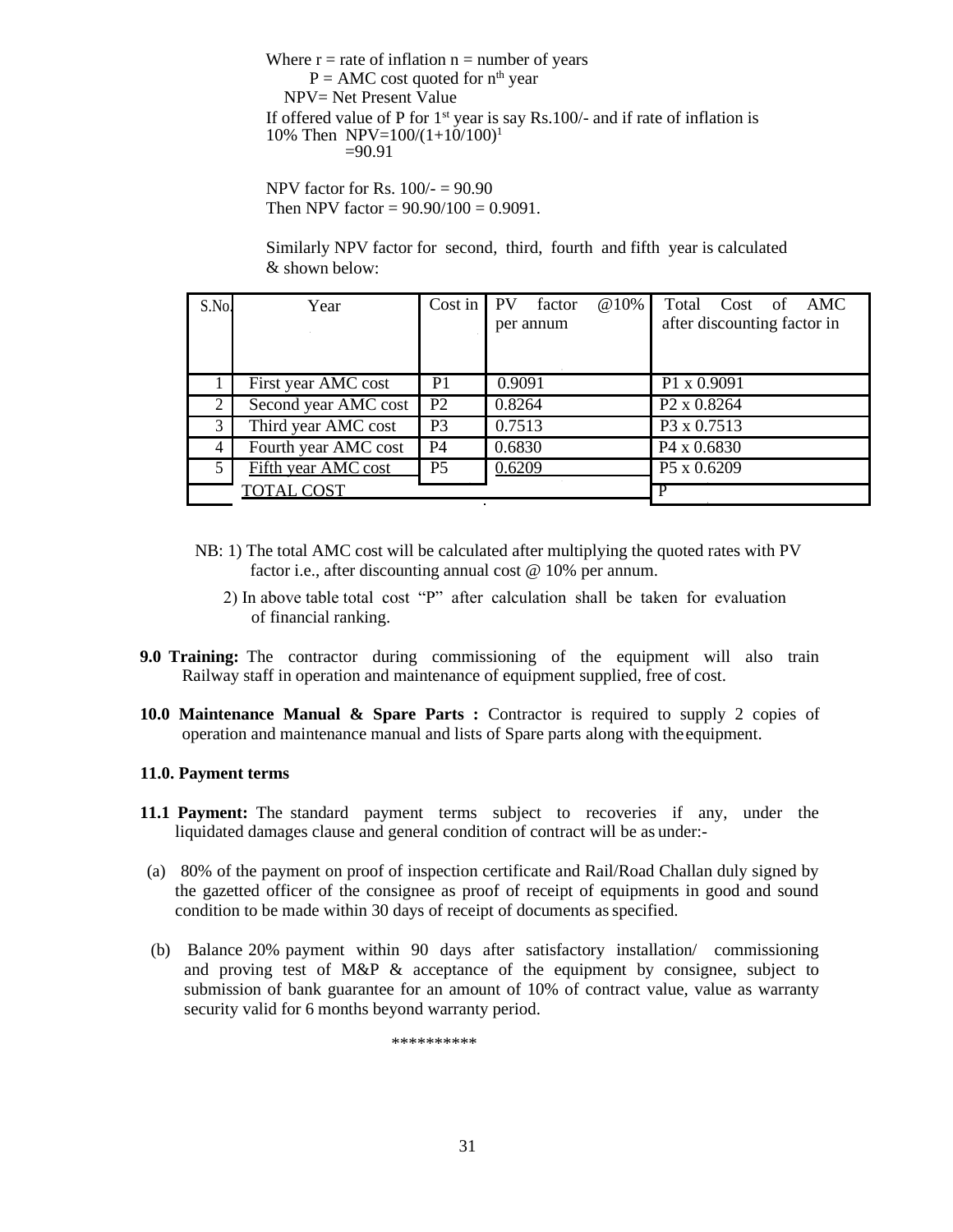Where r = rate of inflation n = number of years

$P$ = AMC cost quoted for $n^{th}$ year

NPV= Net Present Value

If offered value of P for 1st year is say Rs.100/- and if rate of inflation is 10% Then NPV=$100/(1+10/100)^1$

=90.91

NPV factor for Rs. 100/- = 90.90

Then NPV factor = 90.90/100 = 0.9091.

Similarly NPV factor for second, third, fourth and fifth year is calculated & shown below:

| S.No. | Year | Cost in | PV factor @10% per annum | Total Cost of AMC after discounting factor in |
|---|---|---|---|---|
| 1 | First year AMC cost | P1 | 0.9091 | P1 x 0.9091 |
| 2 | Second year AMC cost | P2 | 0.8264 | P2 x 0.8264 |
| 3 | Third year AMC cost | P3 | 0.7513 | P3 x 0.7513 |
| 4 | Fourth year AMC cost | P4 | 0.6830 | P4 x 0.6830 |
| 5 | Fifth year AMC cost | P5 | 0.6209 | P5 x 0.6209 |
| | TOTAL COST | | | P |

NB: 1) The total AMC cost will be calculated after multiplying the quoted rates with PV factor i.e., after discounting annual cost @ 10% per annum.

2) In above table total cost "P" after calculation shall be taken for evaluation of financial ranking.

**9.0 Training:** The contractor during commissioning of the equipment will also train Railway staff in operation and maintenance of equipment supplied, free of cost.

**10.0 Maintenance Manual & Spare Parts :** Contractor is required to supply 2 copies of operation and maintenance manual and lists of Spare parts along with the equipment.

**11.0. Payment terms**

**11.1 Payment:** The standard payment terms subject to recoveries if any, under the liquidated damages clause and general condition of contract will be as under:-

(a) 80% of the payment on proof of inspection certificate and Rail/Road Challan duly signed by the gazetted officer of the consignee as proof of receipt of equipments in good and sound condition to be made within 30 days of receipt of documents as specified.

(b) Balance 20% payment within 90 days after satisfactory installation/ commissioning and proving test of M&P & acceptance of the equipment by consignee, subject to submission of bank guarantee for an amount of 10% of contract value, value as warranty security valid for 6 months beyond warranty period.

**********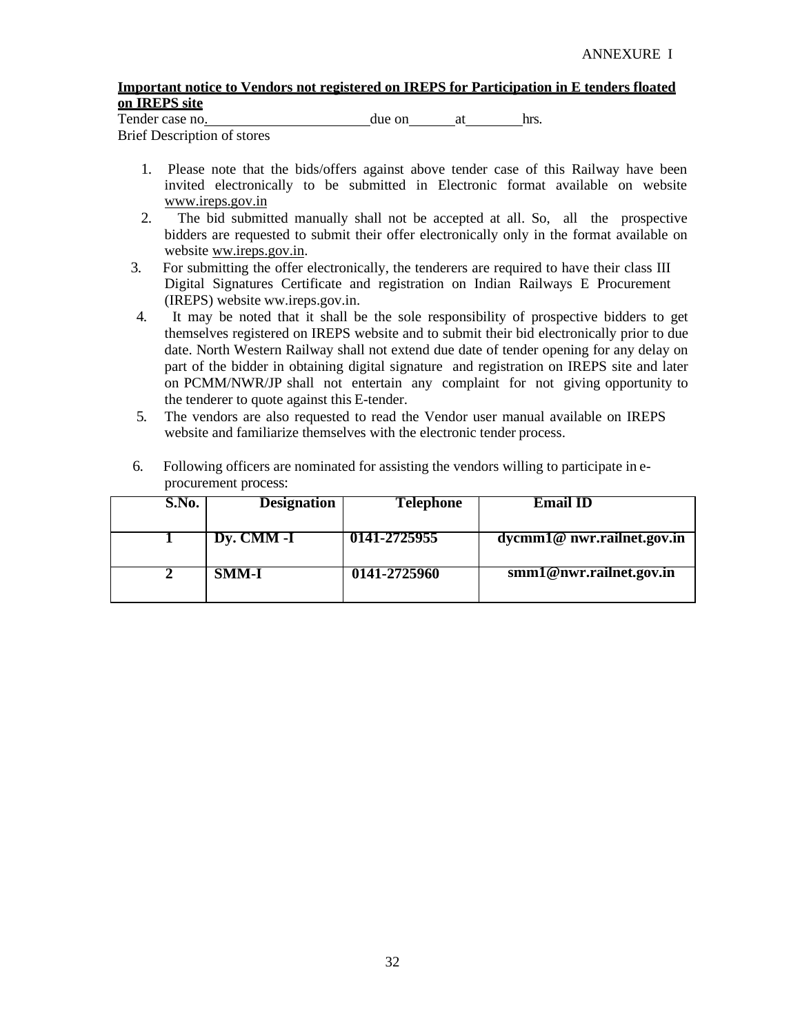ANNEXURE I

**Important notice to Vendors not registered on IREPS for Participation in E tenders floated on IREPS site**

Tender case no.\_\_\_\_\_\_\_\_\_\_\_\_\_\_\_\_\_\_\_\_\_\_\_\_\_due on\_\_\_\_\_\_\_at\_\_\_\_\_\_\_\_hrs.

Brief Description of stores

1. Please note that the bids/offers against above tender case of this Railway have been invited electronically to be submitted in Electronic format available on website www.ireps.gov.in
2. The bid submitted manually shall not be accepted at all. So, all the prospective bidders are requested to submit their offer electronically only in the format available on website ww.ireps.gov.in.
3. For submitting the offer electronically, the tenderers are required to have their class III Digital Signatures Certificate and registration on Indian Railways E Procurement (IREPS) website ww.ireps.gov.in.
4. It may be noted that it shall be the sole responsibility of prospective bidders to get themselves registered on IREPS website and to submit their bid electronically prior to due date. North Western Railway shall not extend due date of tender opening for any delay on part of the bidder in obtaining digital signature and registration on IREPS site and later on PCMM/NWR/JP shall not entertain any complaint for not giving opportunity to the tenderer to quote against this E-tender.
5. The vendors are also requested to read the Vendor user manual available on IREPS website and familiarize themselves with the electronic tender process.
6. Following officers are nominated for assisting the vendors willing to participate in e-procurement process:

| S.No. | Designation | Telephone | Email ID |
|---|---|---|---|
| 1 | Dy. CMM -I | 0141-2725955 | dycmm1@ nwr.railnet.gov.in |
| 2 | SMM-I | 0141-2725960 | smm1@nwr.railnet.gov.in |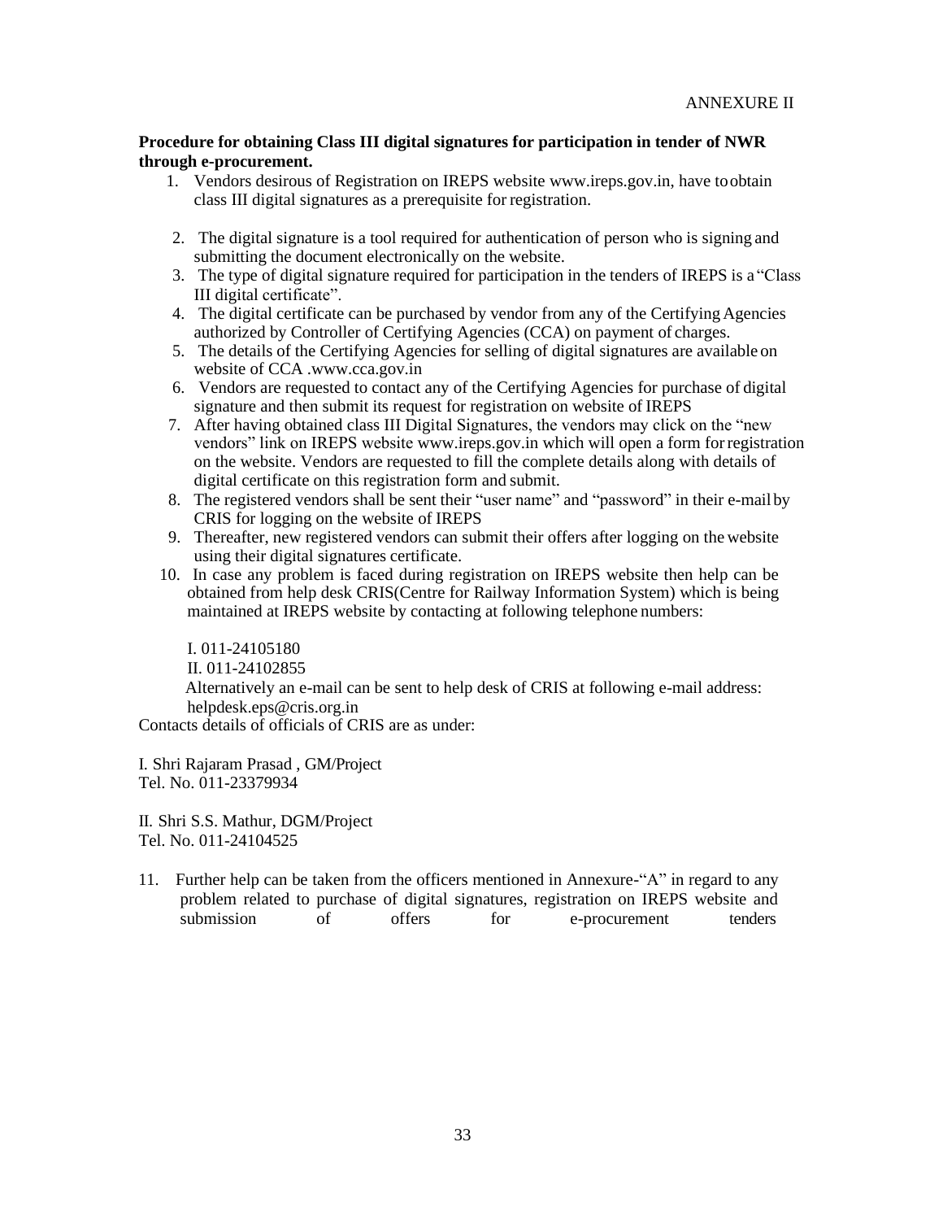ANNEXURE II

**Procedure for obtaining Class III digital signatures for participation in tender of NWR through e-procurement.**

1. Vendors desirous of Registration on IREPS website www.ireps.gov.in, have to obtain class III digital signatures as a prerequisite for registration.
2. The digital signature is a tool required for authentication of person who is signing and submitting the document electronically on the website.
3. The type of digital signature required for participation in the tenders of IREPS is a "Class III digital certificate".
4. The digital certificate can be purchased by vendor from any of the Certifying Agencies authorized by Controller of Certifying Agencies (CCA) on payment of charges.
5. The details of the Certifying Agencies for selling of digital signatures are available on website of CCA .www.cca.gov.in
6. Vendors are requested to contact any of the Certifying Agencies for purchase of digital signature and then submit its request for registration on website of IREPS
7. After having obtained class III Digital Signatures, the vendors may click on the "new vendors" link on IREPS website www.ireps.gov.in which will open a form for registration on the website. Vendors are requested to fill the complete details along with details of digital certificate on this registration form and submit.
8. The registered vendors shall be sent their "user name" and "password" in their e-mail by CRIS for logging on the website of IREPS
9. Thereafter, new registered vendors can submit their offers after logging on the website using their digital signatures certificate.
10. In case any problem is faced during registration on IREPS website then help can be obtained from help desk CRIS(Centre for Railway Information System) which is being maintained at IREPS website by contacting at following telephone numbers:

    I. 011-24105180

    II. 011-24102855

    Alternatively an e-mail can be sent to help desk of CRIS at following e-mail address: helpdesk.eps@cris.org.in

Contacts details of officials of CRIS are as under:

I. Shri Rajaram Prasad , GM/Project
Tel. No. 011-23379934

II. Shri S.S. Mathur, DGM/Project
Tel. No. 011-24104525

11. Further help can be taken from the officers mentioned in Annexure-"A" in regard to any problem related to purchase of digital signatures, registration on IREPS website and submission of offers for e-procurement tenders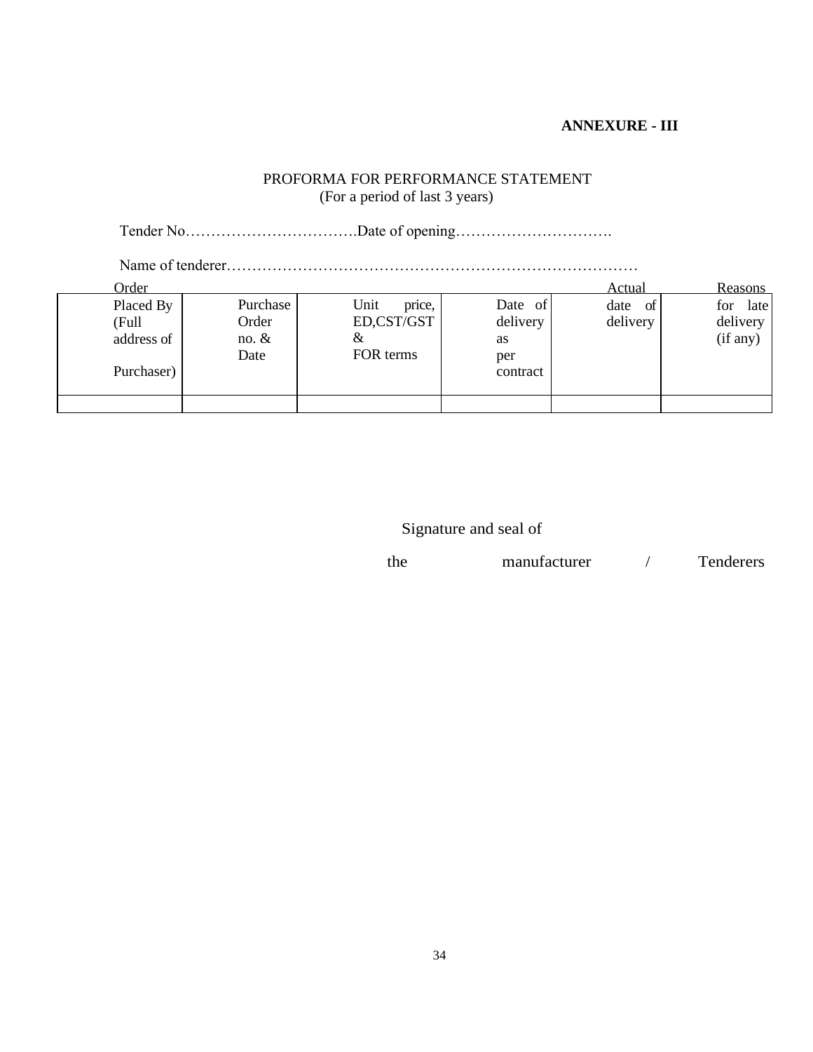**ANNEXURE - III**

PROFORMA FOR PERFORMANCE STATEMENT
(For a period of last 3 years)

Tender No…………………………….Date of opening………………………….

Name of tenderer………………………………………………………………………

| Order Placed By (Full address of Purchaser) | Purchase Order no. & Date | Unit price, ED,CST/GST & FOR terms | Date of delivery as per contract | Actual date of delivery | Reasons for late delivery (if any) |
|---|---|---|---|---|---|
| | | | | | |

Signature and seal of
the manufacturer / Tenderers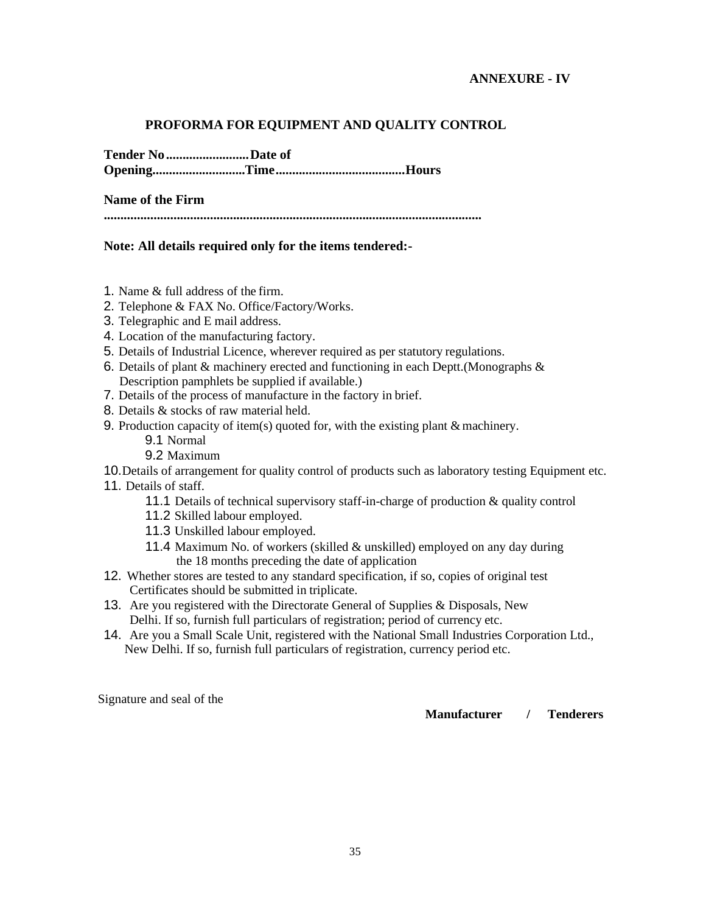**ANNEXURE - IV**

## PROFORMA FOR EQUIPMENT AND QUALITY CONTROL

**Tender No ........................ Date of Opening........................... Time....................................... Hours**

**Name of the Firm**

**.................................................................................................................**

**Note: All details required only for the items tendered:-**

1. Name & full address of the firm.
2. Telephone & FAX No. Office/Factory/Works.
3. Telegraphic and E mail address.
4. Location of the manufacturing factory.
5. Details of Industrial Licence, wherever required as per statutory regulations.
6. Details of plant & machinery erected and functioning in each Deptt.(Monographs & Description pamphlets be supplied if available.)
7. Details of the process of manufacture in the factory in brief.
8. Details & stocks of raw material held.
9. Production capacity of item(s) quoted for, with the existing plant & machinery.
   - 9.1 Normal
   - 9.2 Maximum
10. Details of arrangement for quality control of products such as laboratory testing Equipment etc.
11. Details of staff.
    - 11.1 Details of technical supervisory staff-in-charge of production & quality control
    - 11.2 Skilled labour employed.
    - 11.3 Unskilled labour employed.
    - 11.4 Maximum No. of workers (skilled & unskilled) employed on any day during the 18 months preceding the date of application
12. Whether stores are tested to any standard specification, if so, copies of original test Certificates should be submitted in triplicate.
13. Are you registered with the Directorate General of Supplies & Disposals, New Delhi. If so, furnish full particulars of registration; period of currency etc.
14. Are you a Small Scale Unit, registered with the National Small Industries Corporation Ltd., New Delhi. If so, furnish full particulars of registration, currency period etc.

Signature and seal of the

**Manufacturer / Tenderers**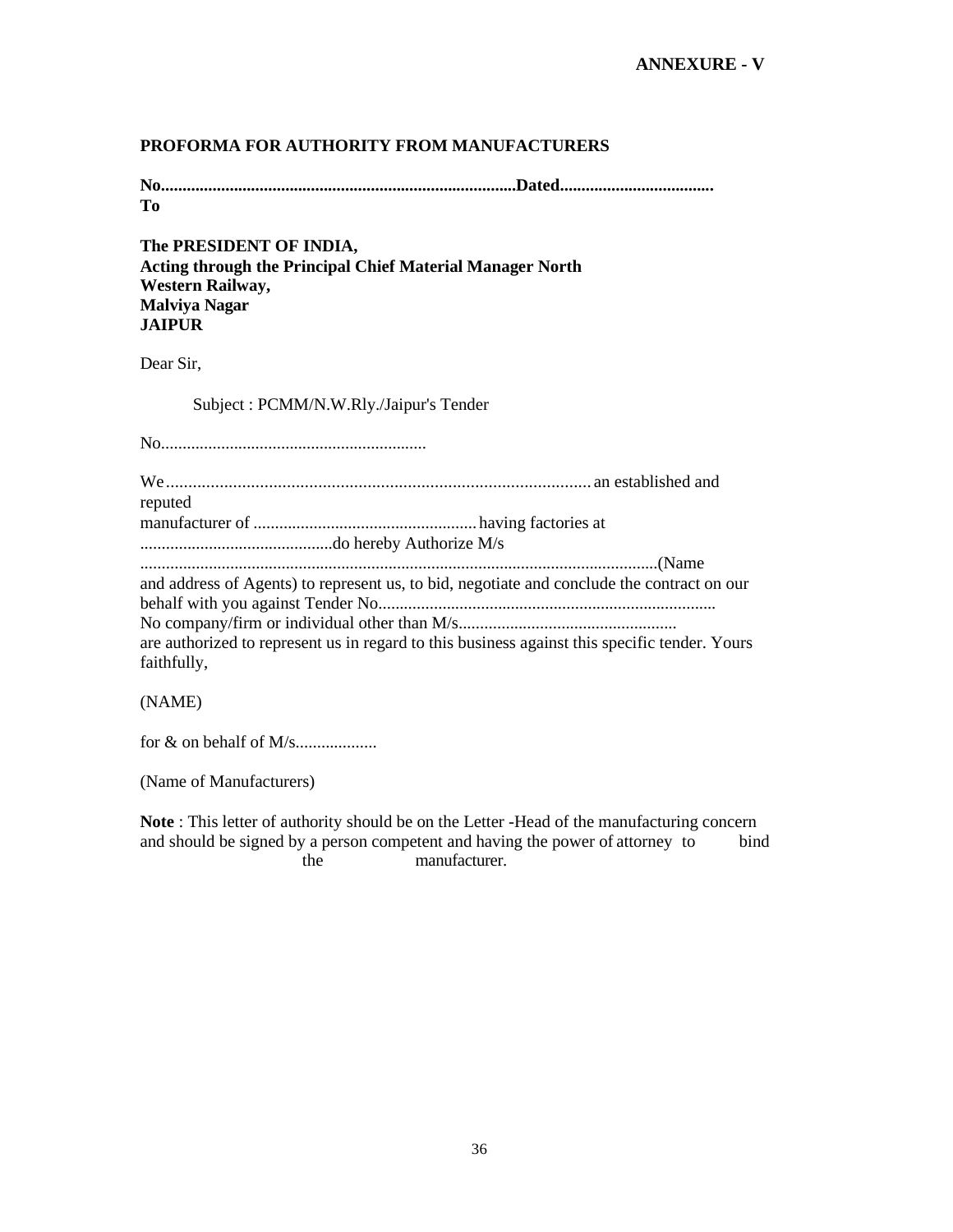**ANNEXURE - V**

**PROFORMA FOR AUTHORITY FROM MANUFACTURERS**

**No..................................................................................Dated....................................**
**To**

**The PRESIDENT OF INDIA,**
**Acting through the Principal Chief Material Manager North Western Railway,**
**Malviya Nagar**
**JAIPUR**

Dear Sir,

Subject : PCMM/N.W.Rly./Jaipur's Tender

No.............................................................

We................................................................................................ an established and reputed manufacturer of .................................................... having factories at .............................................do hereby Authorize M/s ........................................................................................................................(Name and address of Agents) to represent us, to bid, negotiate and conclude the contract on our behalf with you against Tender No..............................................................................
No company/firm or individual other than M/s..................................................
are authorized to represent us in regard to this business against this specific tender. Yours faithfully,

(NAME)

for & on behalf of M/s...................

(Name of Manufacturers)

**Note** : This letter of authority should be on the Letter -Head of the manufacturing concern and should be signed by a person competent and having the power of attorney to bind the manufacturer.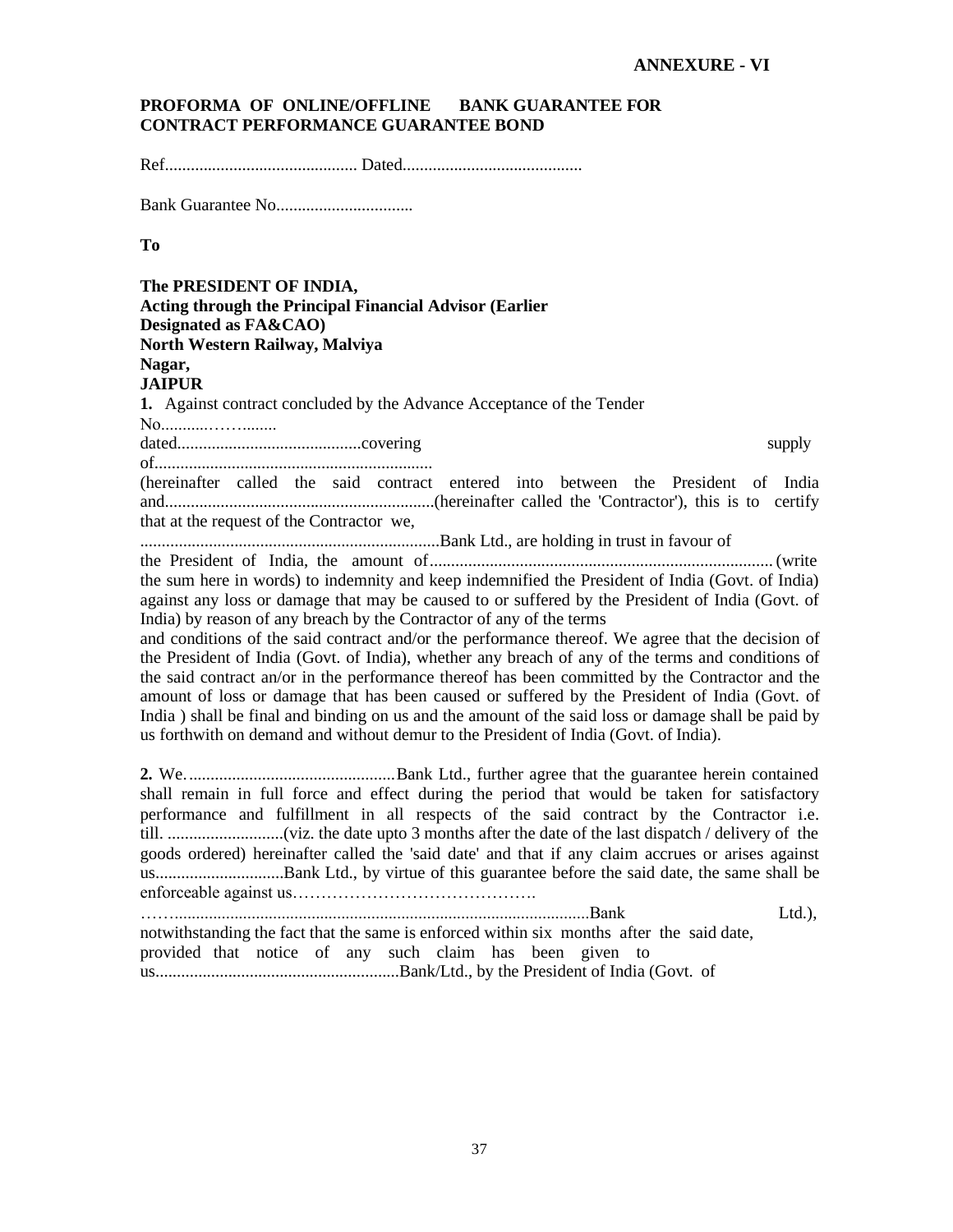**ANNEXURE - VI**

**PROFORMA OF ONLINE/OFFLINE BANK GUARANTEE FOR CONTRACT PERFORMANCE GUARANTEE BOND**

Ref............................................. Dated..........................................

Bank Guarantee No................................

**To**

**The PRESIDENT OF INDIA,**
**Acting through the Principal Financial Advisor (Earlier Designated as FA&CAO)**
**North Western Railway, Malviya Nagar,**
**JAIPUR**

**1.** Against contract concluded by the Advance Acceptance of the Tender No...........……........ dated...........................................covering supply of................................................................ (hereinafter called the said contract entered into between the President of India and..............................................................(hereinafter called the 'Contractor'), this is to certify that at the request of the Contractor we, .....................................................................Bank Ltd., are holding in trust in favour of the President of India, the amount of................................................................................ (write the sum here in words) to indemnity and keep indemnified the President of India (Govt. of India) against any loss or damage that may be caused to or suffered by the President of India (Govt. of India) by reason of any breach by the Contractor of any of the terms and conditions of the said contract and/or the performance thereof. We agree that the decision of the President of India (Govt. of India), whether any breach of any of the terms and conditions of the said contract an/or in the performance thereof has been committed by the Contractor and the amount of loss or damage that has been caused or suffered by the President of India (Govt. of India ) shall be final and binding on us and the amount of the said loss or damage shall be paid by us forthwith on demand and without demur to the President of India (Govt. of India).

**2.** We.................................................Bank Ltd., further agree that the guarantee herein contained shall remain in full force and effect during the period that would be taken for satisfactory performance and fulfillment in all respects of the said contract by the Contractor i.e. till. ...........................(viz. the date upto 3 months after the date of the last dispatch / delivery of the goods ordered) hereinafter called the 'said date' and that if any claim accrues or arises against us.............................Bank Ltd., by virtue of this guarantee before the said date, the same shall be enforceable against us……………………………………. ……..................................................................................................Bank Ltd.), notwithstanding the fact that the same is enforced within six months after the said date, provided that notice of any such claim has been given to us.........................................................Bank/Ltd., by the President of India (Govt. of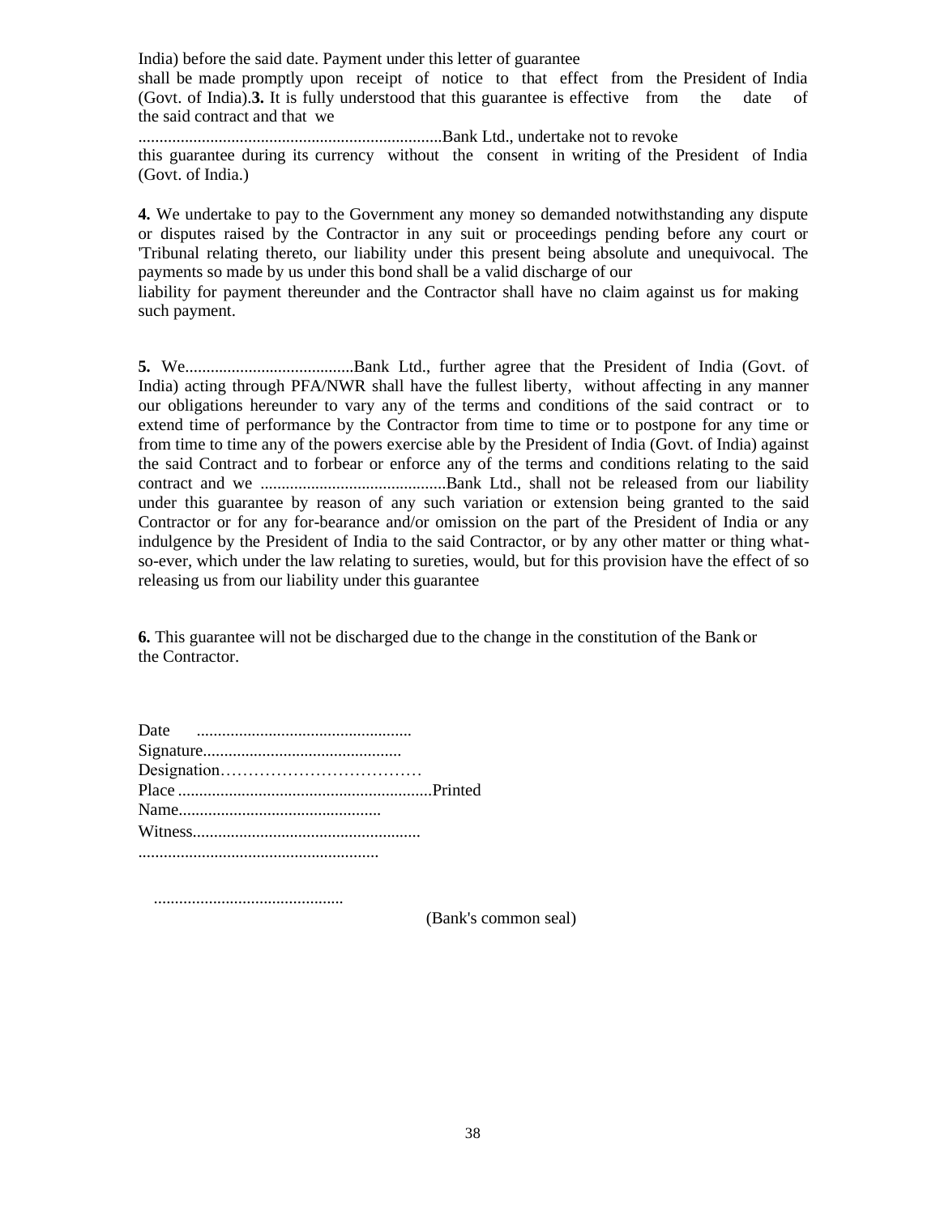India) before the said date. Payment under this letter of guarantee shall be made promptly upon receipt of notice to that effect from the President of India (Govt. of India).**3.** It is fully understood that this guarantee is effective from the date of the said contract and that we ........................................................................Bank Ltd., undertake not to revoke this guarantee during its currency without the consent in writing of the President of India (Govt. of India.)

**4.** We undertake to pay to the Government any money so demanded notwithstanding any dispute or disputes raised by the Contractor in any suit or proceedings pending before any court or 'Tribunal relating thereto, our liability under this present being absolute and unequivocal. The payments so made by us under this bond shall be a valid discharge of our liability for payment thereunder and the Contractor shall have no claim against us for making such payment.

**5.** We........................................Bank Ltd., further agree that the President of India (Govt. of India) acting through PFA/NWR shall have the fullest liberty, without affecting in any manner our obligations hereunder to vary any of the terms and conditions of the said contract or to extend time of performance by the Contractor from time to time or to postpone for any time or from time to time any of the powers exercise able by the President of India (Govt. of India) against the said Contract and to forbear or enforce any of the terms and conditions relating to the said contract and we ............................................Bank Ltd., shall not be released from our liability under this guarantee by reason of any such variation or extension being granted to the said Contractor or for any for-bearance and/or omission on the part of the President of India or any indulgence by the President of India to the said Contractor, or by any other matter or thing what-so-ever, which under the law relating to sureties, would, but for this provision have the effect of so releasing us from our liability under this guarantee

**6.** This guarantee will not be discharged due to the change in the constitution of the Bank or the Contractor.

Date ...................................................
Signature..............................................
Designation………………………………
Place ............................................................Printed
Name................................................
Witness......................................................
.........................................................

.............................................
(Bank's common seal)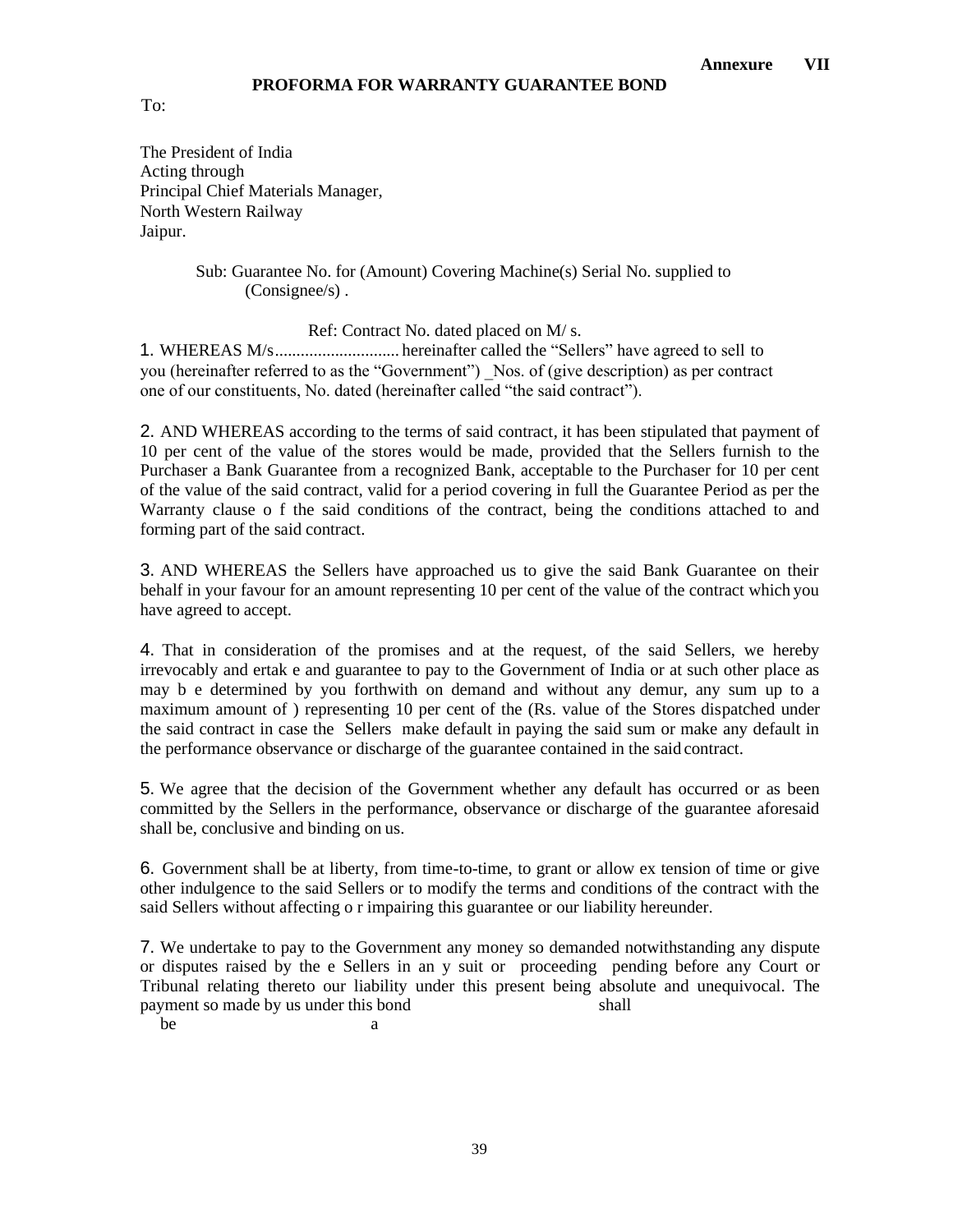**Annexure VII**

**PROFORMA FOR WARRANTY GUARANTEE BOND**

To:

The President of India
Acting through
Principal Chief Materials Manager,
North Western Railway
Jaipur.

Sub: Guarantee No. for (Amount) Covering Machine(s) Serial No. supplied to (Consignee/s) .

Ref: Contract No. dated placed on M/ s.

1. WHEREAS M/s............................ hereinafter called the "Sellers" have agreed to sell to you (hereinafter referred to as the "Government") _Nos. of (give description) as per contract one of our constituents, No. dated (hereinafter called "the said contract").

2. AND WHEREAS according to the terms of said contract, it has been stipulated that payment of 10 per cent of the value of the stores would be made, provided that the Sellers furnish to the Purchaser a Bank Guarantee from a recognized Bank, acceptable to the Purchaser for 10 per cent of the value of the said contract, valid for a period covering in full the Guarantee Period as per the Warranty clause o f the said conditions of the contract, being the conditions attached to and forming part of the said contract.

3. AND WHEREAS the Sellers have approached us to give the said Bank Guarantee on their behalf in your favour for an amount representing 10 per cent of the value of the contract which you have agreed to accept.

4. That in consideration of the promises and at the request, of the said Sellers, we hereby irrevocably and ertak e and guarantee to pay to the Government of India or at such other place as may b e determined by you forthwith on demand and without any demur, any sum up to a maximum amount of ) representing 10 per cent of the (Rs. value of the Stores dispatched under the said contract in case the Sellers make default in paying the said sum or make any default in the performance observance or discharge of the guarantee contained in the said contract.

5. We agree that the decision of the Government whether any default has occurred or as been committed by the Sellers in the performance, observance or discharge of the guarantee aforesaid shall be, conclusive and binding on us.

6. Government shall be at liberty, from time-to-time, to grant or allow ex tension of time or give other indulgence to the said Sellers or to modify the terms and conditions of the contract with the said Sellers without affecting o r impairing this guarantee or our liability hereunder.

7. We undertake to pay to the Government any money so demanded notwithstanding any dispute or disputes raised by the e Sellers in an y suit or proceeding pending before any Court or Tribunal relating thereto our liability under this present being absolute and unequivocal. The payment so made by us under this bond shall be a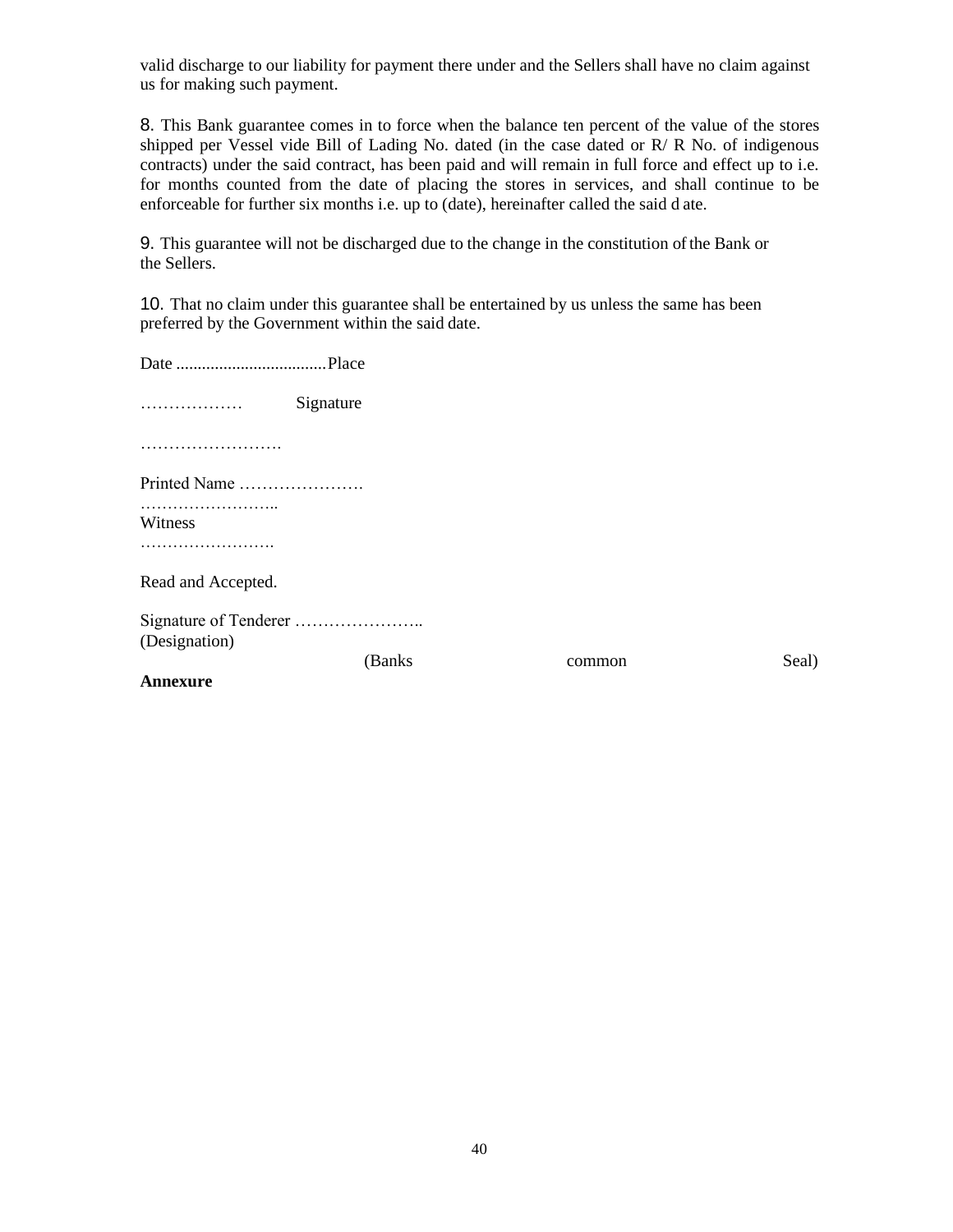valid discharge to our liability for payment there under and the Sellers shall have no claim against us for making such payment.

8. This Bank guarantee comes in to force when the balance ten percent of the value of the stores shipped per Vessel vide Bill of Lading No. dated (in the case dated or R/ R No. of indigenous contracts) under the said contract, has been paid and will remain in full force and effect up to i.e. for months counted from the date of placing the stores in services, and shall continue to be enforceable for further six months i.e. up to (date), hereinafter called the said d ate.

9. This guarantee will not be discharged due to the change in the constitution of the Bank or the Sellers.

10. That no claim under this guarantee shall be entertained by us unless the same has been preferred by the Government within the said date.

Date ................................... Place

……………… Signature

…………………….

Printed Name ………………….

……………………..

Witness

…………………….

Read and Accepted.

Signature of Tenderer …………………..

(Designation)

(Banks common Seal)

**Annexure**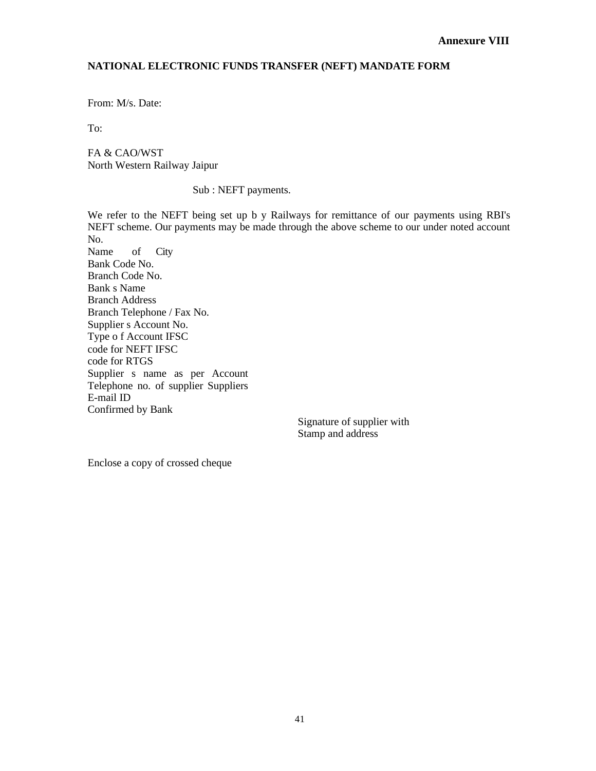**Annexure VIII**

**NATIONAL ELECTRONIC FUNDS TRANSFER (NEFT) MANDATE FORM**

From: M/s. Date:

To:

FA & CAO/WST
North Western Railway Jaipur

Sub : NEFT payments.

We refer to the NEFT being set up b y Railways for remittance of our payments using RBI's NEFT scheme. Our payments may be made through the above scheme to our under noted account No.
Name of City
Bank Code No.
Branch Code No.
Bank s Name
Branch Address
Branch Telephone / Fax No.
Supplier s Account No.
Type o f Account IFSC
code for NEFT IFSC
code for RTGS
Supplier s name as per Account
Telephone no. of supplier Suppliers
E-mail ID
Confirmed by Bank

Signature of supplier with
Stamp and address

Enclose a copy of crossed cheque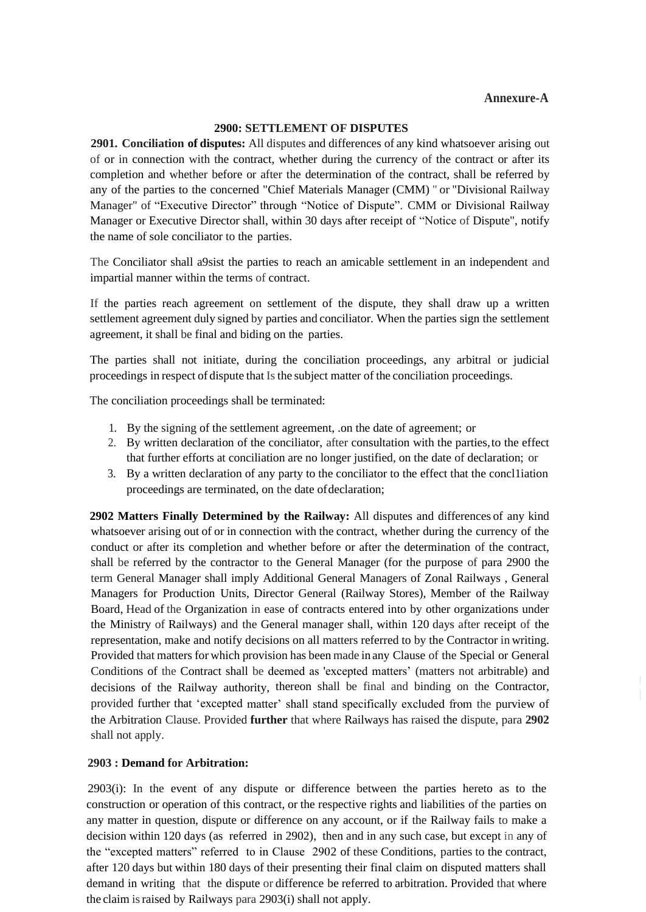**Annexure-A**

## 2900: SETTLEMENT OF DISPUTES

**2901. Conciliation of disputes:** All disputes and differences of any kind whatsoever arising out of or in connection with the contract, whether during the currency of the contract or after its completion and whether before or after the determination of the contract, shall be referred by any of the parties to the concerned "Chief Materials Manager (CMM) " or "Divisional Railway Manager" of "Executive Director" through "Notice of Dispute". CMM or Divisional Railway Manager or Executive Director shall, within 30 days after receipt of "Notice of Dispute", notify the name of sole conciliator to the parties.

The Conciliator shall a9sist the parties to reach an amicable settlement in an independent and impartial manner within the terms of contract.

If the parties reach agreement on settlement of the dispute, they shall draw up a written settlement agreement duly signed by parties and conciliator. When the parties sign the settlement agreement, it shall be final and biding on the parties.

The parties shall not initiate, during the conciliation proceedings, any arbitral or judicial proceedings in respect of dispute that Is the subject matter of the conciliation proceedings.

The conciliation proceedings shall be terminated:

1. By the signing of the settlement agreement, .on the date of agreement; or
2. By written declaration of the conciliator, after consultation with the parties, to the effect that further efforts at conciliation are no longer justified, on the date of declaration; or
3. By a written declaration of any party to the conciliator to the effect that the concl1iation proceedings are terminated, on the date of declaration;

**2902 Matters Finally Determined by the Railway:** All disputes and differences of any kind whatsoever arising out of or in connection with the contract, whether during the currency of the conduct or after its completion and whether before or after the determination of the contract, shall be referred by the contractor to the General Manager (for the purpose of para 2900 the term General Manager shall imply Additional General Managers of Zonal Railways , General Managers for Production Units, Director General (Railway Stores), Member of the Railway Board, Head of the Organization in ease of contracts entered into by other organizations under the Ministry of Railways) and the General manager shall, within 120 days after receipt of the representation, make and notify decisions on all matters referred to by the Contractor in writing. Provided that matters for which provision has been made in any Clause of the Special or General Conditions of the Contract shall be deemed as 'excepted matters' (matters not arbitrable) and decisions of the Railway authority, thereon shall be final and binding on the Contractor, provided further that 'excepted matter' shall stand specifically excluded from the purview of the Arbitration Clause. Provided **further** that where Railways has raised the dispute, para **2902** shall not apply.

**2903 : Demand for Arbitration:**

2903(i): In the event of any dispute or difference between the parties hereto as to the construction or operation of this contract, or the respective rights and liabilities of the parties on any matter in question, dispute or difference on any account, or if the Railway fails to make a decision within 120 days (as referred in 2902), then and in any such case, but except in any of the "excepted matters" referred to in Clause 2902 of these Conditions, parties to the contract, after 120 days but within 180 days of their presenting their final claim on disputed matters shall demand in writing that the dispute or difference be referred to arbitration. Provided that where the claim is raised by Railways para 2903(i) shall not apply.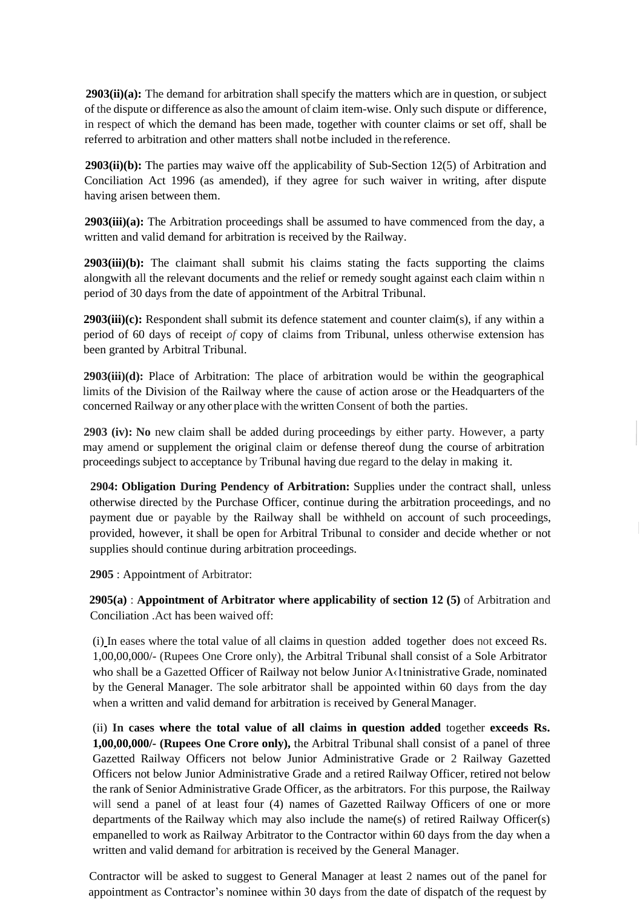**2903(ii)(a):** The demand for arbitration shall specify the matters which are in question, or subject of the dispute or difference as also the amount of claim item-wise. Only such dispute or difference, in respect of which the demand has been made, together with counter claims or set off, shall be referred to arbitration and other matters shall notbe included in the reference.

**2903(ii)(b):** The parties may waive off the applicability of Sub-Section 12(5) of Arbitration and Conciliation Act 1996 (as amended), if they agree for such waiver in writing, after dispute having arisen between them.

**2903(iii)(a):** The Arbitration proceedings shall be assumed to have commenced from the day, a written and valid demand for arbitration is received by the Railway.

**2903(iii)(b):** The claimant shall submit his claims stating the facts supporting the claims alongwith all the relevant documents and the relief or remedy sought against each claim within n period of 30 days from the date of appointment of the Arbitral Tribunal.

**2903(iii)(c):** Respondent shall submit its defence statement and counter claim(s), if any within a period of 60 days of receipt *of* copy of claims from Tribunal, unless otherwise extension has been granted by Arbitral Tribunal.

**2903(iii)(d):** Place of Arbitration: The place of arbitration would be within the geographical limits of the Division of the Railway where the cause of action arose or the Headquarters of the concerned Railway or any other place with the written Consent of both the parties.

**2903 (iv): No** new claim shall be added during proceedings by either party. However, a party may amend or supplement the original claim or defense thereof dung the course of arbitration proceedings subject to acceptance by Tribunal having due regard to the delay in making it.

**2904: Obligation During Pendency of Arbitration:** Supplies under the contract shall, unless otherwise directed by the Purchase Officer, continue during the arbitration proceedings, and no payment due or payable by the Railway shall be withheld on account of such proceedings, provided, however, it shall be open for Arbitral Tribunal to consider and decide whether or not supplies should continue during arbitration proceedings.

**2905** : Appointment of Arbitrator:

**2905(a)** : **Appointment of Arbitrator where applicability of section 12 (5)** of Arbitration and Conciliation .Act has been waived off:

(i) In eases where the total value of all claims in question added together does not exceed Rs. 1,00,00,000/- (Rupees One Crore only), the Arbitral Tribunal shall consist of a Sole Arbitrator who shall be a Gazetted Officer of Railway not below Junior A‹1tninistrative Grade, nominated by the General Manager. The sole arbitrator shall be appointed within 60 days from the day when a written and valid demand for arbitration is received by General Manager.

(ii) **In cases where the total value of all claims in question added** together **exceeds Rs. 1,00,00,000/- (Rupees One Crore only),** the Arbitral Tribunal shall consist of a panel of three Gazetted Railway Officers not below Junior Administrative Grade or 2 Railway Gazetted Officers not below Junior Administrative Grade and a retired Railway Officer, retired not below the rank of Senior Administrative Grade Officer, as the arbitrators. For this purpose, the Railway will send a panel of at least four (4) names of Gazetted Railway Officers of one or more departments of the Railway which may also include the name(s) of retired Railway Officer(s) empanelled to work as Railway Arbitrator to the Contractor within 60 days from the day when a written and valid demand for arbitration is received by the General Manager.

Contractor will be asked to suggest to General Manager at least 2 names out of the panel for appointment as Contractor's nominee within 30 days from the date of dispatch of the request by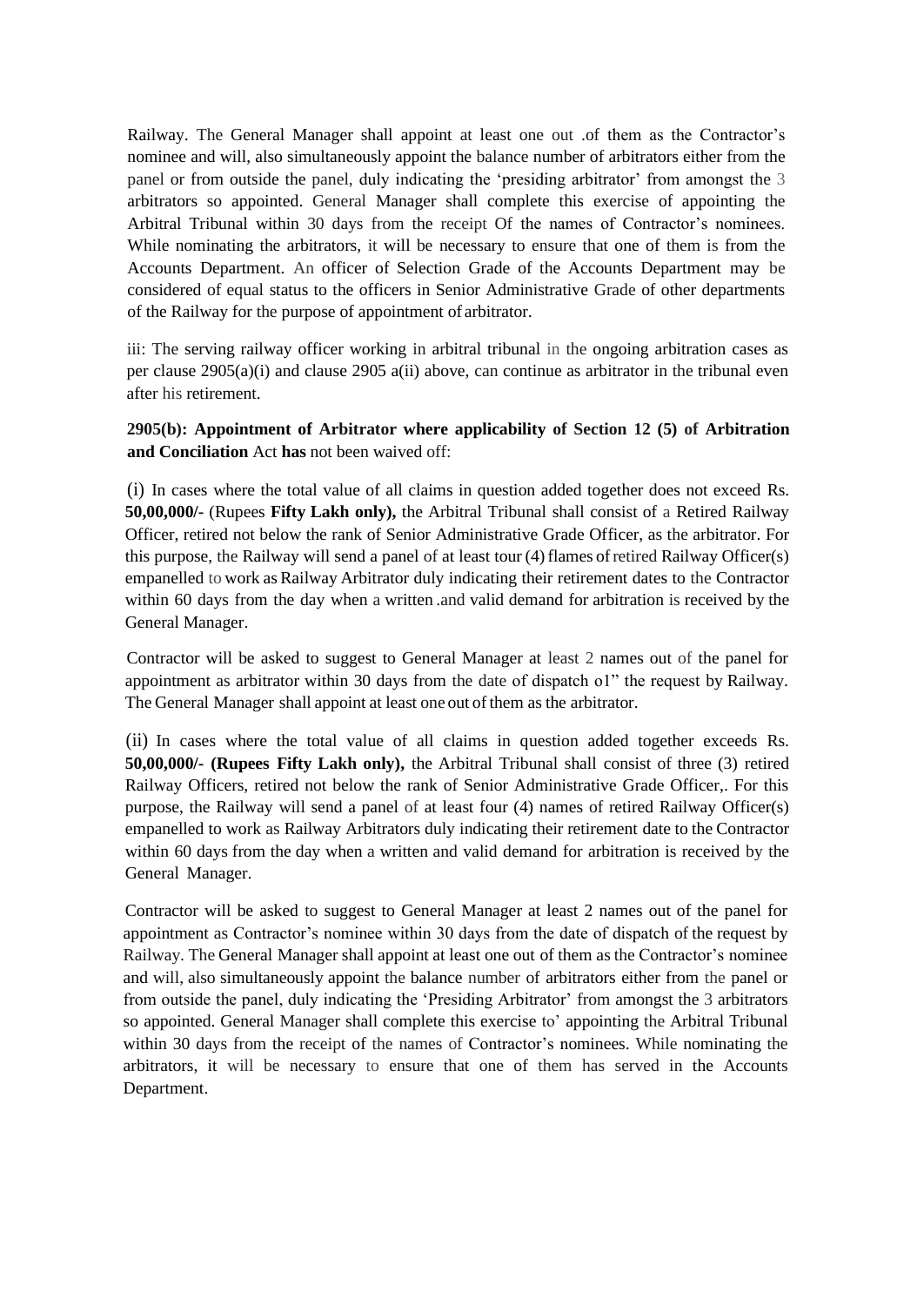Railway. The General Manager shall appoint at least one out .of them as the Contractor's nominee and will, also simultaneously appoint the balance number of arbitrators either from the panel or from outside the panel, duly indicating the 'presiding arbitrator' from amongst the 3 arbitrators so appointed. General Manager shall complete this exercise of appointing the Arbitral Tribunal within 30 days from the receipt Of the names of Contractor's nominees. While nominating the arbitrators, it will be necessary to ensure that one of them is from the Accounts Department. An officer of Selection Grade of the Accounts Department may be considered of equal status to the officers in Senior Administrative Grade of other departments of the Railway for the purpose of appointment of arbitrator.

iii: The serving railway officer working in arbitral tribunal in the ongoing arbitration cases as per clause 2905(a)(i) and clause 2905 a(ii) above, can continue as arbitrator in the tribunal even after his retirement.

**2905(b): Appointment of Arbitrator where applicability of Section 12 (5) of Arbitration and Conciliation** Act **has** not been waived off:

(i) In cases where the total value of all claims in question added together does not exceed Rs. **50,00,000/-** (Rupees **Fifty Lakh only),** the Arbitral Tribunal shall consist of a Retired Railway Officer, retired not below the rank of Senior Administrative Grade Officer, as the arbitrator. For this purpose, the Railway will send a panel of at least tour (4) flames of retired Railway Officer(s) empanelled to work as Railway Arbitrator duly indicating their retirement dates to the Contractor within 60 days from the day when a written .and valid demand for arbitration is received by the General Manager.

Contractor will be asked to suggest to General Manager at least 2 names out of the panel for appointment as arbitrator within 30 days from the date of dispatch o1" the request by Railway. The General Manager shall appoint at least one out of them as the arbitrator.

(ii) In cases where the total value of all claims in question added together exceeds Rs. **50,00,000/- (Rupees Fifty Lakh only),** the Arbitral Tribunal shall consist of three (3) retired Railway Officers, retired not below the rank of Senior Administrative Grade Officer,. For this purpose, the Railway will send a panel of at least four (4) names of retired Railway Officer(s) empanelled to work as Railway Arbitrators duly indicating their retirement date to the Contractor within 60 days from the day when a written and valid demand for arbitration is received by the General Manager.

Contractor will be asked to suggest to General Manager at least 2 names out of the panel for appointment as Contractor's nominee within 30 days from the date of dispatch of the request by Railway. The General Manager shall appoint at least one out of them as the Contractor's nominee and will, also simultaneously appoint the balance number of arbitrators either from the panel or from outside the panel, duly indicating the 'Presiding Arbitrator' from amongst the 3 arbitrators so appointed. General Manager shall complete this exercise to' appointing the Arbitral Tribunal within 30 days from the receipt of the names of Contractor's nominees. While nominating the arbitrators, it will be necessary to ensure that one of them has served in the Accounts Department.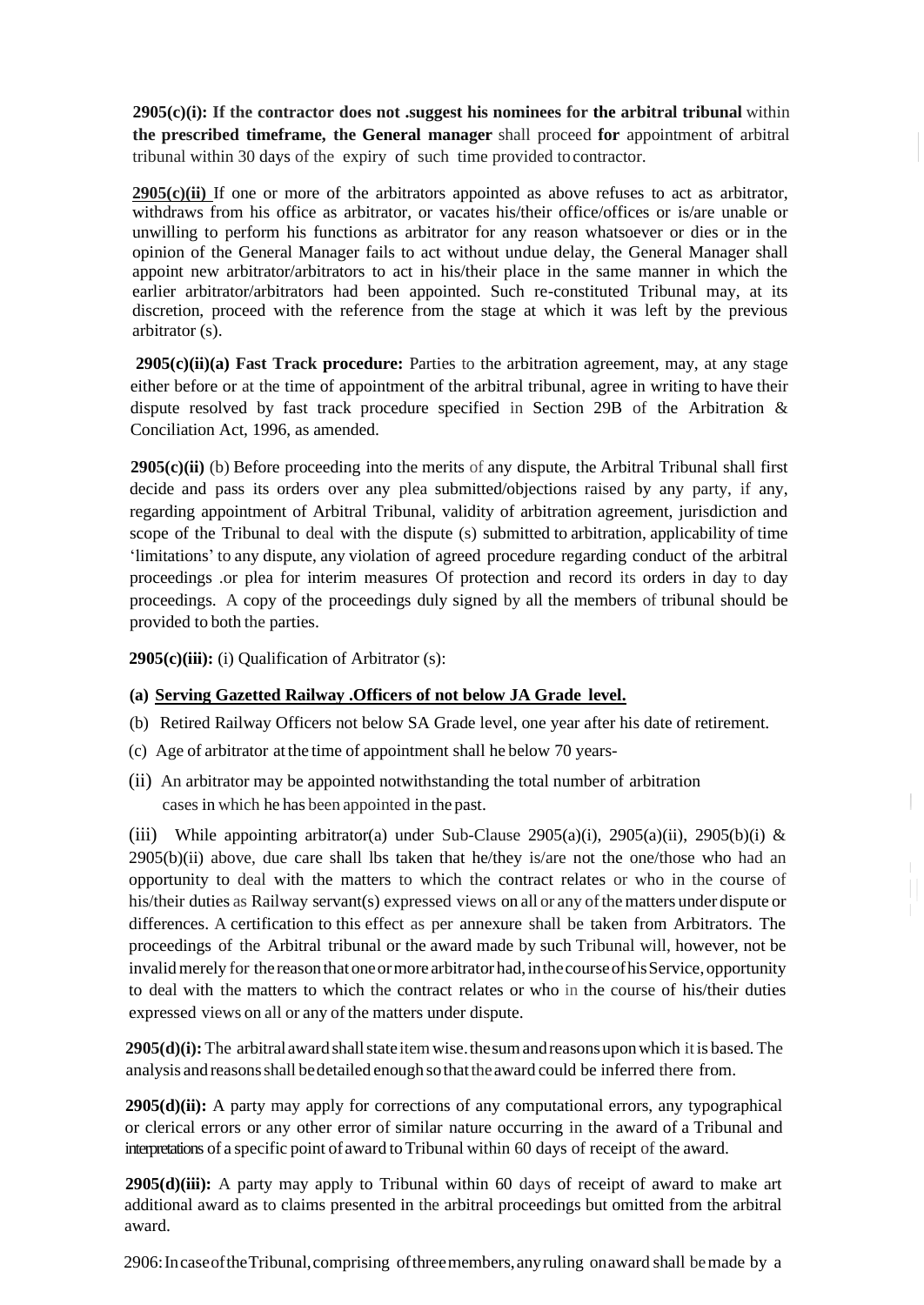**2905(c)(i): If the contractor does not .suggest his nominees for the arbitral tribunal** within **the prescribed timeframe, the General manager** shall proceed **for** appointment of arbitral tribunal within 30 days of the expiry of such time provided to contractor.

**2905(c)(ii)** If one or more of the arbitrators appointed as above refuses to act as arbitrator, withdraws from his office as arbitrator, or vacates his/their office/offices or is/are unable or unwilling to perform his functions as arbitrator for any reason whatsoever or dies or in the opinion of the General Manager fails to act without undue delay, the General Manager shall appoint new arbitrator/arbitrators to act in his/their place in the same manner in which the earlier arbitrator/arbitrators had been appointed. Such re-constituted Tribunal may, at its discretion, proceed with the reference from the stage at which it was left by the previous arbitrator (s).

**2905(c)(ii)(a) Fast Track procedure:** Parties to the arbitration agreement, may, at any stage either before or at the time of appointment of the arbitral tribunal, agree in writing to have their dispute resolved by fast track procedure specified in Section 29B of the Arbitration & Conciliation Act, 1996, as amended.

**2905(c)(ii)** (b) Before proceeding into the merits of any dispute, the Arbitral Tribunal shall first decide and pass its orders over any plea submitted/objections raised by any party, if any, regarding appointment of Arbitral Tribunal, validity of arbitration agreement, jurisdiction and scope of the Tribunal to deal with the dispute (s) submitted to arbitration, applicability of time 'limitations' to any dispute, any violation of agreed procedure regarding conduct of the arbitral proceedings .or plea for interim measures Of protection and record its orders in day to day proceedings. A copy of the proceedings duly signed by all the members of tribunal should be provided to both the parties.

**2905(c)(iii):** (i) Qualification of Arbitrator (s):

**(a) Serving Gazetted Railway .Officers of not below JA Grade level.**

(b) Retired Railway Officers not below SA Grade level, one year after his date of retirement.

(c) Age of arbitrator at the time of appointment shall he below 70 years-

(ii) An arbitrator may be appointed notwithstanding the total number of arbitration cases in which he has been appointed in the past.

(iii) While appointing arbitrator(a) under Sub-Clause 2905(a)(i), 2905(a)(ii), 2905(b)(i) & 2905(b)(ii) above, due care shall lbs taken that he/they is/are not the one/those who had an opportunity to deal with the matters to which the contract relates or who in the course of his/their duties as Railway servant(s) expressed views on all or any of the matters under dispute or differences. A certification to this effect as per annexure shall be taken from Arbitrators. The proceedings of the Arbitral tribunal or the award made by such Tribunal will, however, not be invalid merely for the reason that one or more arbitrator had, in the course of his Service, opportunity to deal with the matters to which the contract relates or who in the course of his/their duties expressed views on all or any of the matters under dispute.

**2905(d)(i):** The arbitral award shall state item wise. the sum and reasons upon which it is based. The analysis and reasons shall be detailed enough so that the award could be inferred there from.

**2905(d)(ii):** A party may apply for corrections of any computational errors, any typographical or clerical errors or any other error of similar nature occurring in the award of a Tribunal and interpretations of a specific point of award to Tribunal within 60 days of receipt of the award.

**2905(d)(iii):** A party may apply to Tribunal within 60 days of receipt of award to make art additional award as to claims presented in the arbitral proceedings but omitted from the arbitral award.

2906: In case of the Tribunal, comprising of three members, any ruling on award shall be made by a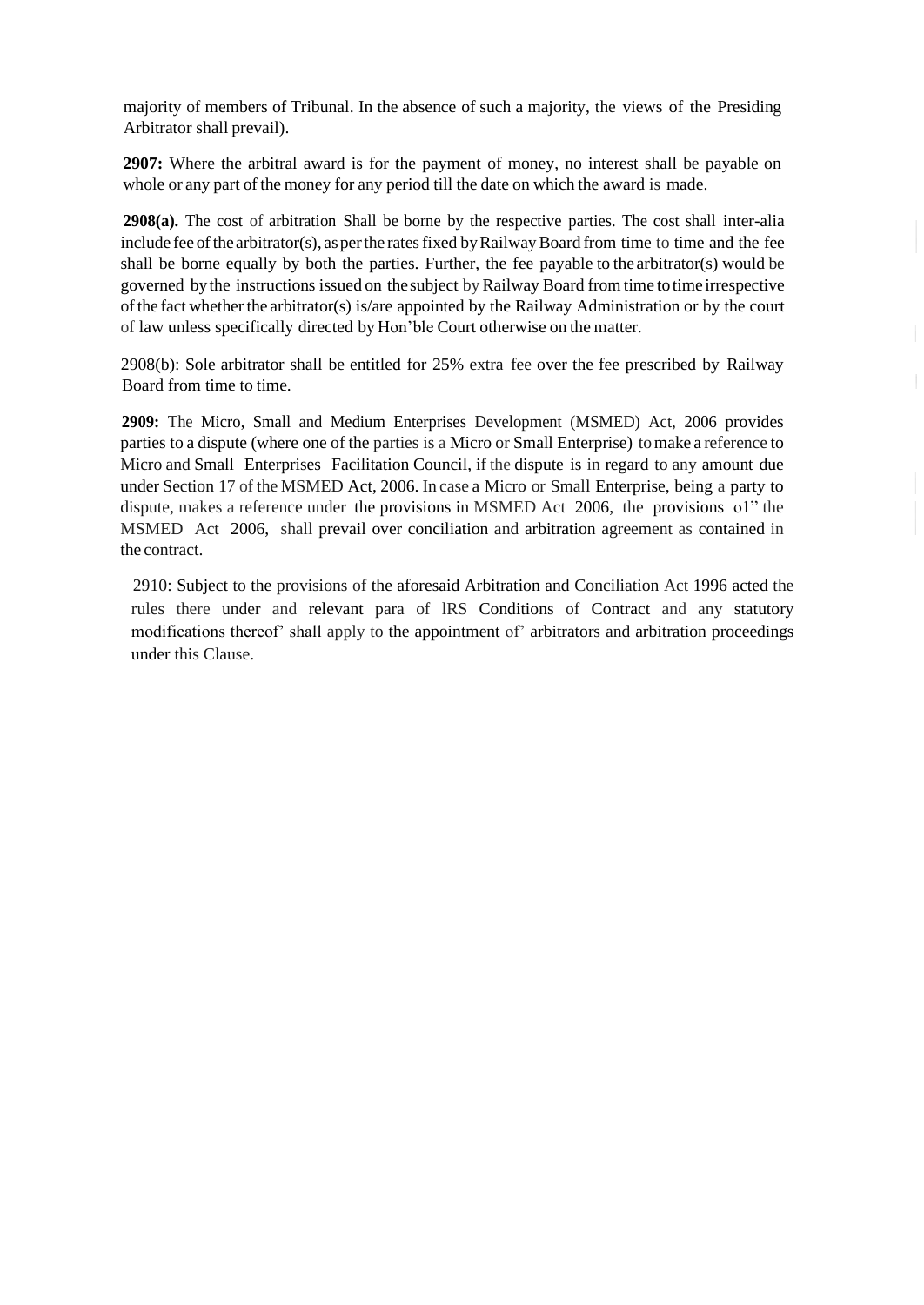majority of members of Tribunal. In the absence of such a majority, the views of the Presiding Arbitrator shall prevail).

**2907:** Where the arbitral award is for the payment of money, no interest shall be payable on whole or any part of the money for any period till the date on which the award is made.

**2908(a).** The cost of arbitration Shall be borne by the respective parties. The cost shall inter-alia include fee of the arbitrator(s), as per the rates fixed by Railway Board from time to time and the fee shall be borne equally by both the parties. Further, the fee payable to the arbitrator(s) would be governed by the instructions issued on the subject by Railway Board from time to time irrespective of the fact whether the arbitrator(s) is/are appointed by the Railway Administration or by the court of law unless specifically directed by Hon'ble Court otherwise on the matter.

2908(b): Sole arbitrator shall be entitled for 25% extra fee over the fee prescribed by Railway Board from time to time.

**2909:** The Micro, Small and Medium Enterprises Development (MSMED) Act, 2006 provides parties to a dispute (where one of the parties is a Micro or Small Enterprise) to make a reference to Micro and Small Enterprises Facilitation Council, if the dispute is in regard to any amount due under Section 17 of the MSMED Act, 2006. In case a Micro or Small Enterprise, being a party to dispute, makes a reference under the provisions in MSMED Act 2006, the provisions o1" the MSMED Act 2006, shall prevail over conciliation and arbitration agreement as contained in the contract.

2910: Subject to the provisions of the aforesaid Arbitration and Conciliation Act 1996 acted the rules there under and relevant para of lRS Conditions of Contract and any statutory modifications thereof" shall apply to the appointment of" arbitrators and arbitration proceedings under this Clause.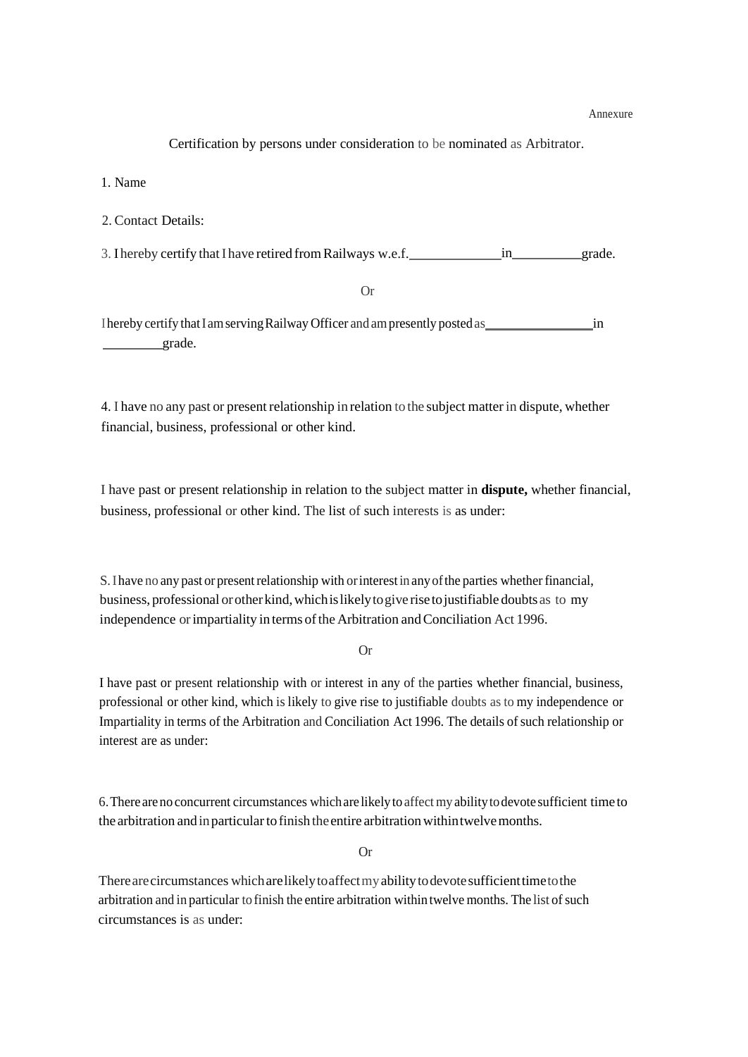Annexure

Certification by persons under consideration to be nominated as Arbitrator.

1. Name

2. Contact Details:

3. I hereby certify that I have retired from Railways w.e.f.\_\_\_\_\_\_\_\_\_\_\_\_\_in\_\_\_\_\_\_\_\_\_\_grade.

Or

I hereby certify that I am serving Railway Officer and am presently posted as\_\_\_\_\_\_\_\_\_\_\_\_\_\_\_\_in \_\_\_\_\_\_\_\_\_grade.

4. I have no any past or present relationship in relation to the subject matter in dispute, whether financial, business, professional or other kind.

I have past or present relationship in relation to the subject matter in **dispute,** whether financial, business, professional or other kind. The list of such interests is as under:

5. I have no any past or present relationship with or interest in any of the parties whether financial, business, professional or other kind, which is likely to give rise to justifiable doubts as to my independence or impartiality in terms of the Arbitration and Conciliation Act 1996.

Or

I have past or present relationship with or interest in any of the parties whether financial, business, professional or other kind, which is likely to give rise to justifiable doubts as to my independence or Impartiality in terms of the Arbitration and Conciliation Act 1996. The details of such relationship or interest are as under:

6. There are no concurrent circumstances which are likely to affect my ability to devote sufficient time to the arbitration and in particular to finish the entire arbitration within twelve months.

Or

There are circumstances which are likely to affect my ability to devote sufficient time to the arbitration and in particular to finish the entire arbitration within twelve months. The list of such circumstances is as under: